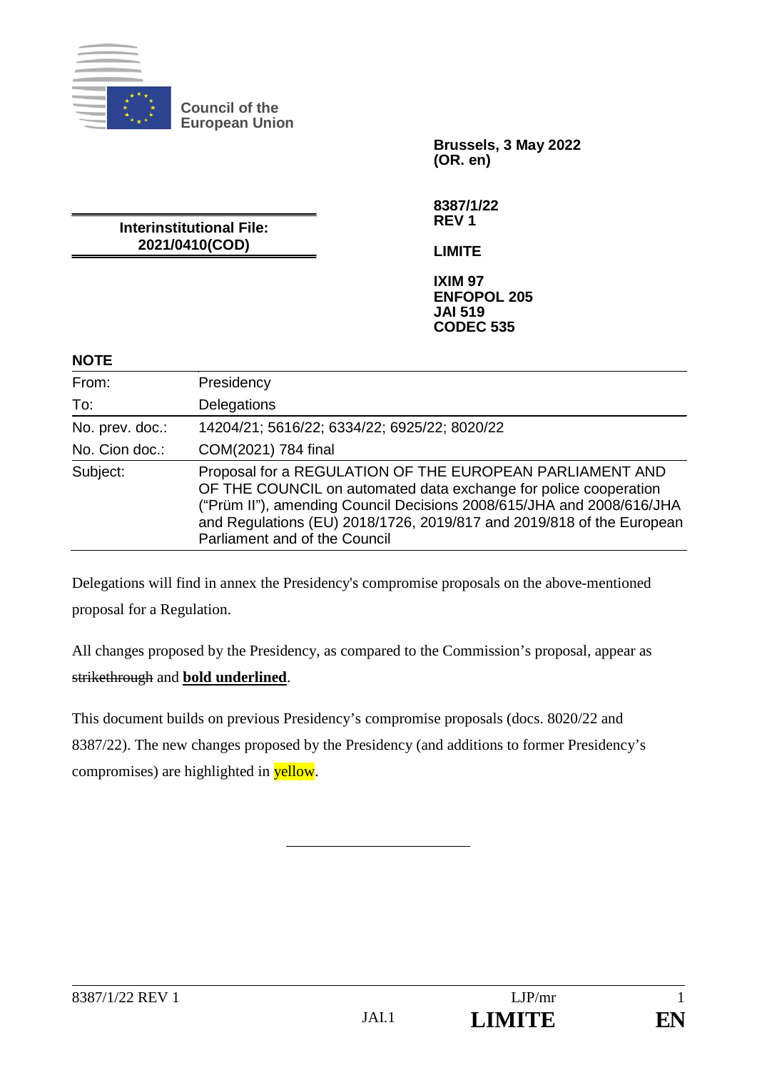Council of the European Union

**Brussels, 3 May 2022**
**(OR. en)**

**Interinstitutional File:**
**2021/0410(COD)**

**8387/1/22**
**REV 1**

**LIMITE**

**IXIM 97**
**ENFOPOL 205**
**JAI 519**
**CODEC 535**

**NOTE**

| | |
|---|---|
| From: | Presidency |
| To: | Delegations |
| No. prev. doc.: | 14204/21; 5616/22; 6334/22; 6925/22; 8020/22 |
| No. Cion doc.: | COM(2021) 784 final |
| Subject: | Proposal for a REGULATION OF THE EUROPEAN PARLIAMENT AND OF THE COUNCIL on automated data exchange for police cooperation ("Prüm II"), amending Council Decisions 2008/615/JHA and 2008/616/JHA and Regulations (EU) 2018/1726, 2019/817 and 2019/818 of the European Parliament and of the Council |

Delegations will find in annex the Presidency's compromise proposals on the above-mentioned proposal for a Regulation.

All changes proposed by the Presidency, as compared to the Commission's proposal, appear as ~~strikethrough~~ and **<u>bold underlined</u>**.

This document builds on previous Presidency's compromise proposals (docs. 8020/22 and 8387/22). The new changes proposed by the Presidency (and additions to former Presidency's compromises) are highlighted in yellow.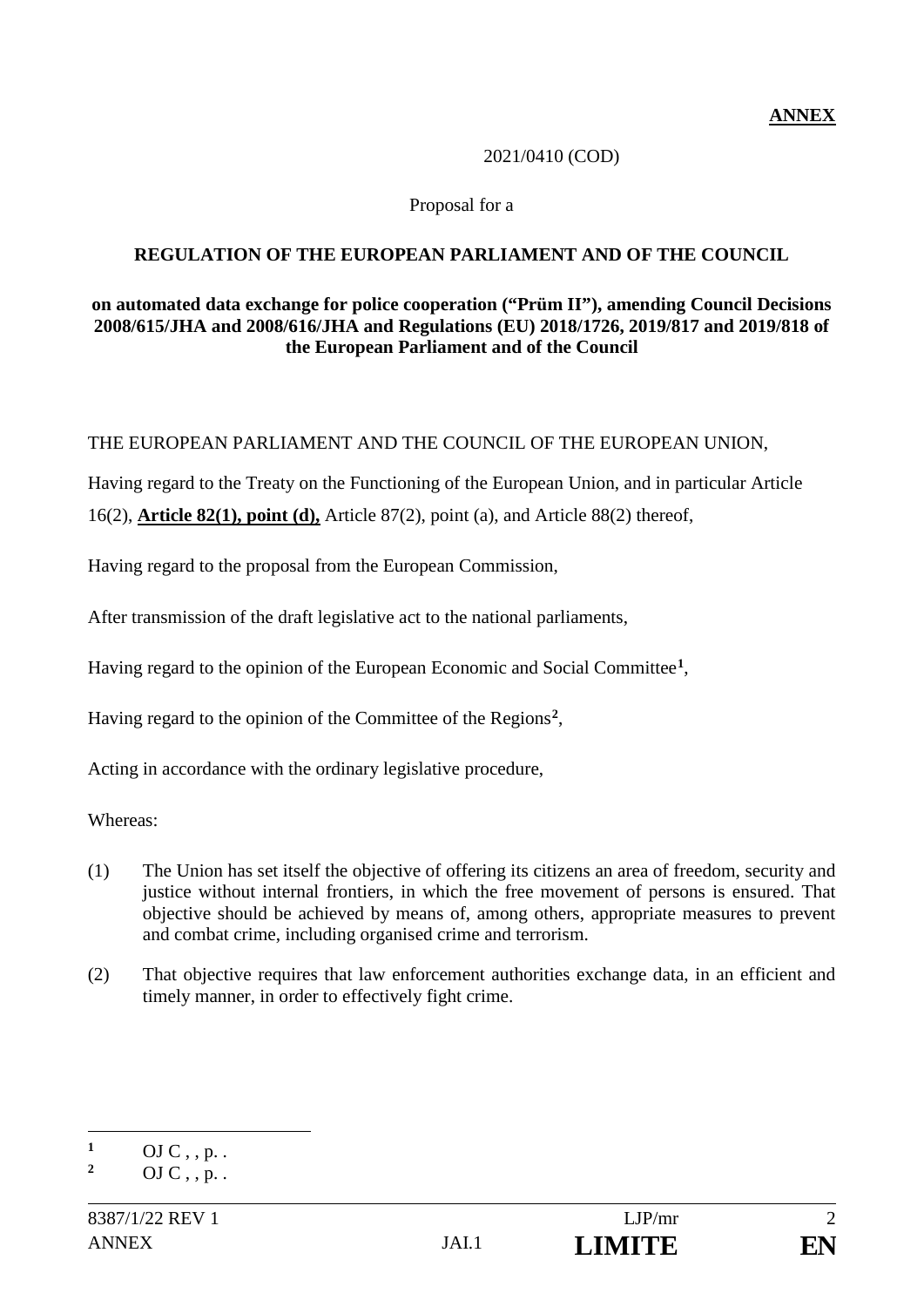**ANNEX**

2021/0410 (COD)

Proposal for a

**REGULATION OF THE EUROPEAN PARLIAMENT AND OF THE COUNCIL**

**on automated data exchange for police cooperation ("Prüm II"), amending Council Decisions 2008/615/JHA and 2008/616/JHA and Regulations (EU) 2018/1726, 2019/817 and 2019/818 of the European Parliament and of the Council**

THE EUROPEAN PARLIAMENT AND THE COUNCIL OF THE EUROPEAN UNION,

Having regard to the Treaty on the Functioning of the European Union, and in particular Article 16(2), **Article 82(1), point (d),** Article 87(2), point (a), and Article 88(2) thereof,

Having regard to the proposal from the European Commission,

After transmission of the draft legislative act to the national parliaments,

Having regard to the opinion of the European Economic and Social Committee[1],

Having regard to the opinion of the Committee of the Regions[2],

Acting in accordance with the ordinary legislative procedure,

Whereas:

(1) The Union has set itself the objective of offering its citizens an area of freedom, security and justice without internal frontiers, in which the free movement of persons is ensured. That objective should be achieved by means of, among others, appropriate measures to prevent and combat crime, including organised crime and terrorism.

(2) That objective requires that law enforcement authorities exchange data, in an efficient and timely manner, in order to effectively fight crime.

---

[1] OJ C , , p. .

[2] OJ C , , p. .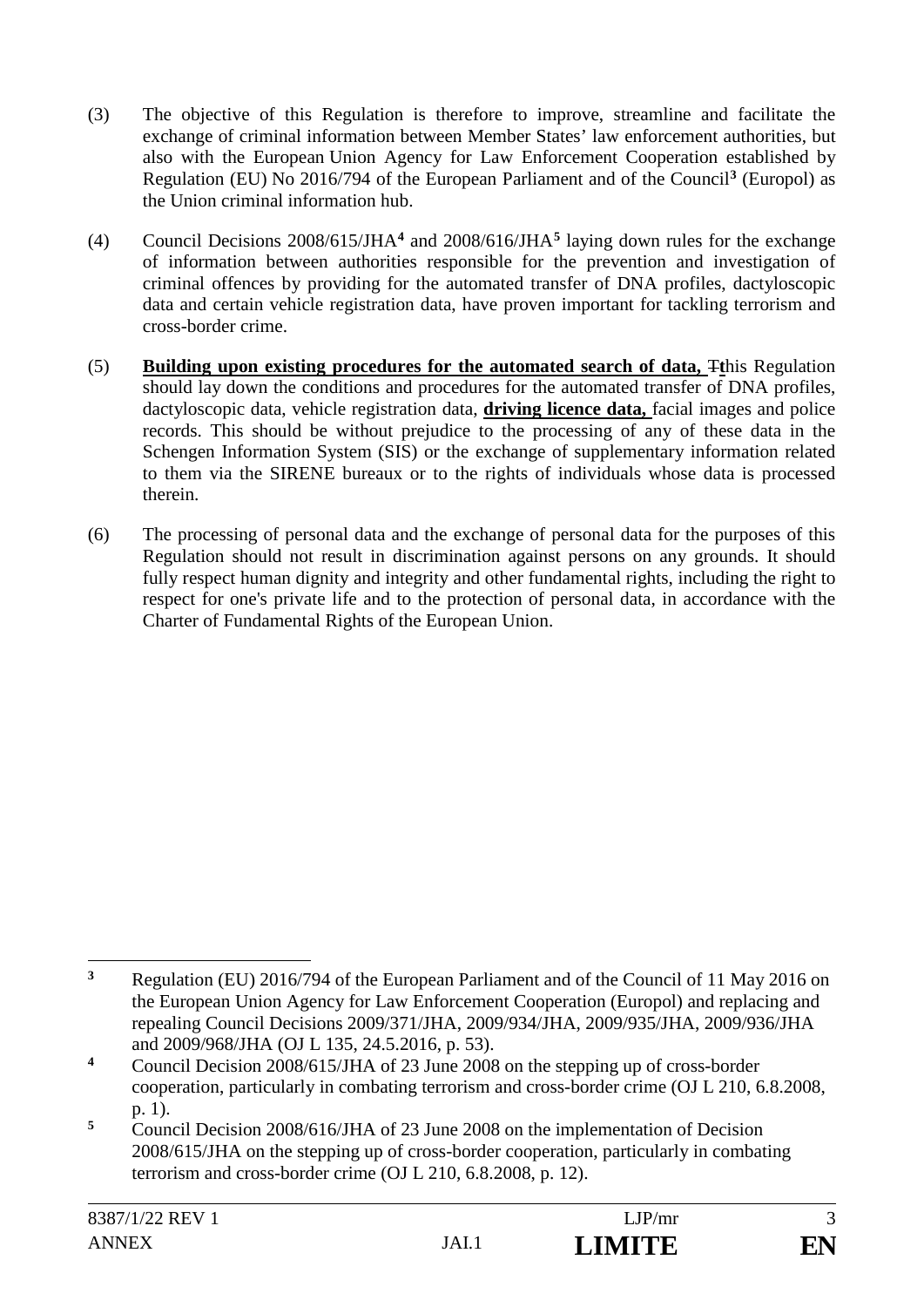(3) The objective of this Regulation is therefore to improve, streamline and facilitate the exchange of criminal information between Member States' law enforcement authorities, but also with the European Union Agency for Law Enforcement Cooperation established by Regulation (EU) No 2016/794 of the European Parliament and of the Council[3] (Europol) as the Union criminal information hub.

(4) Council Decisions 2008/615/JHA[4] and 2008/616/JHA[5] laying down rules for the exchange of information between authorities responsible for the prevention and investigation of criminal offences by providing for the automated transfer of DNA profiles, dactyloscopic data and certain vehicle registration data, have proven important for tackling terrorism and cross-border crime.

(5) **Building upon existing procedures for the automated search of data,** ~~T~~**t**his Regulation should lay down the conditions and procedures for the automated transfer of DNA profiles, dactyloscopic data, vehicle registration data, **driving licence data,** facial images and police records. This should be without prejudice to the processing of any of these data in the Schengen Information System (SIS) or the exchange of supplementary information related to them via the SIRENE bureaux or to the rights of individuals whose data is processed therein.

(6) The processing of personal data and the exchange of personal data for the purposes of this Regulation should not result in discrimination against persons on any grounds. It should fully respect human dignity and integrity and other fundamental rights, including the right to respect for one's private life and to the protection of personal data, in accordance with the Charter of Fundamental Rights of the European Union.

---

[3] Regulation (EU) 2016/794 of the European Parliament and of the Council of 11 May 2016 on the European Union Agency for Law Enforcement Cooperation (Europol) and replacing and repealing Council Decisions 2009/371/JHA, 2009/934/JHA, 2009/935/JHA, 2009/936/JHA and 2009/968/JHA (OJ L 135, 24.5.2016, p. 53).

[4] Council Decision 2008/615/JHA of 23 June 2008 on the stepping up of cross-border cooperation, particularly in combating terrorism and cross-border crime (OJ L 210, 6.8.2008, p. 1).

[5] Council Decision 2008/616/JHA of 23 June 2008 on the implementation of Decision 2008/615/JHA on the stepping up of cross-border cooperation, particularly in combating terrorism and cross-border crime (OJ L 210, 6.8.2008, p. 12).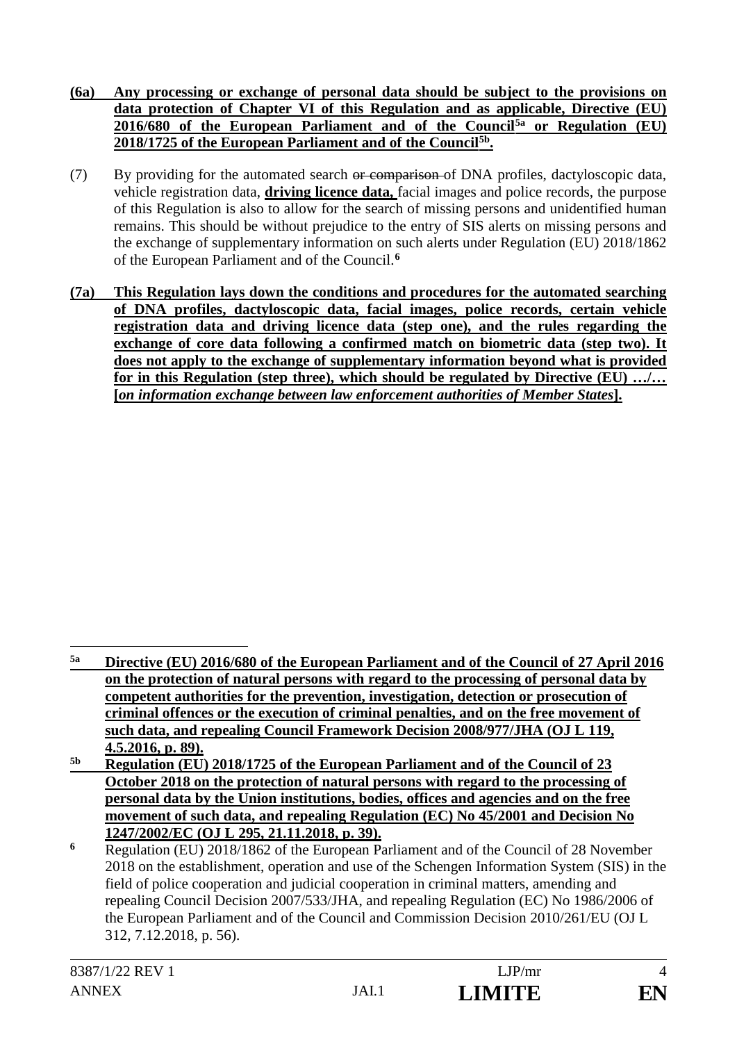**(6a) Any processing or exchange of personal data should be subject to the provisions on data protection of Chapter VI of this Regulation and as applicable, Directive (EU) 2016/680 of the European Parliament and of the Council[5a] or Regulation (EU) 2018/1725 of the European Parliament and of the Council[5b].**

(7) By providing for the automated search ~~or comparison~~ of DNA profiles, dactyloscopic data, vehicle registration data, **driving licence data,** facial images and police records, the purpose of this Regulation is also to allow for the search of missing persons and unidentified human remains. This should be without prejudice to the entry of SIS alerts on missing persons and the exchange of supplementary information on such alerts under Regulation (EU) 2018/1862 of the European Parliament and of the Council.[6]

**(7a) This Regulation lays down the conditions and procedures for the automated searching of DNA profiles, dactyloscopic data, facial images, police records, certain vehicle registration data and driving licence data (step one), and the rules regarding the exchange of core data following a confirmed match on biometric data (step two). It does not apply to the exchange of supplementary information beyond what is provided for in this Regulation (step three), which should be regulated by Directive (EU) …/… [*on information exchange between law enforcement authorities of Member States*].**

---

[5a] **Directive (EU) 2016/680 of the European Parliament and of the Council of 27 April 2016 on the protection of natural persons with regard to the processing of personal data by competent authorities for the prevention, investigation, detection or prosecution of criminal offences or the execution of criminal penalties, and on the free movement of such data, and repealing Council Framework Decision 2008/977/JHA (OJ L 119, 4.5.2016, p. 89).**

[5b] **Regulation (EU) 2018/1725 of the European Parliament and of the Council of 23 October 2018 on the protection of natural persons with regard to the processing of personal data by the Union institutions, bodies, offices and agencies and on the free movement of such data, and repealing Regulation (EC) No 45/2001 and Decision No 1247/2002/EC (OJ L 295, 21.11.2018, p. 39).**

[6] Regulation (EU) 2018/1862 of the European Parliament and of the Council of 28 November 2018 on the establishment, operation and use of the Schengen Information System (SIS) in the field of police cooperation and judicial cooperation in criminal matters, amending and repealing Council Decision 2007/533/JHA, and repealing Regulation (EC) No 1986/2006 of the European Parliament and of the Council and Commission Decision 2010/261/EU (OJ L 312, 7.12.2018, p. 56).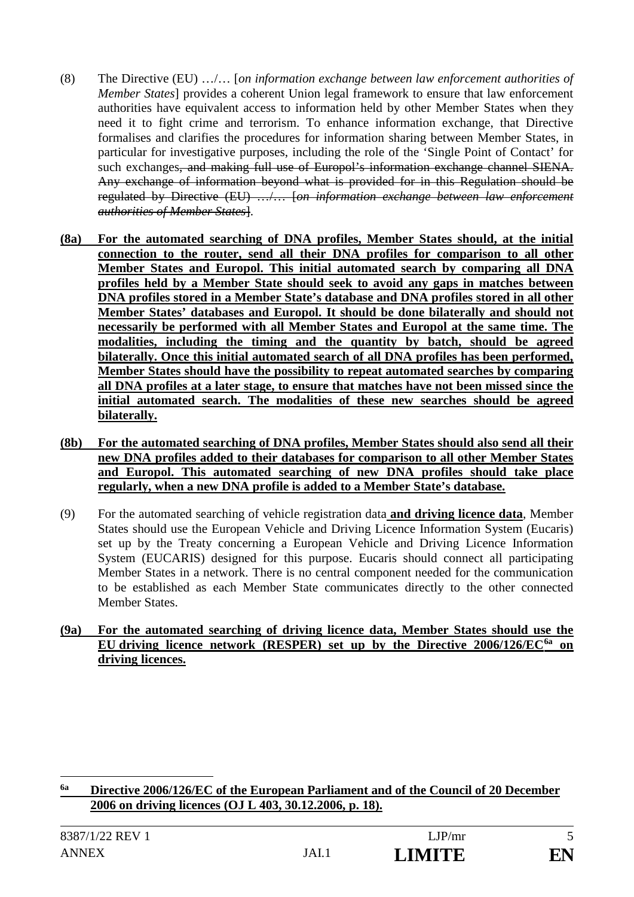(8) The Directive (EU) …/… [*on information exchange between law enforcement authorities of Member States*] provides a coherent Union legal framework to ensure that law enforcement authorities have equivalent access to information held by other Member States when they need it to fight crime and terrorism. To enhance information exchange, that Directive formalises and clarifies the procedures for information sharing between Member States, in particular for investigative purposes, including the role of the 'Single Point of Contact' for such exchanges~~, and making full use of Europol's information exchange channel SIENA. Any exchange of information beyond what is provided for in this Regulation should be regulated by Directive (EU) …/… [*on information exchange between law enforcement authorities of Member States*]~~.

**<u>(8a) For the automated searching of DNA profiles, Member States should, at the initial connection to the router, send all their DNA profiles for comparison to all other Member States and Europol. This initial automated search by comparing all DNA profiles held by a Member State should seek to avoid any gaps in matches between DNA profiles stored in a Member State's database and DNA profiles stored in all other Member States' databases and Europol. It should be done bilaterally and should not necessarily be performed with all Member States and Europol at the same time. The modalities, including the timing and the quantity by batch, should be agreed bilaterally. Once this initial automated search of all DNA profiles has been performed, Member States should have the possibility to repeat automated searches by comparing all DNA profiles at a later stage, to ensure that matches have not been missed since the initial automated search. The modalities of these new searches should be agreed bilaterally.</u>**

**<u>(8b) For the automated searching of DNA profiles, Member States should also send all their new DNA profiles added to their databases for comparison to all other Member States and Europol. This automated searching of new DNA profiles should take place regularly, when a new DNA profile is added to a Member State's database.</u>**

(9) For the automated searching of vehicle registration data **<u>and driving licence data</u>**, Member States should use the European Vehicle and Driving Licence Information System (Eucaris) set up by the Treaty concerning a European Vehicle and Driving Licence Information System (EUCARIS) designed for this purpose. Eucaris should connect all participating Member States in a network. There is no central component needed for the communication to be established as each Member State communicates directly to the other connected Member States.

**<u>(9a) For the automated searching of driving licence data, Member States should use the EU driving licence network (RESPER) set up by the Directive 2006/126/EC[6a] on driving licences.</u>**

---

**<u>[6a] Directive 2006/126/EC of the European Parliament and of the Council of 20 December 2006 on driving licences (OJ L 403, 30.12.2006, p. 18).</u>**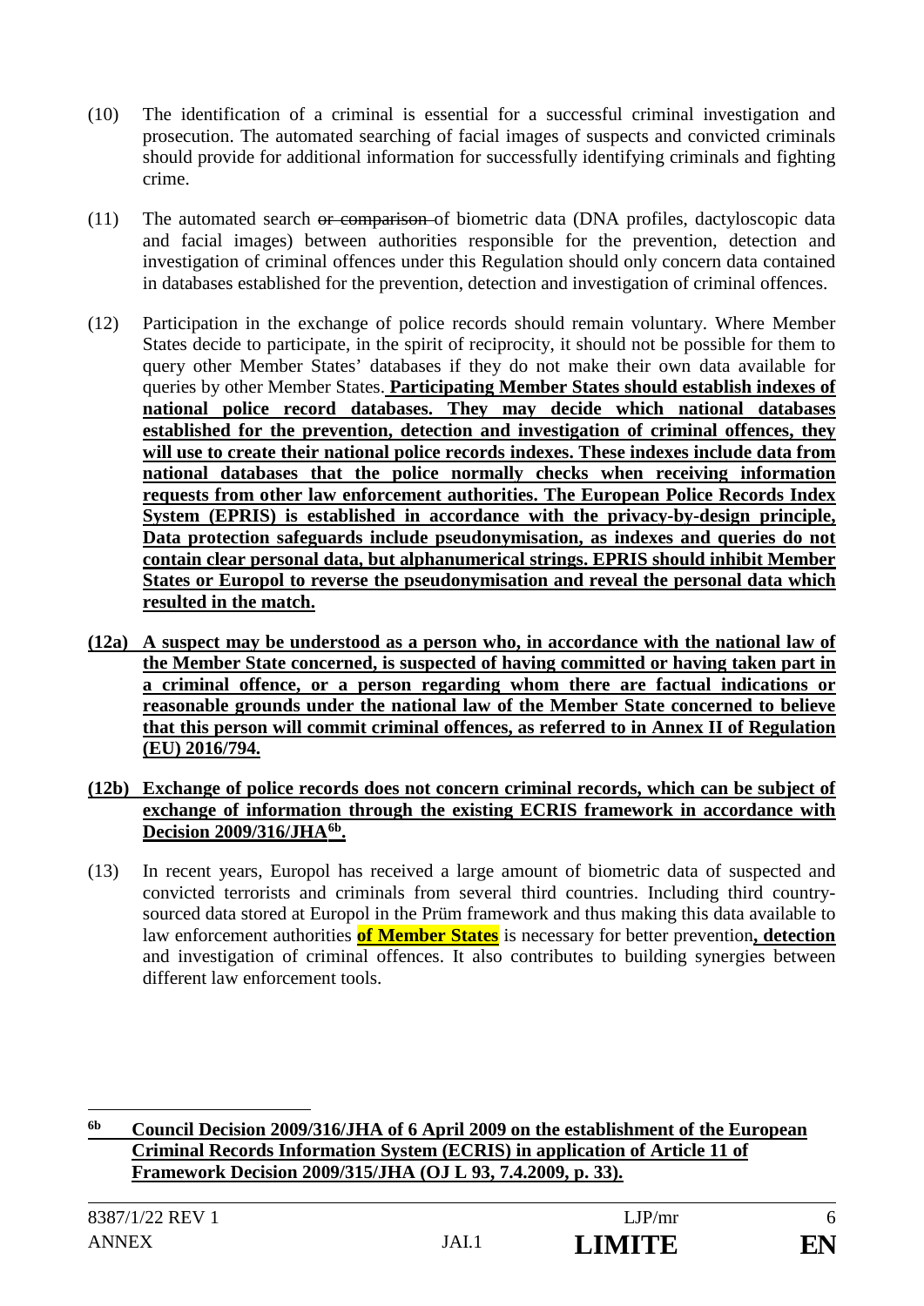(10) The identification of a criminal is essential for a successful criminal investigation and prosecution. The automated searching of facial images of suspects and convicted criminals should provide for additional information for successfully identifying criminals and fighting crime.

(11) The automated search ~~or comparison~~ of biometric data (DNA profiles, dactyloscopic data and facial images) between authorities responsible for the prevention, detection and investigation of criminal offences under this Regulation should only concern data contained in databases established for the prevention, detection and investigation of criminal offences.

(12) Participation in the exchange of police records should remain voluntary. Where Member States decide to participate, in the spirit of reciprocity, it should not be possible for them to query other Member States' databases if they do not make their own data available for queries by other Member States. **Participating Member States should establish indexes of national police record databases. They may decide which national databases established for the prevention, detection and investigation of criminal offences, they will use to create their national police records indexes. These indexes include data from national databases that the police normally checks when receiving information requests from other law enforcement authorities. The European Police Records Index System (EPRIS) is established in accordance with the privacy-by-design principle, Data protection safeguards include pseudonymisation, as indexes and queries do not contain clear personal data, but alphanumerical strings. EPRIS should inhibit Member States or Europol to reverse the pseudonymisation and reveal the personal data which resulted in the match.**

**(12a) A suspect may be understood as a person who, in accordance with the national law of the Member State concerned, is suspected of having committed or having taken part in a criminal offence, or a person regarding whom there are factual indications or reasonable grounds under the national law of the Member State concerned to believe that this person will commit criminal offences, as referred to in Annex II of Regulation (EU) 2016/794.**

**(12b) Exchange of police records does not concern criminal records, which can be subject of exchange of information through the existing ECRIS framework in accordance with Decision 2009/316/JHA[6b].**

(13) In recent years, Europol has received a large amount of biometric data of suspected and convicted terrorists and criminals from several third countries. Including third country-sourced data stored at Europol in the Prüm framework and thus making this data available to law enforcement authorities **of Member States** is necessary for better prevention**, detection** and investigation of criminal offences. It also contributes to building synergies between different law enforcement tools.

---

[6b] **Council Decision 2009/316/JHA of 6 April 2009 on the establishment of the European Criminal Records Information System (ECRIS) in application of Article 11 of Framework Decision 2009/315/JHA (OJ L 93, 7.4.2009, p. 33).**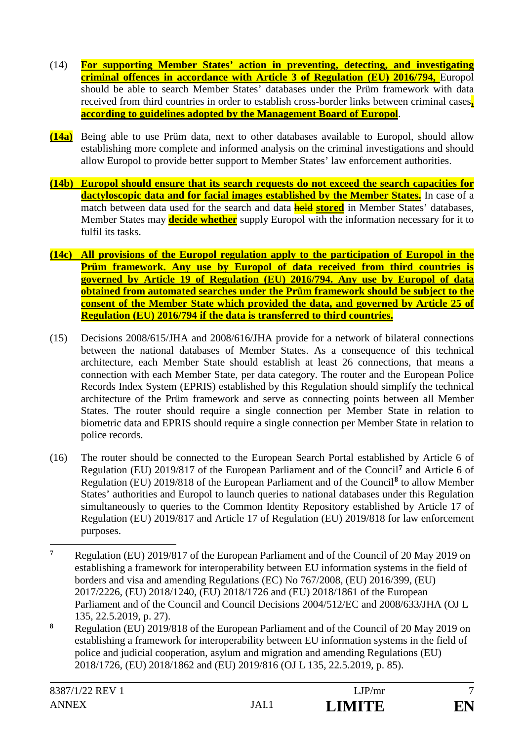(14) **For supporting Member States' action in preventing, detecting, and investigating criminal offences in accordance with Article 3 of Regulation (EU) 2016/794,** Europol should be able to search Member States' databases under the Prüm framework with data received from third countries in order to establish cross-border links between criminal cases**, according to guidelines adopted by the Management Board of Europol**.

**(14a)** Being able to use Prüm data, next to other databases available to Europol, should allow establishing more complete and informed analysis on the criminal investigations and should allow Europol to provide better support to Member States' law enforcement authorities.

**(14b) Europol should ensure that its search requests do not exceed the search capacities for dactyloscopic data and for facial images established by the Member States.** In case of a match between data used for the search and data ~~held~~ **stored** in Member States' databases, Member States may **decide whether** supply Europol with the information necessary for it to fulfil its tasks.

**(14c) All provisions of the Europol regulation apply to the participation of Europol in the Prüm framework. Any use by Europol of data received from third countries is governed by Article 19 of Regulation (EU) 2016/794. Any use by Europol of data obtained from automated searches under the Prüm framework should be subject to the consent of the Member State which provided the data, and governed by Article 25 of Regulation (EU) 2016/794 if the data is transferred to third countries.**

(15) Decisions 2008/615/JHA and 2008/616/JHA provide for a network of bilateral connections between the national databases of Member States. As a consequence of this technical architecture, each Member State should establish at least 26 connections, that means a connection with each Member State, per data category. The router and the European Police Records Index System (EPRIS) established by this Regulation should simplify the technical architecture of the Prüm framework and serve as connecting points between all Member States. The router should require a single connection per Member State in relation to biometric data and EPRIS should require a single connection per Member State in relation to police records.

(16) The router should be connected to the European Search Portal established by Article 6 of Regulation (EU) 2019/817 of the European Parliament and of the Council[7] and Article 6 of Regulation (EU) 2019/818 of the European Parliament and of the Council[8] to allow Member States' authorities and Europol to launch queries to national databases under this Regulation simultaneously to queries to the Common Identity Repository established by Article 17 of Regulation (EU) 2019/817 and Article 17 of Regulation (EU) 2019/818 for law enforcement purposes.

---

[7] Regulation (EU) 2019/817 of the European Parliament and of the Council of 20 May 2019 on establishing a framework for interoperability between EU information systems in the field of borders and visa and amending Regulations (EC) No 767/2008, (EU) 2016/399, (EU) 2017/2226, (EU) 2018/1240, (EU) 2018/1726 and (EU) 2018/1861 of the European Parliament and of the Council and Council Decisions 2004/512/EC and 2008/633/JHA (OJ L 135, 22.5.2019, p. 27).

[8] Regulation (EU) 2019/818 of the European Parliament and of the Council of 20 May 2019 on establishing a framework for interoperability between EU information systems in the field of police and judicial cooperation, asylum and migration and amending Regulations (EU) 2018/1726, (EU) 2018/1862 and (EU) 2019/816 (OJ L 135, 22.5.2019, p. 85).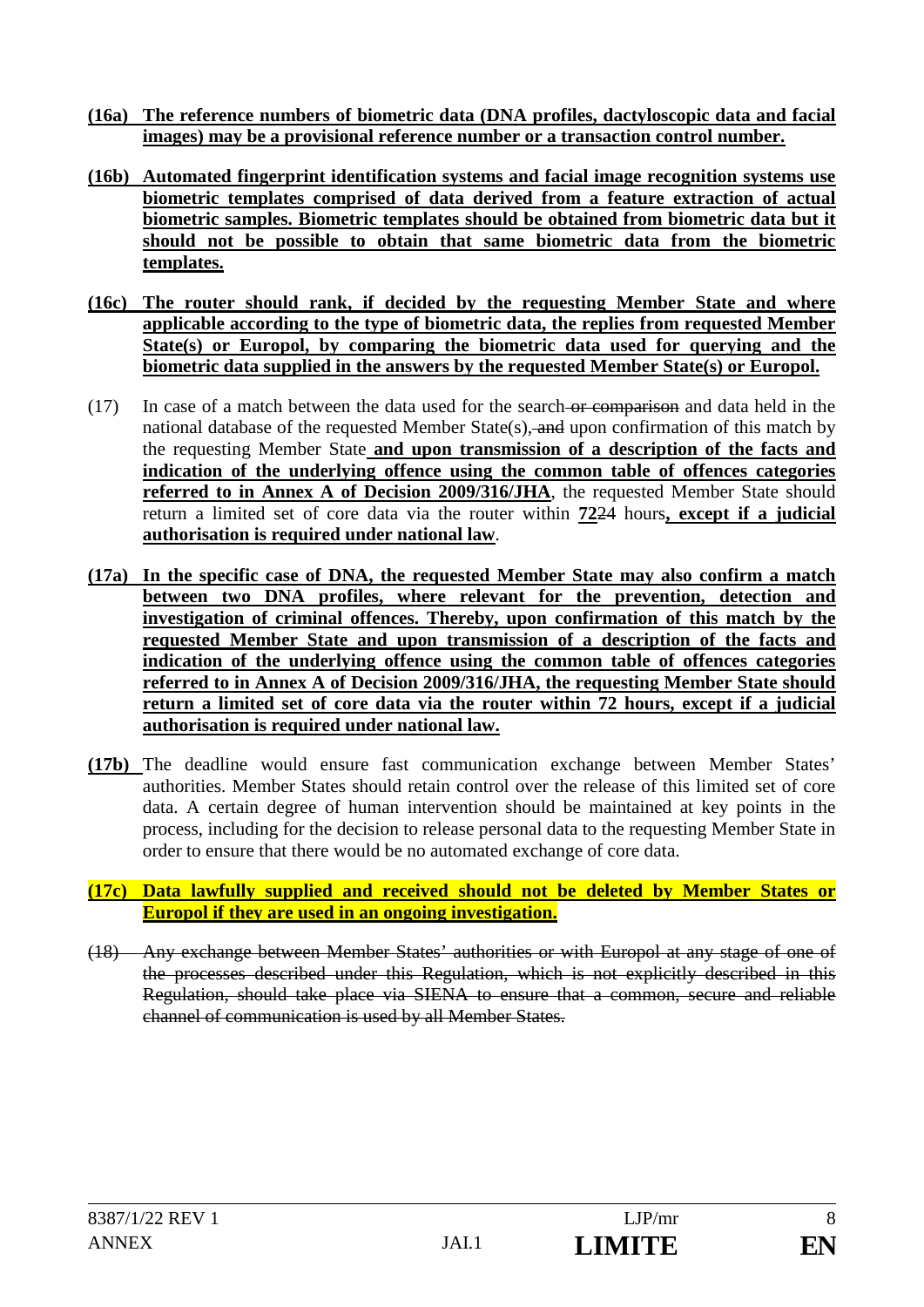**(16a) The reference numbers of biometric data (DNA profiles, dactyloscopic data and facial images) may be a provisional reference number or a transaction control number.**

**(16b) Automated fingerprint identification systems and facial image recognition systems use biometric templates comprised of data derived from a feature extraction of actual biometric samples. Biometric templates should be obtained from biometric data but it should not be possible to obtain that same biometric data from the biometric templates.**

**(16c) The router should rank, if decided by the requesting Member State and where applicable according to the type of biometric data, the replies from requested Member State(s) or Europol, by comparing the biometric data used for querying and the biometric data supplied in the answers by the requested Member State(s) or Europol.**

(17) In case of a match between the data used for the search ~~or comparison~~ and data held in the national database of the requested Member State(s), ~~and~~ upon confirmation of this match by the requesting Member State **and upon transmission of a description of the facts and indication of the underlying offence using the common table of offences categories referred to in Annex A of Decision 2009/316/JHA**, the requested Member State should return a limited set of core data via the router within **72**~~24~~ hours**, except if a judicial authorisation is required under national law**.

**(17a) In the specific case of DNA, the requested Member State may also confirm a match between two DNA profiles, where relevant for the prevention, detection and investigation of criminal offences. Thereby, upon confirmation of this match by the requested Member State and upon transmission of a description of the facts and indication of the underlying offence using the common table of offences categories referred to in Annex A of Decision 2009/316/JHA, the requesting Member State should return a limited set of core data via the router within 72 hours, except if a judicial authorisation is required under national law.**

**(17b)** The deadline would ensure fast communication exchange between Member States' authorities. Member States should retain control over the release of this limited set of core data. A certain degree of human intervention should be maintained at key points in the process, including for the decision to release personal data to the requesting Member State in order to ensure that there would be no automated exchange of core data.

**(17c) Data lawfully supplied and received should not be deleted by Member States or Europol if they are used in an ongoing investigation.**

~~(18) Any exchange between Member States' authorities or with Europol at any stage of one of the processes described under this Regulation, which is not explicitly described in this Regulation, should take place via SIENA to ensure that a common, secure and reliable channel of communication is used by all Member States.~~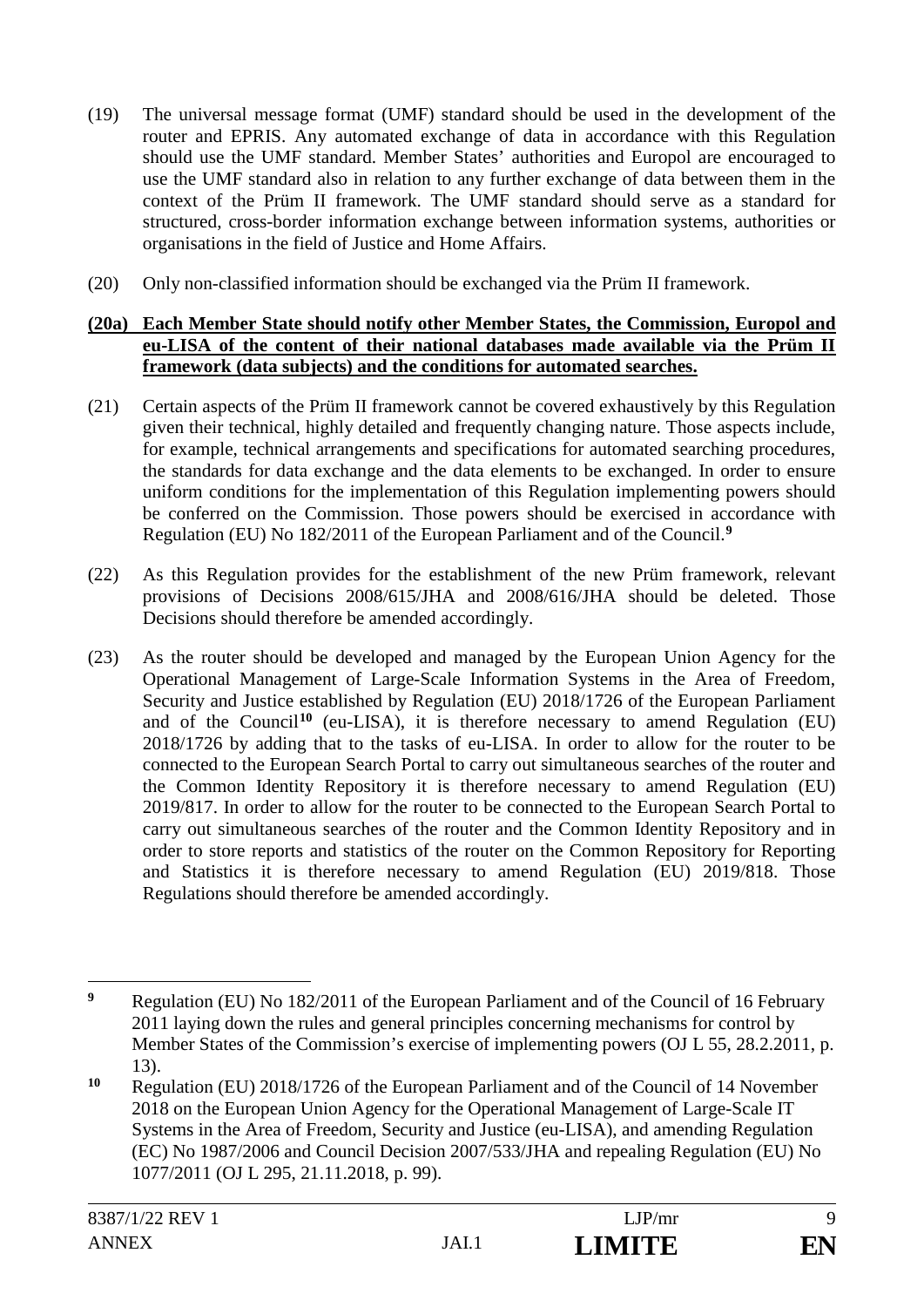(19) The universal message format (UMF) standard should be used in the development of the router and EPRIS. Any automated exchange of data in accordance with this Regulation should use the UMF standard. Member States' authorities and Europol are encouraged to use the UMF standard also in relation to any further exchange of data between them in the context of the Prüm II framework. The UMF standard should serve as a standard for structured, cross-border information exchange between information systems, authorities or organisations in the field of Justice and Home Affairs.

(20) Only non-classified information should be exchanged via the Prüm II framework.

**(20a) Each Member State should notify other Member States, the Commission, Europol and eu-LISA of the content of their national databases made available via the Prüm II framework (data subjects) and the conditions for automated searches.**

(21) Certain aspects of the Prüm II framework cannot be covered exhaustively by this Regulation given their technical, highly detailed and frequently changing nature. Those aspects include, for example, technical arrangements and specifications for automated searching procedures, the standards for data exchange and the data elements to be exchanged. In order to ensure uniform conditions for the implementation of this Regulation implementing powers should be conferred on the Commission. Those powers should be exercised in accordance with Regulation (EU) No 182/2011 of the European Parliament and of the Council.[9]

(22) As this Regulation provides for the establishment of the new Prüm framework, relevant provisions of Decisions 2008/615/JHA and 2008/616/JHA should be deleted. Those Decisions should therefore be amended accordingly.

(23) As the router should be developed and managed by the European Union Agency for the Operational Management of Large-Scale Information Systems in the Area of Freedom, Security and Justice established by Regulation (EU) 2018/1726 of the European Parliament and of the Council[10] (eu-LISA), it is therefore necessary to amend Regulation (EU) 2018/1726 by adding that to the tasks of eu-LISA. In order to allow for the router to be connected to the European Search Portal to carry out simultaneous searches of the router and the Common Identity Repository it is therefore necessary to amend Regulation (EU) 2019/817. In order to allow for the router to be connected to the European Search Portal to carry out simultaneous searches of the router and the Common Identity Repository and in order to store reports and statistics of the router on the Common Repository for Reporting and Statistics it is therefore necessary to amend Regulation (EU) 2019/818. Those Regulations should therefore be amended accordingly.

---

[9] Regulation (EU) No 182/2011 of the European Parliament and of the Council of 16 February 2011 laying down the rules and general principles concerning mechanisms for control by Member States of the Commission's exercise of implementing powers (OJ L 55, 28.2.2011, p. 13).

[10] Regulation (EU) 2018/1726 of the European Parliament and of the Council of 14 November 2018 on the European Union Agency for the Operational Management of Large-Scale IT Systems in the Area of Freedom, Security and Justice (eu-LISA), and amending Regulation (EC) No 1987/2006 and Council Decision 2007/533/JHA and repealing Regulation (EU) No 1077/2011 (OJ L 295, 21.11.2018, p. 99).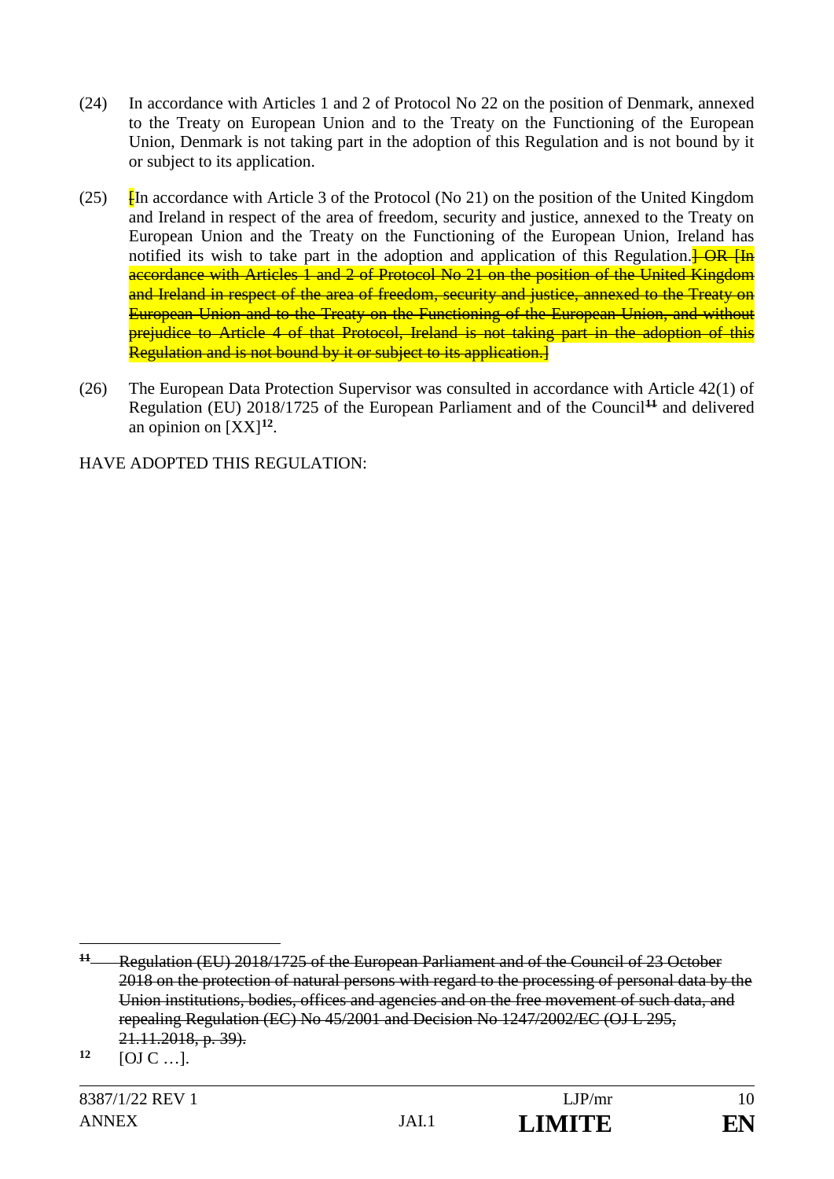(24) In accordance with Articles 1 and 2 of Protocol No 22 on the position of Denmark, annexed to the Treaty on European Union and to the Treaty on the Functioning of the European Union, Denmark is not taking part in the adoption of this Regulation and is not bound by it or subject to its application.

(25) ~~[~~In accordance with Article 3 of the Protocol (No 21) on the position of the United Kingdom and Ireland in respect of the area of freedom, security and justice, annexed to the Treaty on European Union and the Treaty on the Functioning of the European Union, Ireland has notified its wish to take part in the adoption and application of this Regulation.~~] OR [In accordance with Articles 1 and 2 of Protocol No 21 on the position of the United Kingdom and Ireland in respect of the area of freedom, security and justice, annexed to the Treaty on European Union and to the Treaty on the Functioning of the European Union, and without prejudice to Article 4 of that Protocol, Ireland is not taking part in the adoption of this Regulation and is not bound by it or subject to its application.]~~

(26) The European Data Protection Supervisor was consulted in accordance with Article 42(1) of Regulation (EU) 2018/1725 of the European Parliament and of the Council[11] and delivered an opinion on [XX][12].

HAVE ADOPTED THIS REGULATION:

---

~~11 Regulation (EU) 2018/1725 of the European Parliament and of the Council of 23 October 2018 on the protection of natural persons with regard to the processing of personal data by the Union institutions, bodies, offices and agencies and on the free movement of such data, and repealing Regulation (EC) No 45/2001 and Decision No 1247/2002/EC (OJ L 295, 21.11.2018, p. 39).~~

12 [OJ C …].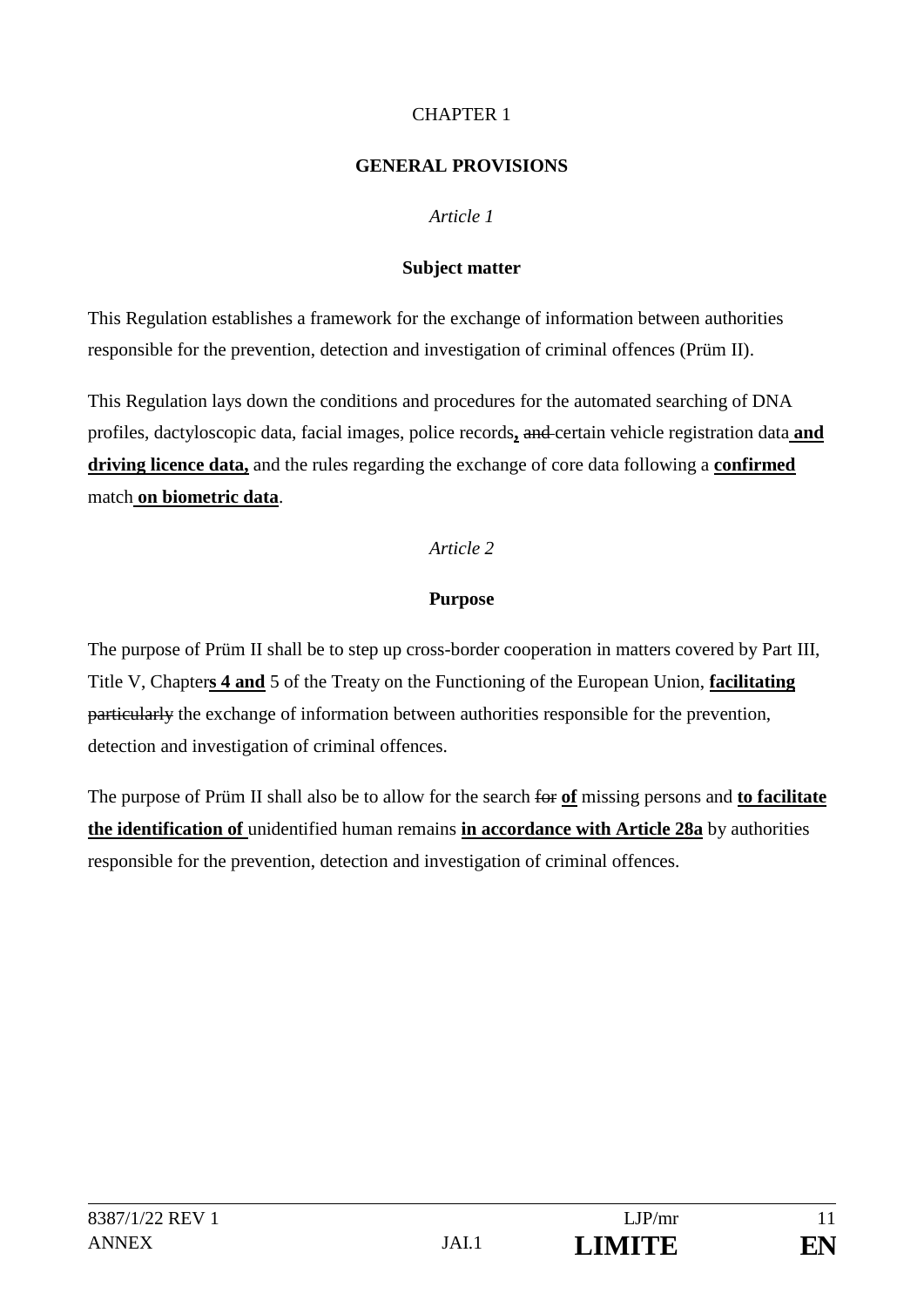CHAPTER 1

**GENERAL PROVISIONS**

*Article 1*

**Subject matter**

This Regulation establishes a framework for the exchange of information between authorities responsible for the prevention, detection and investigation of criminal offences (Prüm II).

This Regulation lays down the conditions and procedures for the automated searching of DNA profiles, dactyloscopic data, facial images, police records<u>**,**</u> ~~and~~ certain vehicle registration data <u>**and driving licence data,**</u> and the rules regarding the exchange of core data following a <u>**confirmed**</u> match <u>**on biometric data**</u>.

*Article 2*

**Purpose**

The purpose of Prüm II shall be to step up cross-border cooperation in matters covered by Part III, Title V, Chapter<u>**s 4 and**</u> 5 of the Treaty on the Functioning of the European Union, <u>**facilitating**</u> ~~particularly~~ the exchange of information between authorities responsible for the prevention, detection and investigation of criminal offences.

The purpose of Prüm II shall also be to allow for the search ~~for~~ <u>**of**</u> missing persons and <u>**to facilitate the identification of**</u> unidentified human remains <u>**in accordance with Article 28a**</u> by authorities responsible for the prevention, detection and investigation of criminal offences.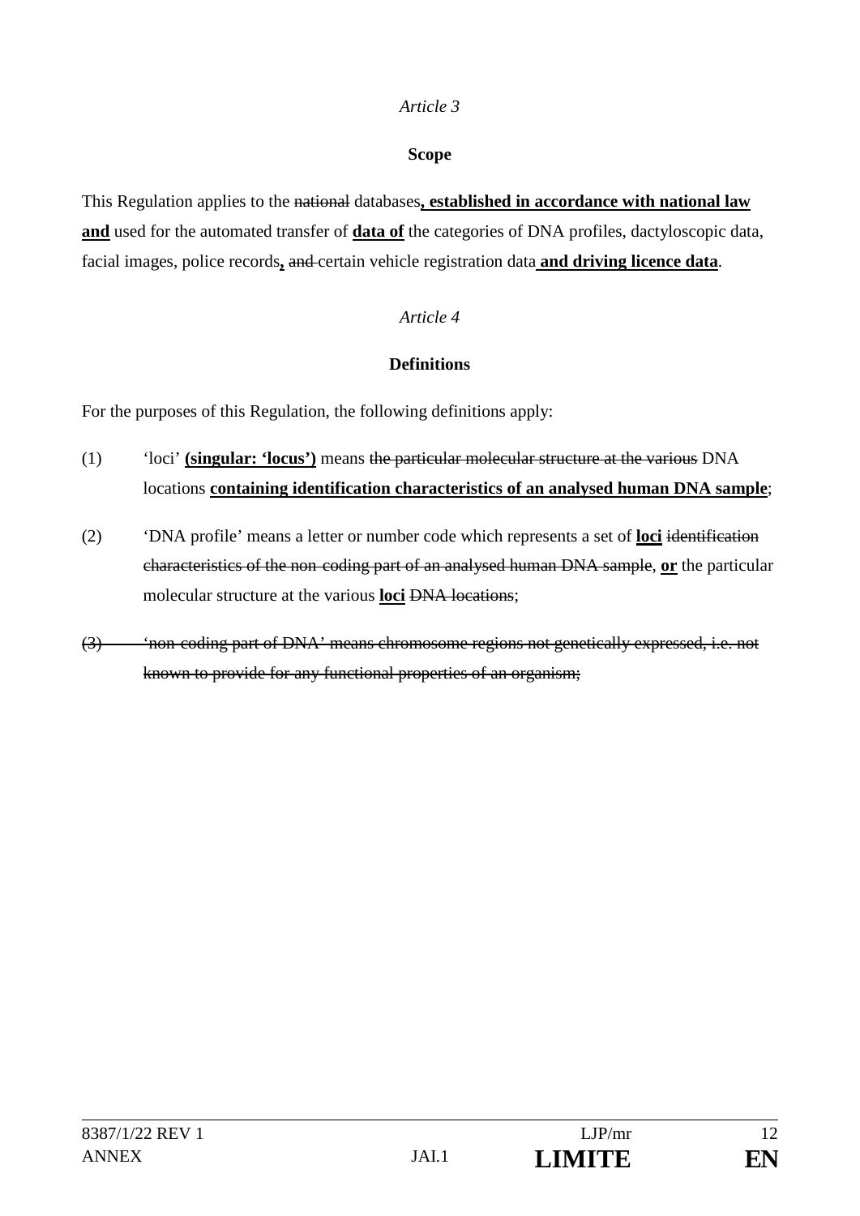*Article 3*

**Scope**

This Regulation applies to the ~~national~~ databases**, established in accordance with national law and** used for the automated transfer of **data of** the categories of DNA profiles, dactyloscopic data, facial images, police records**,** ~~and~~ certain vehicle registration data **and driving licence data**.

*Article 4*

**Definitions**

For the purposes of this Regulation, the following definitions apply:

(1) 'loci' **(singular: 'locus')** means ~~the particular molecular structure at the various~~ DNA locations **containing identification characteristics of an analysed human DNA sample**;

(2) 'DNA profile' means a letter or number code which represents a set of **loci** ~~identification characteristics of the non-coding part of an analysed human DNA sample~~, **or** the particular molecular structure at the various **loci** ~~DNA locations~~;

~~(3) 'non-coding part of DNA' means chromosome regions not genetically expressed, i.e. not known to provide for any functional properties of an organism;~~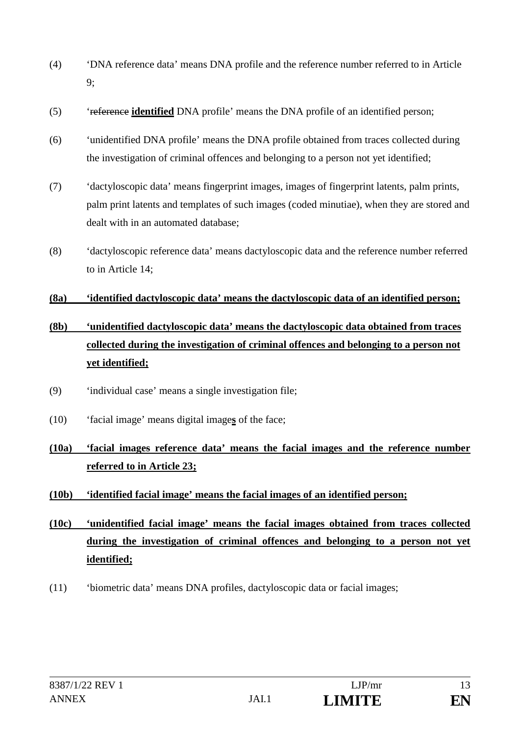(4) ‘DNA reference data’ means DNA profile and the reference number referred to in Article 9;

(5) ‘~~reference~~ **identified** DNA profile’ means the DNA profile of an identified person;

(6) ‘unidentified DNA profile’ means the DNA profile obtained from traces collected during the investigation of criminal offences and belonging to a person not yet identified;

(7) ‘dactyloscopic data’ means fingerprint images, images of fingerprint latents, palm prints, palm print latents and templates of such images (coded minutiae), when they are stored and dealt with in an automated database;

(8) ‘dactyloscopic reference data’ means dactyloscopic data and the reference number referred to in Article 14;

**(8a) ‘identified dactyloscopic data’ means the dactyloscopic data of an identified person;**

**(8b) ‘unidentified dactyloscopic data’ means the dactyloscopic data obtained from traces collected during the investigation of criminal offences and belonging to a person not yet identified;**

(9) ‘individual case’ means a single investigation file;

(10) ‘facial image’ means digital image**s** of the face;

**(10a) ‘facial images reference data’ means the facial images and the reference number referred to in Article 23;**

**(10b) ‘identified facial image’ means the facial images of an identified person;**

**(10c) ‘unidentified facial image’ means the facial images obtained from traces collected during the investigation of criminal offences and belonging to a person not yet identified;**

(11) ‘biometric data’ means DNA profiles, dactyloscopic data or facial images;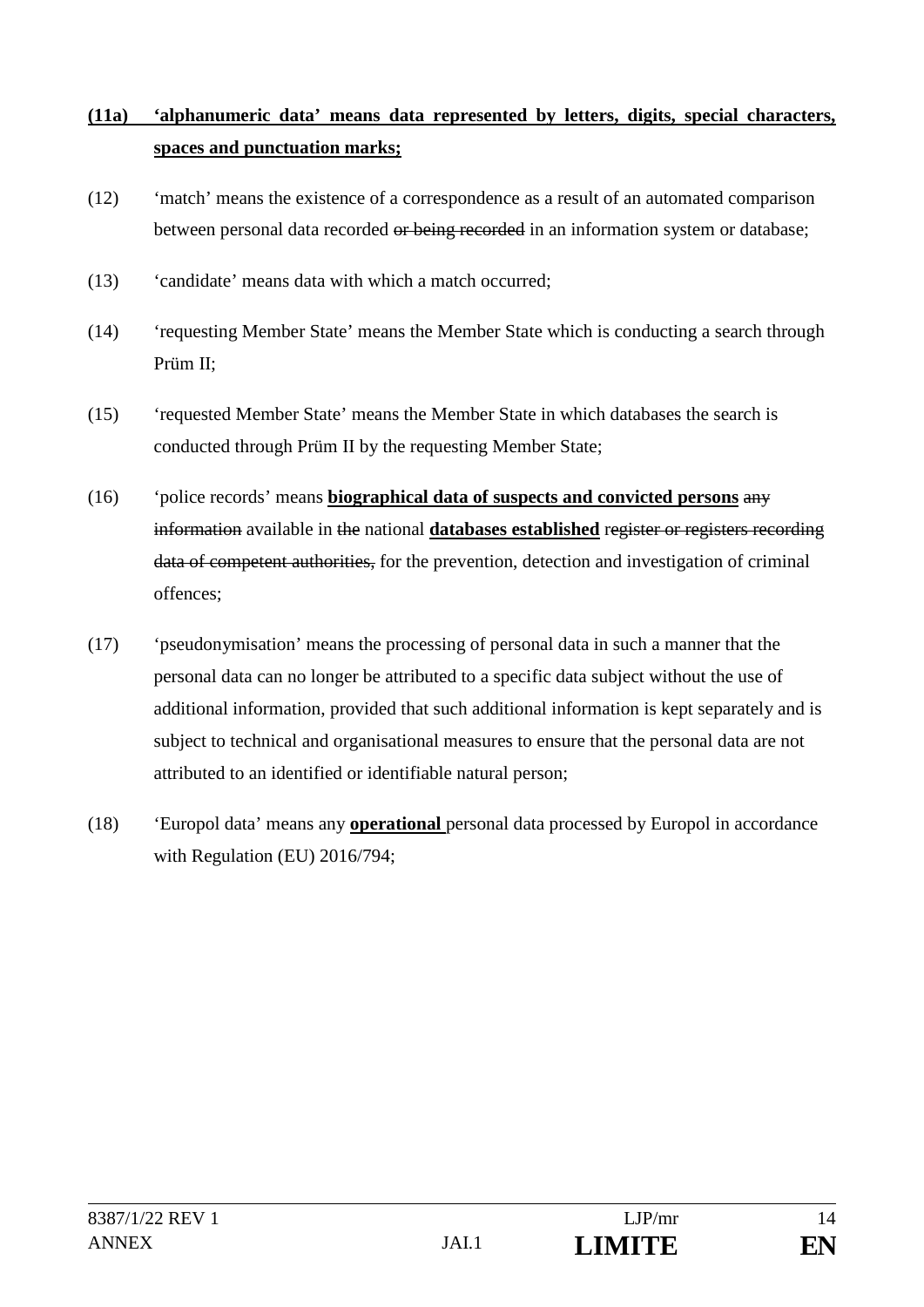**(11a) 'alphanumeric data' means data represented by letters, digits, special characters, spaces and punctuation marks;**

(12) 'match' means the existence of a correspondence as a result of an automated comparison between personal data recorded ~~or being recorded~~ in an information system or database;

(13) 'candidate' means data with which a match occurred;

(14) 'requesting Member State' means the Member State which is conducting a search through Prüm II;

(15) 'requested Member State' means the Member State in which databases the search is conducted through Prüm II by the requesting Member State;

(16) 'police records' means **biographical data of suspects and convicted persons** ~~any information~~ available in ~~the~~ national **databases established** ~~register or registers recording data of competent authorities,~~ for the prevention, detection and investigation of criminal offences;

(17) 'pseudonymisation' means the processing of personal data in such a manner that the personal data can no longer be attributed to a specific data subject without the use of additional information, provided that such additional information is kept separately and is subject to technical and organisational measures to ensure that the personal data are not attributed to an identified or identifiable natural person;

(18) 'Europol data' means any **operational** personal data processed by Europol in accordance with Regulation (EU) 2016/794;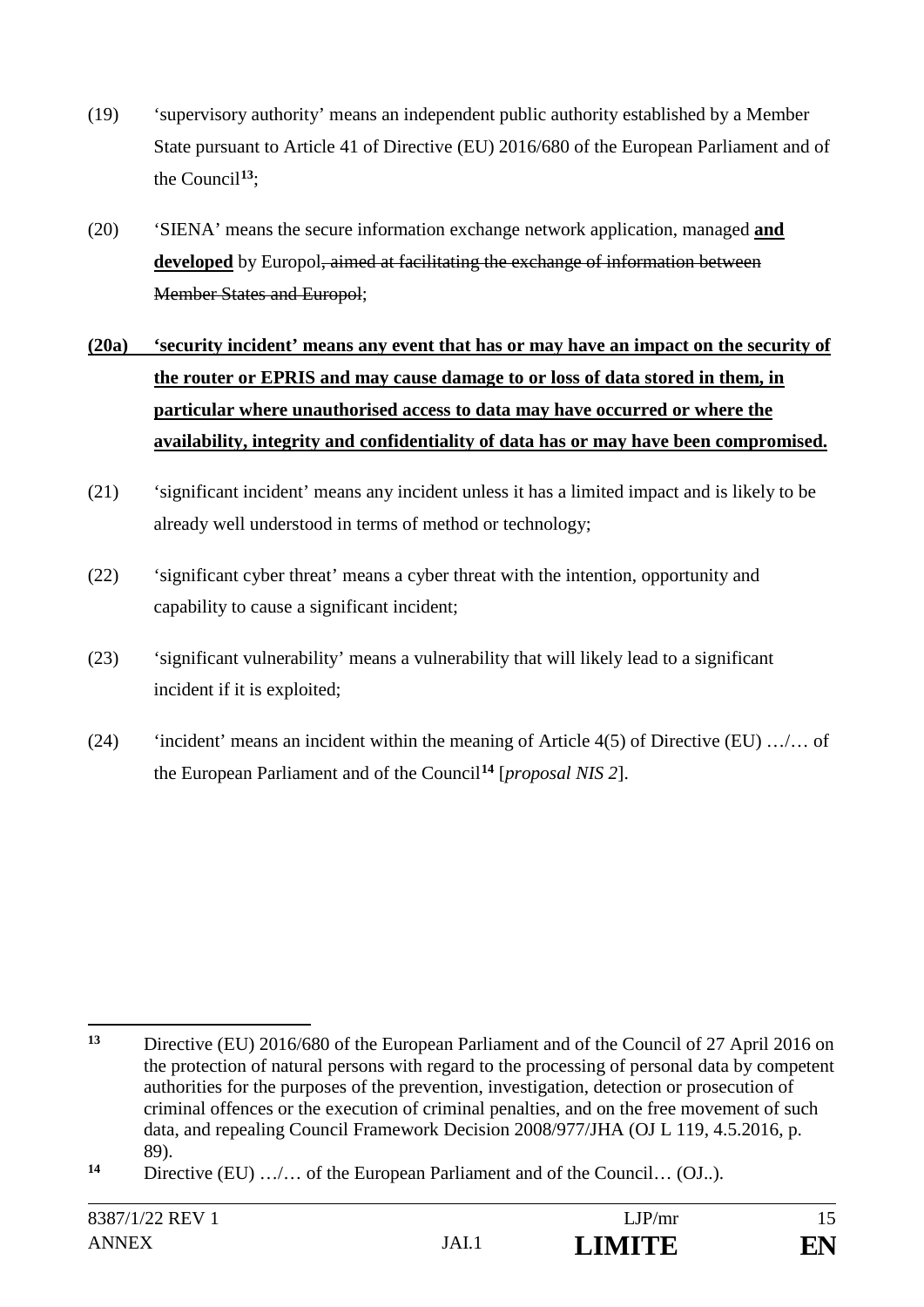(19) 'supervisory authority' means an independent public authority established by a Member State pursuant to Article 41 of Directive (EU) 2016/680 of the European Parliament and of the Council[13];

(20) 'SIENA' means the secure information exchange network application, managed **and developed** by Europol~~, aimed at facilitating the exchange of information between Member States and Europol~~;

**(20a) 'security incident' means any event that has or may have an impact on the security of the router or EPRIS and may cause damage to or loss of data stored in them, in particular where unauthorised access to data may have occurred or where the availability, integrity and confidentiality of data has or may have been compromised.**

(21) 'significant incident' means any incident unless it has a limited impact and is likely to be already well understood in terms of method or technology;

(22) 'significant cyber threat' means a cyber threat with the intention, opportunity and capability to cause a significant incident;

(23) 'significant vulnerability' means a vulnerability that will likely lead to a significant incident if it is exploited;

(24) 'incident' means an incident within the meaning of Article 4(5) of Directive (EU) …/… of the European Parliament and of the Council[14] [*proposal NIS 2*].

---

[13] Directive (EU) 2016/680 of the European Parliament and of the Council of 27 April 2016 on the protection of natural persons with regard to the processing of personal data by competent authorities for the purposes of the prevention, investigation, detection or prosecution of criminal offences or the execution of criminal penalties, and on the free movement of such data, and repealing Council Framework Decision 2008/977/JHA (OJ L 119, 4.5.2016, p. 89).

[14] Directive (EU) …/… of the European Parliament and of the Council… (OJ..).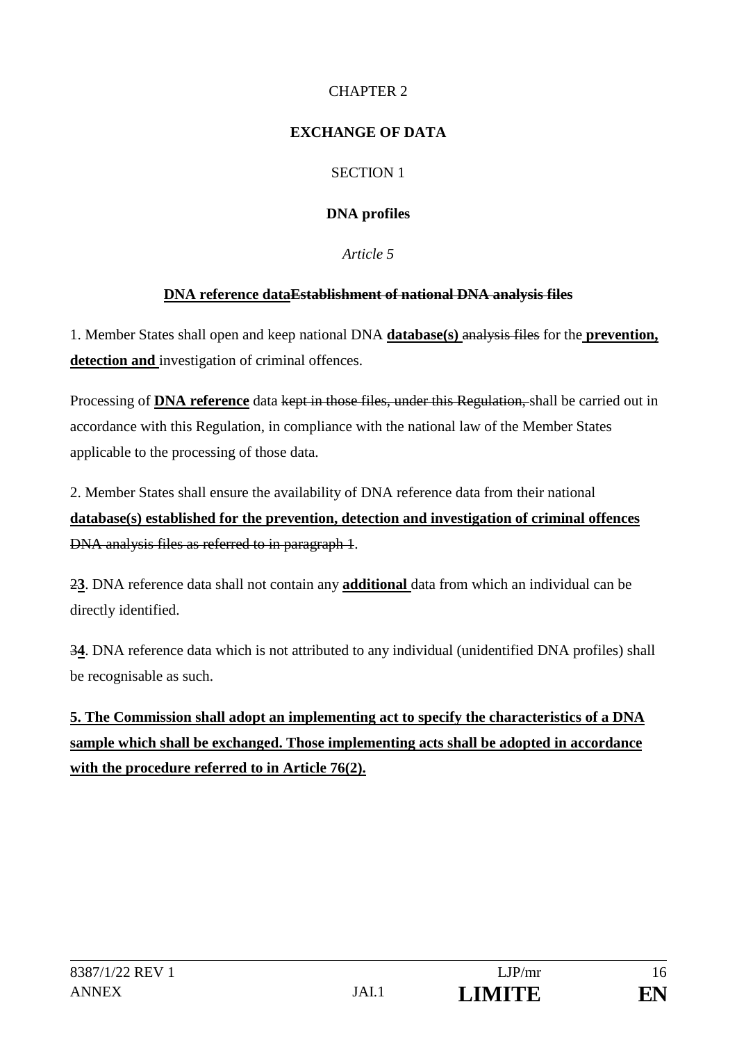CHAPTER 2

**EXCHANGE OF DATA**

SECTION 1

**DNA profiles**

*Article 5*

**DNA reference data~~Establishment of national DNA analysis files~~**

1. Member States shall open and keep national DNA **database(s)** ~~analysis files~~ for the **prevention, detection and** investigation of criminal offences.

Processing of **DNA reference** data ~~kept in those files, under this Regulation,~~ shall be carried out in accordance with this Regulation, in compliance with the national law of the Member States applicable to the processing of those data.

2. Member States shall ensure the availability of DNA reference data from their national **database(s) established for the prevention, detection and investigation of criminal offences** ~~DNA analysis files as referred to in paragraph 1~~.

~~2~~**3**. DNA reference data shall not contain any **additional** data from which an individual can be directly identified.

~~3~~**4**. DNA reference data which is not attributed to any individual (unidentified DNA profiles) shall be recognisable as such.

**5. The Commission shall adopt an implementing act to specify the characteristics of a DNA sample which shall be exchanged. Those implementing acts shall be adopted in accordance with the procedure referred to in Article 76(2).**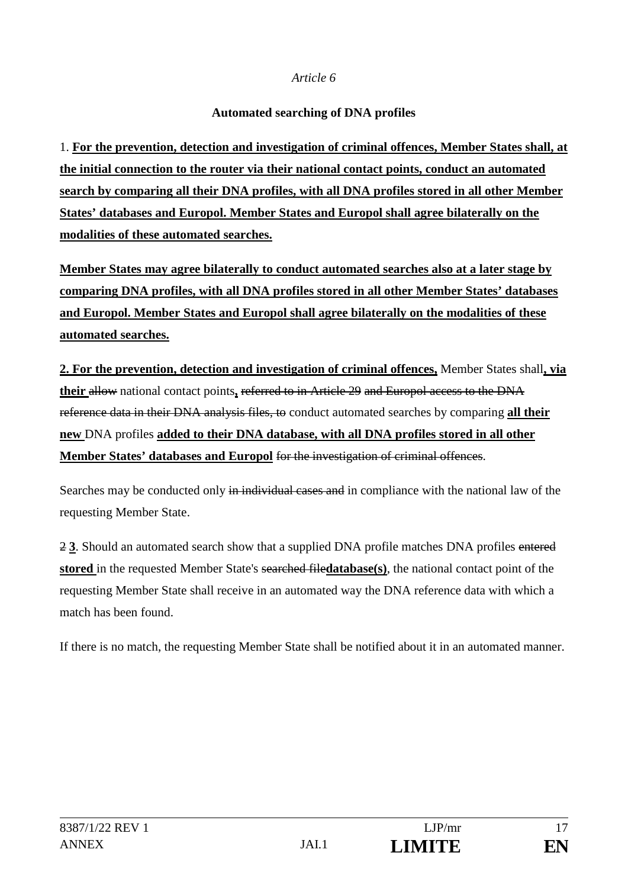*Article 6*

**Automated searching of DNA profiles**

1. **For the prevention, detection and investigation of criminal offences, Member States shall, at the initial connection to the router via their national contact points, conduct an automated search by comparing all their DNA profiles, with all DNA profiles stored in all other Member States' databases and Europol. Member States and Europol shall agree bilaterally on the modalities of these automated searches.**

**Member States may agree bilaterally to conduct automated searches also at a later stage by comparing DNA profiles, with all DNA profiles stored in all other Member States' databases and Europol. Member States and Europol shall agree bilaterally on the modalities of these automated searches.**

**2. For the prevention, detection and investigation of criminal offences,** Member States shall**, via their** ~~allow~~ national contact points**,** ~~referred to in Article 29~~ ~~and Europol access to the DNA reference data in their DNA analysis files, to~~ conduct automated searches by comparing **all their new** DNA profiles **added to their DNA database, with all DNA profiles stored in all other Member States' databases and Europol** ~~for the investigation of criminal offences~~.

Searches may be conducted only ~~in individual cases and~~ in compliance with the national law of the requesting Member State.

~~2~~ **3**. Should an automated search show that a supplied DNA profile matches DNA profiles ~~entered~~ **stored** in the requested Member State's ~~searched file~~**database(s)**, the national contact point of the requesting Member State shall receive in an automated way the DNA reference data with which a match has been found.

If there is no match, the requesting Member State shall be notified about it in an automated manner.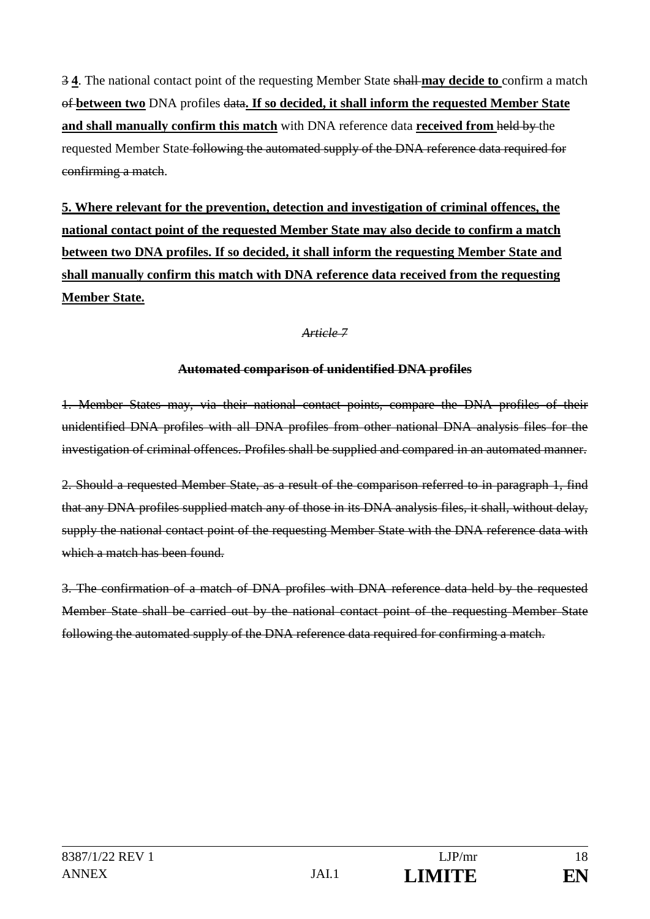~~3~~ **4**. The national contact point of the requesting Member State ~~shall~~ **may decide to** confirm a match ~~of~~ **between two** DNA profiles ~~data~~**. If so decided, it shall inform the requested Member State and shall manually confirm this match** with DNA reference data **received from** ~~held by~~ the requested Member State ~~following the automated supply of the DNA reference data required for confirming a match~~.

**5. Where relevant for the prevention, detection and investigation of criminal offences, the national contact point of the requested Member State may also decide to confirm a match between two DNA profiles. If so decided, it shall inform the requesting Member State and shall manually confirm this match with DNA reference data received from the requesting Member State.**

~~*Article 7*~~

~~**Automated comparison of unidentified DNA profiles**~~

~~1. Member States may, via their national contact points, compare the DNA profiles of their unidentified DNA profiles with all DNA profiles from other national DNA analysis files for the investigation of criminal offences. Profiles shall be supplied and compared in an automated manner.~~

~~2. Should a requested Member State, as a result of the comparison referred to in paragraph 1, find that any DNA profiles supplied match any of those in its DNA analysis files, it shall, without delay, supply the national contact point of the requesting Member State with the DNA reference data with which a match has been found.~~

~~3. The confirmation of a match of DNA profiles with DNA reference data held by the requested Member State shall be carried out by the national contact point of the requesting Member State following the automated supply of the DNA reference data required for confirming a match.~~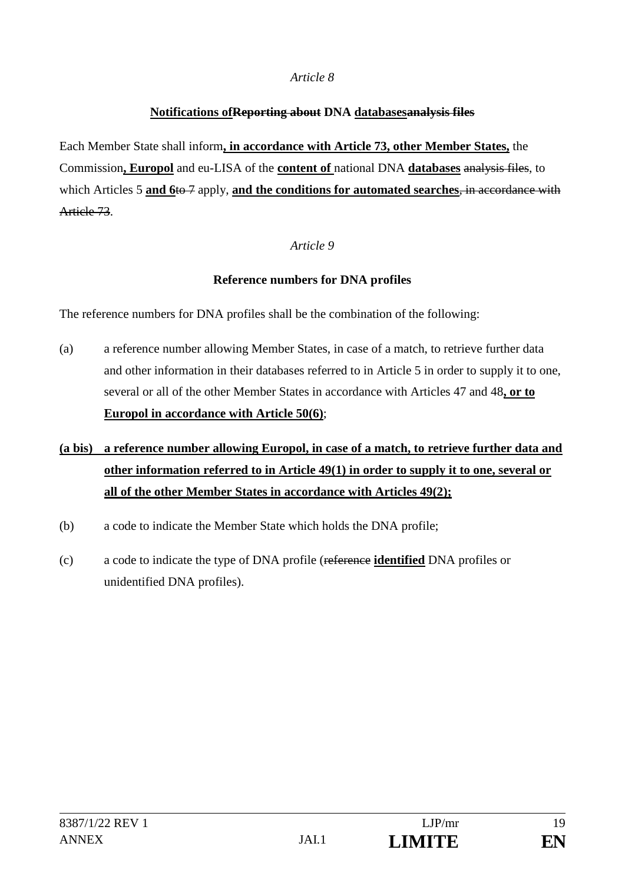*Article 8*

**Notifications of~~Reporting about~~ DNA databases~~analysis files~~**

Each Member State shall inform**, in accordance with Article 73, other Member States,** the Commission**, Europol** and eu-LISA of the **content of** national DNA **databases** ~~analysis files~~, to which Articles 5 **and 6**~~to 7~~ apply, **and the conditions for automated searches**~~, in accordance with Article 73~~.

*Article 9*

**Reference numbers for DNA profiles**

The reference numbers for DNA profiles shall be the combination of the following:

(a) a reference number allowing Member States, in case of a match, to retrieve further data and other information in their databases referred to in Article 5 in order to supply it to one, several or all of the other Member States in accordance with Articles 47 and 48**, or to Europol in accordance with Article 50(6)**;

**(a bis) a reference number allowing Europol, in case of a match, to retrieve further data and other information referred to in Article 49(1) in order to supply it to one, several or all of the other Member States in accordance with Articles 49(2);**

(b) a code to indicate the Member State which holds the DNA profile;

(c) a code to indicate the type of DNA profile (~~reference~~ **identified** DNA profiles or unidentified DNA profiles).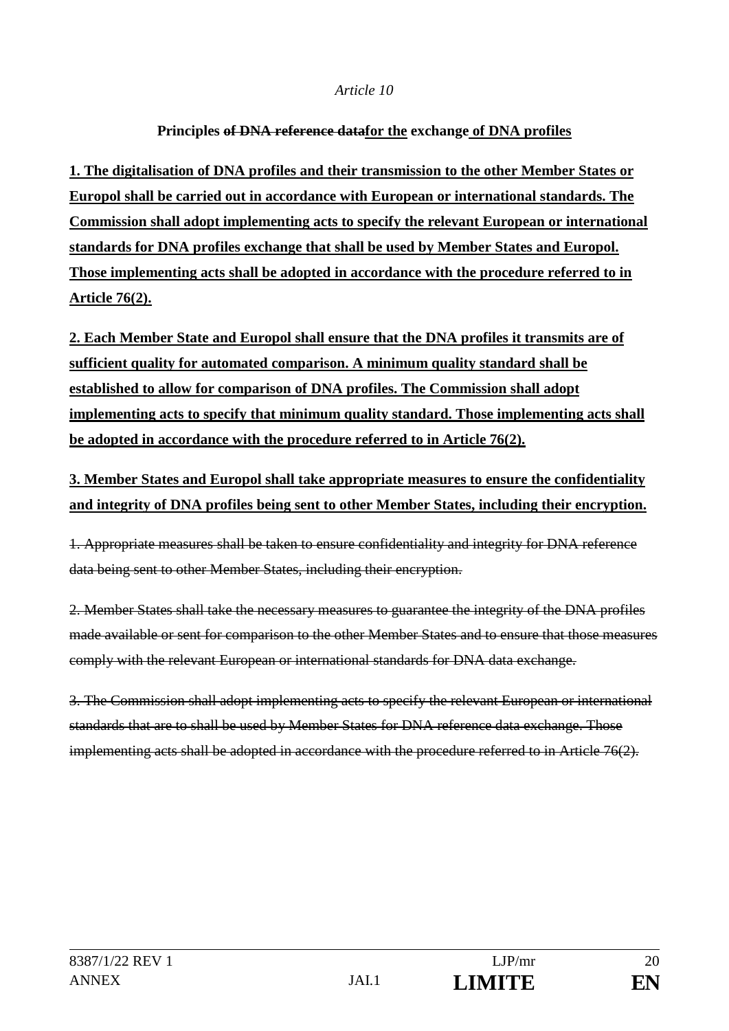*Article 10*

**Principles ~~of DNA reference data~~<u>for the</u> exchange<u> of DNA profiles</u>**

**<u>1. The digitalisation of DNA profiles and their transmission to the other Member States or Europol shall be carried out in accordance with European or international standards. The Commission shall adopt implementing acts to specify the relevant European or international standards for DNA profiles exchange that shall be used by Member States and Europol. Those implementing acts shall be adopted in accordance with the procedure referred to in Article 76(2).</u>**

**<u>2. Each Member State and Europol shall ensure that the DNA profiles it transmits are of sufficient quality for automated comparison. A minimum quality standard shall be established to allow for comparison of DNA profiles. The Commission shall adopt implementing acts to specify that minimum quality standard. Those implementing acts shall be adopted in accordance with the procedure referred to in Article 76(2).</u>**

**<u>3. Member States and Europol shall take appropriate measures to ensure the confidentiality and integrity of DNA profiles being sent to other Member States, including their encryption.</u>**

~~1. Appropriate measures shall be taken to ensure confidentiality and integrity for DNA reference data being sent to other Member States, including their encryption.~~

~~2. Member States shall take the necessary measures to guarantee the integrity of the DNA profiles made available or sent for comparison to the other Member States and to ensure that those measures comply with the relevant European or international standards for DNA data exchange.~~

~~3. The Commission shall adopt implementing acts to specify the relevant European or international standards that are to shall be used by Member States for DNA reference data exchange. Those implementing acts shall be adopted in accordance with the procedure referred to in Article 76(2).~~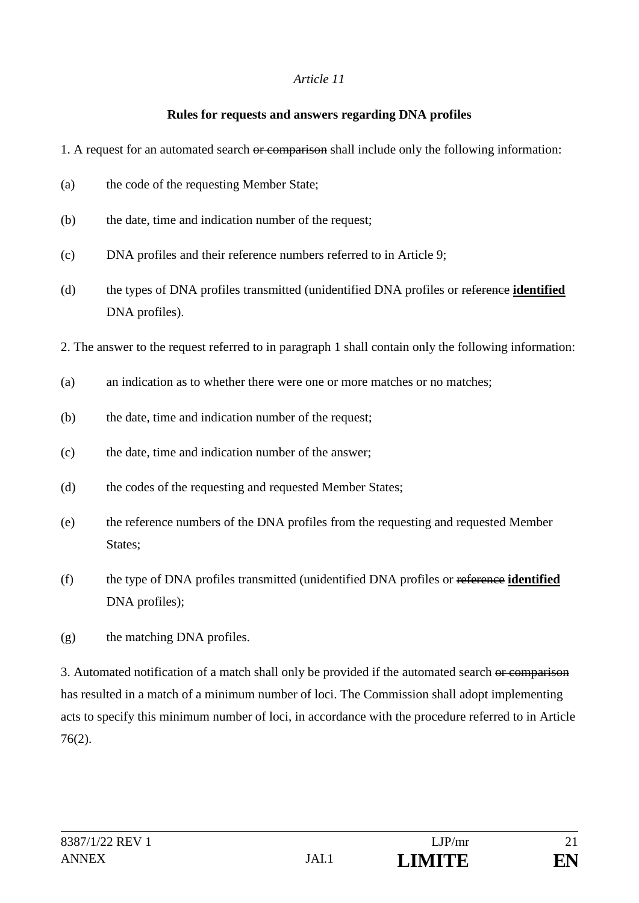*Article 11*

**Rules for requests and answers regarding DNA profiles**

1. A request for an automated search ~~or comparison~~ shall include only the following information:

(a) the code of the requesting Member State;

(b) the date, time and indication number of the request;

(c) DNA profiles and their reference numbers referred to in Article 9;

(d) the types of DNA profiles transmitted (unidentified DNA profiles or ~~reference~~ **identified** DNA profiles).

2. The answer to the request referred to in paragraph 1 shall contain only the following information:

(a) an indication as to whether there were one or more matches or no matches;

(b) the date, time and indication number of the request;

(c) the date, time and indication number of the answer;

(d) the codes of the requesting and requested Member States;

(e) the reference numbers of the DNA profiles from the requesting and requested Member States;

(f) the type of DNA profiles transmitted (unidentified DNA profiles or ~~reference~~ **identified** DNA profiles);

(g) the matching DNA profiles.

3. Automated notification of a match shall only be provided if the automated search ~~or comparison~~ has resulted in a match of a minimum number of loci. The Commission shall adopt implementing acts to specify this minimum number of loci, in accordance with the procedure referred to in Article 76(2).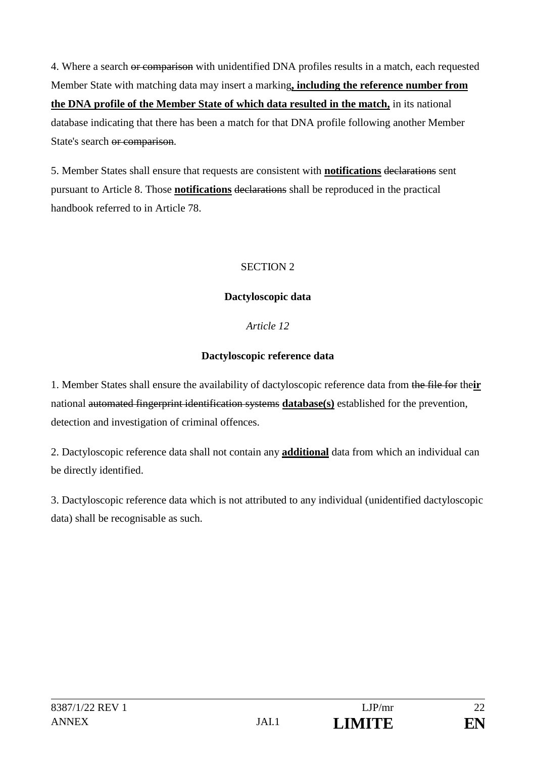4. Where a search ~~or comparison~~ with unidentified DNA profiles results in a match, each requested Member State with matching data may insert a marking**, including the reference number from the DNA profile of the Member State of which data resulted in the match,** in its national database indicating that there has been a match for that DNA profile following another Member State's search ~~or comparison~~.

5. Member States shall ensure that requests are consistent with **notifications** ~~declarations~~ sent pursuant to Article 8. Those **notifications** ~~declarations~~ shall be reproduced in the practical handbook referred to in Article 78.

SECTION 2

**Dactyloscopic data**

*Article 12*

**Dactyloscopic reference data**

1. Member States shall ensure the availability of dactyloscopic reference data from ~~the file for~~ the**ir** national ~~automated fingerprint identification systems~~ **database(s)** established for the prevention, detection and investigation of criminal offences.

2. Dactyloscopic reference data shall not contain any **additional** data from which an individual can be directly identified.

3. Dactyloscopic reference data which is not attributed to any individual (unidentified dactyloscopic data) shall be recognisable as such.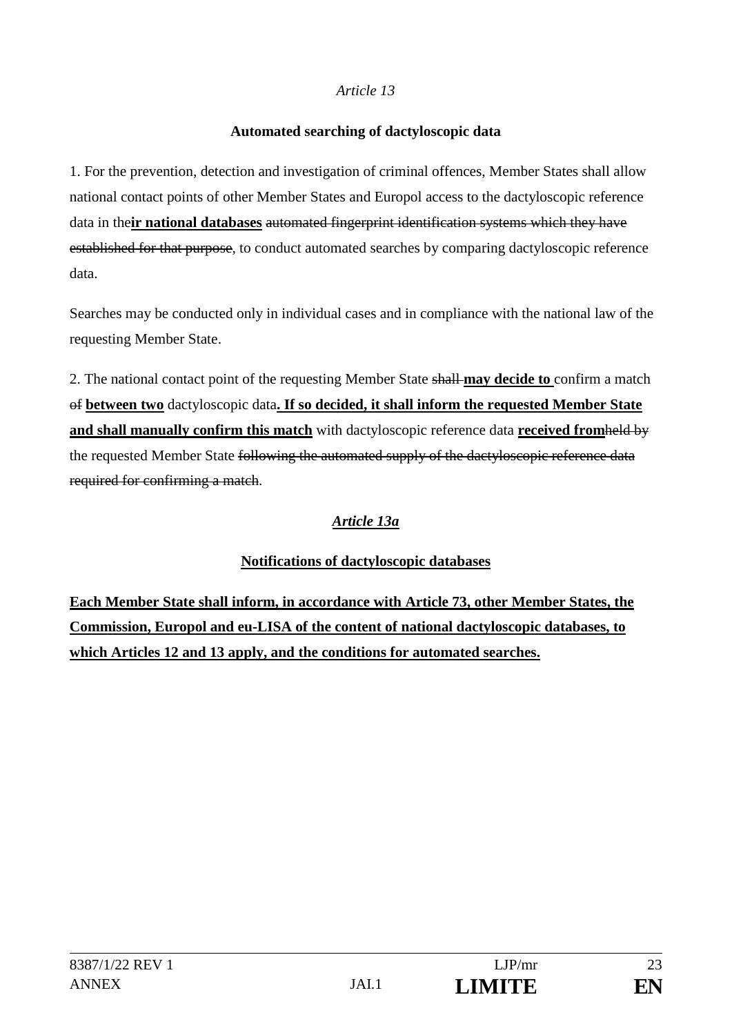*Article 13*

**Automated searching of dactyloscopic data**

1. For the prevention, detection and investigation of criminal offences, Member States shall allow national contact points of other Member States and Europol access to the dactyloscopic reference data in the**ir national databases** ~~automated fingerprint identification systems which they have established for that purpose~~, to conduct automated searches by comparing dactyloscopic reference data.

Searches may be conducted only in individual cases and in compliance with the national law of the requesting Member State.

2. The national contact point of the requesting Member State ~~shall~~ **may decide to** confirm a match ~~of~~ **between two** dactyloscopic data**. If so decided, it shall inform the requested Member State and shall manually confirm this match** with dactyloscopic reference data **received from**~~held by~~ the requested Member State ~~following the automated supply of the dactyloscopic reference data required for confirming a match~~.

***Article 13a***

**Notifications of dactyloscopic databases**

**Each Member State shall inform, in accordance with Article 73, other Member States, the Commission, Europol and eu-LISA of the content of national dactyloscopic databases, to which Articles 12 and 13 apply, and the conditions for automated searches.**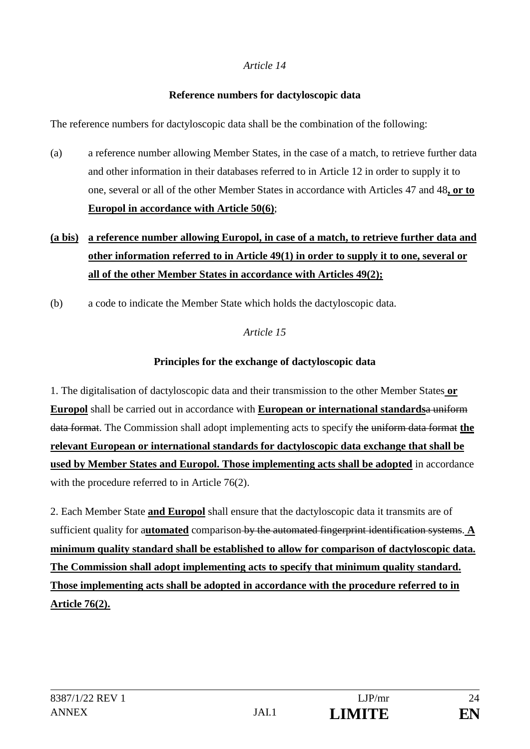*Article 14*

**Reference numbers for dactyloscopic data**

The reference numbers for dactyloscopic data shall be the combination of the following:

(a) a reference number allowing Member States, in the case of a match, to retrieve further data and other information in their databases referred to in Article 12 in order to supply it to one, several or all of the other Member States in accordance with Articles 47 and 48**, or to Europol in accordance with Article 50(6)**;

**(a bis) a reference number allowing Europol, in case of a match, to retrieve further data and other information referred to in Article 49(1) in order to supply it to one, several or all of the other Member States in accordance with Articles 49(2);**

(b) a code to indicate the Member State which holds the dactyloscopic data.

*Article 15*

**Principles for the exchange of dactyloscopic data**

1. The digitalisation of dactyloscopic data and their transmission to the other Member States **or Europol** shall be carried out in accordance with **European or international standards**~~a uniform data format~~. The Commission shall adopt implementing acts to specify ~~the uniform data format~~ **the relevant European or international standards for dactyloscopic data exchange that shall be used by Member States and Europol. Those implementing acts shall be adopted** in accordance with the procedure referred to in Article 76(2).

2. Each Member State **and Europol** shall ensure that the dactyloscopic data it transmits are of sufficient quality for a**utomated** comparison~~ by the automated fingerprint identification systems~~. **A minimum quality standard shall be established to allow for comparison of dactyloscopic data. The Commission shall adopt implementing acts to specify that minimum quality standard. Those implementing acts shall be adopted in accordance with the procedure referred to in Article 76(2).**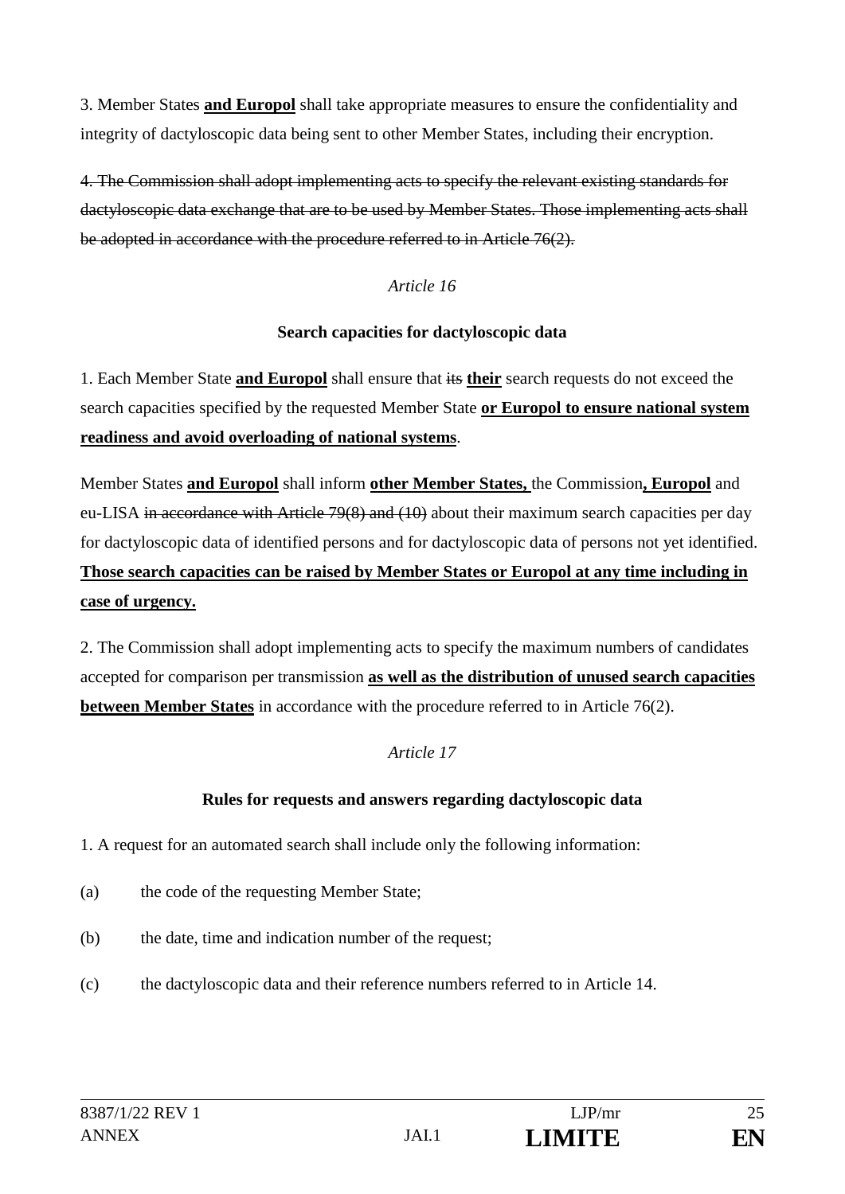3. Member States **<u>and Europol</u>** shall take appropriate measures to ensure the confidentiality and integrity of dactyloscopic data being sent to other Member States, including their encryption.

~~4. The Commission shall adopt implementing acts to specify the relevant existing standards for dactyloscopic data exchange that are to be used by Member States. Those implementing acts shall be adopted in accordance with the procedure referred to in Article 76(2).~~

*Article 16*

**Search capacities for dactyloscopic data**

1. Each Member State **<u>and Europol</u>** shall ensure that ~~its~~ **<u>their</u>** search requests do not exceed the search capacities specified by the requested Member State **<u>or Europol to ensure national system readiness and avoid overloading of national systems</u>**.

Member States **<u>and Europol</u>** shall inform **<u>other Member States,</u>** the Commission**<u>, Europol</u>** and eu-LISA ~~in accordance with Article 79(8) and (10)~~ about their maximum search capacities per day for dactyloscopic data of identified persons and for dactyloscopic data of persons not yet identified. **<u>Those search capacities can be raised by Member States or Europol at any time including in case of urgency.</u>**

2. The Commission shall adopt implementing acts to specify the maximum numbers of candidates accepted for comparison per transmission **<u>as well as the distribution of unused search capacities between Member States</u>** in accordance with the procedure referred to in Article 76(2).

*Article 17*

**Rules for requests and answers regarding dactyloscopic data**

1. A request for an automated search shall include only the following information:

(a) the code of the requesting Member State;

(b) the date, time and indication number of the request;

(c) the dactyloscopic data and their reference numbers referred to in Article 14.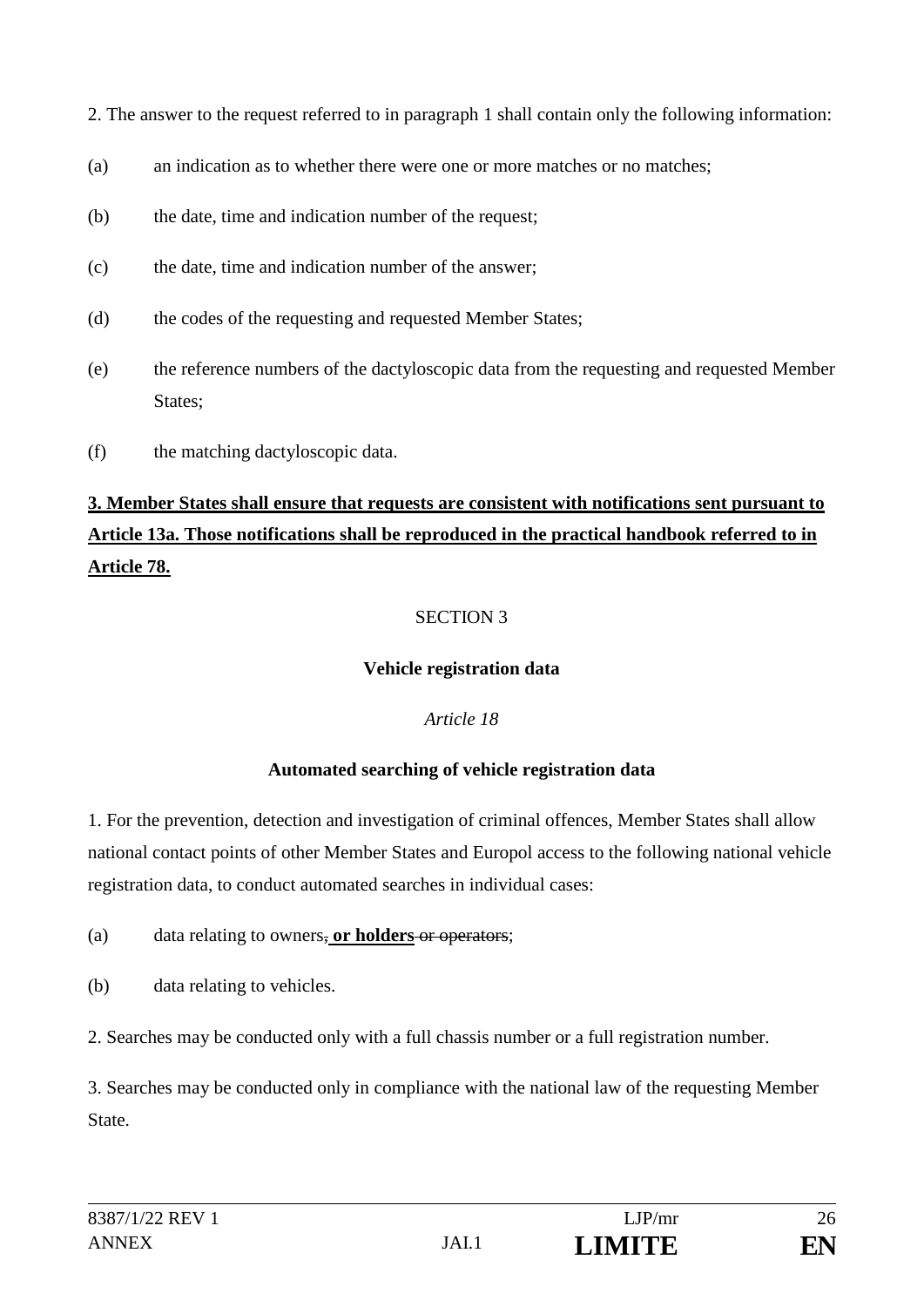2. The answer to the request referred to in paragraph 1 shall contain only the following information:

(a) an indication as to whether there were one or more matches or no matches;

(b) the date, time and indication number of the request;

(c) the date, time and indication number of the answer;

(d) the codes of the requesting and requested Member States;

(e) the reference numbers of the dactyloscopic data from the requesting and requested Member States;

(f) the matching dactyloscopic data.

<u>**3. Member States shall ensure that requests are consistent with notifications sent pursuant to Article 13a. Those notifications shall be reproduced in the practical handbook referred to in Article 78.**</u>

SECTION 3

**Vehicle registration data**

*Article 18*

**Automated searching of vehicle registration data**

1. For the prevention, detection and investigation of criminal offences, Member States shall allow national contact points of other Member States and Europol access to the following national vehicle registration data, to conduct automated searches in individual cases:

(a) data relating to owners~~,~~ <u>**or holders**</u> ~~or operators~~;

(b) data relating to vehicles.

2. Searches may be conducted only with a full chassis number or a full registration number.

3. Searches may be conducted only in compliance with the national law of the requesting Member State.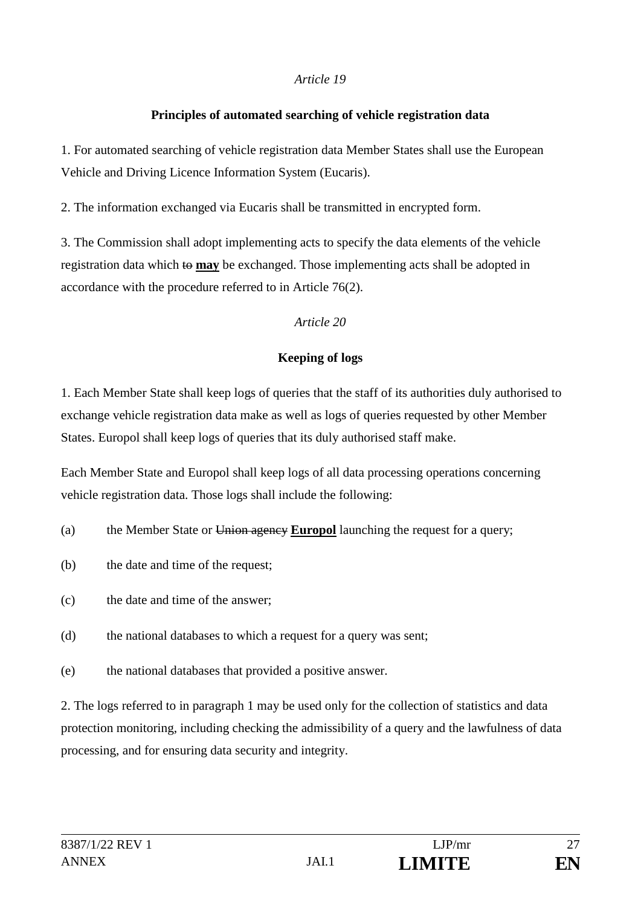*Article 19*

**Principles of automated searching of vehicle registration data**

1. For automated searching of vehicle registration data Member States shall use the European Vehicle and Driving Licence Information System (Eucaris).

2. The information exchanged via Eucaris shall be transmitted in encrypted form.

3. The Commission shall adopt implementing acts to specify the data elements of the vehicle registration data which ~~to~~ **may** be exchanged. Those implementing acts shall be adopted in accordance with the procedure referred to in Article 76(2).

*Article 20*

**Keeping of logs**

1. Each Member State shall keep logs of queries that the staff of its authorities duly authorised to exchange vehicle registration data make as well as logs of queries requested by other Member States. Europol shall keep logs of queries that its duly authorised staff make.

Each Member State and Europol shall keep logs of all data processing operations concerning vehicle registration data. Those logs shall include the following:

(a) the Member State or ~~Union agency~~ **Europol** launching the request for a query;

(b) the date and time of the request;

(c) the date and time of the answer;

(d) the national databases to which a request for a query was sent;

(e) the national databases that provided a positive answer.

2. The logs referred to in paragraph 1 may be used only for the collection of statistics and data protection monitoring, including checking the admissibility of a query and the lawfulness of data processing, and for ensuring data security and integrity.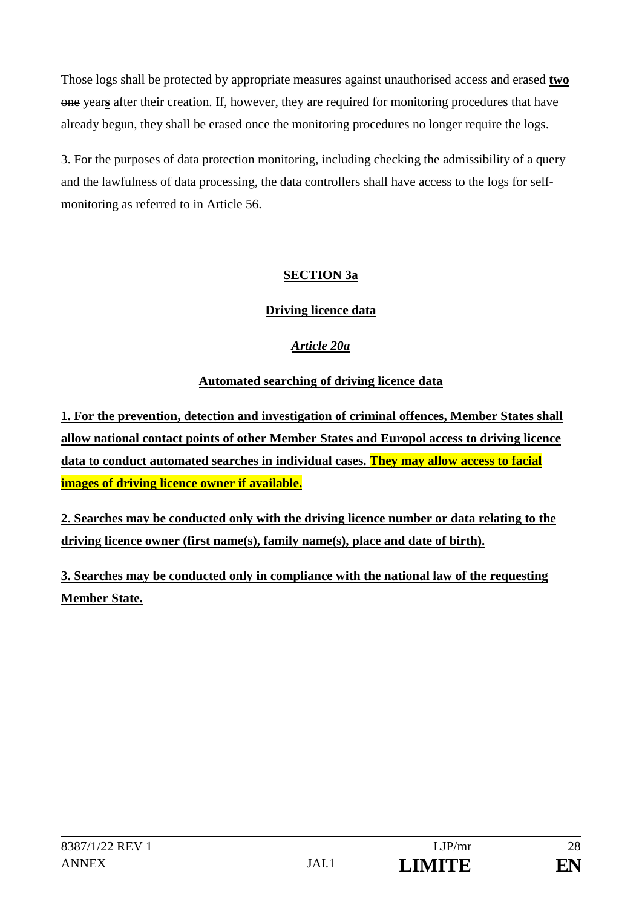Those logs shall be protected by appropriate measures against unauthorised access and erased **two** ~~one~~ year**s** after their creation. If, however, they are required for monitoring procedures that have already begun, they shall be erased once the monitoring procedures no longer require the logs.

3. For the purposes of data protection monitoring, including checking the admissibility of a query and the lawfulness of data processing, the data controllers shall have access to the logs for self-monitoring as referred to in Article 56.

## SECTION 3a

## Driving licence data

### *Article 20a*

### Automated searching of driving licence data

**1. For the prevention, detection and investigation of criminal offences, Member States shall allow national contact points of other Member States and Europol access to driving licence data to conduct automated searches in individual cases. They may allow access to facial images of driving licence owner if available.**

**2. Searches may be conducted only with the driving licence number or data relating to the driving licence owner (first name(s), family name(s), place and date of birth).**

**3. Searches may be conducted only in compliance with the national law of the requesting Member State.**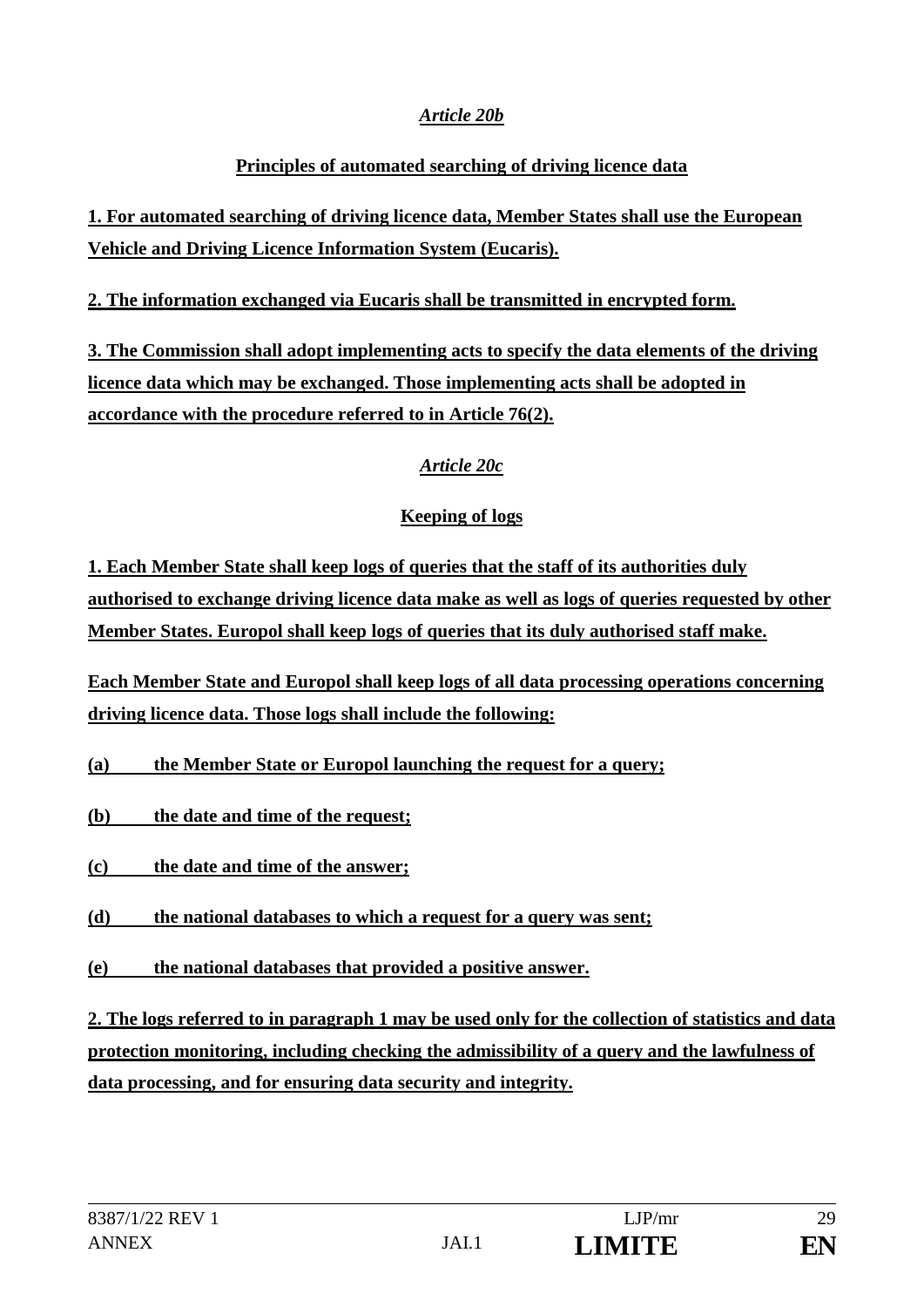*Article 20b*

**Principles of automated searching of driving licence data**

**1. For automated searching of driving licence data, Member States shall use the European Vehicle and Driving Licence Information System (Eucaris).**

**2. The information exchanged via Eucaris shall be transmitted in encrypted form.**

**3. The Commission shall adopt implementing acts to specify the data elements of the driving licence data which may be exchanged. Those implementing acts shall be adopted in accordance with the procedure referred to in Article 76(2).**

*Article 20c*

**Keeping of logs**

**1. Each Member State shall keep logs of queries that the staff of its authorities duly authorised to exchange driving licence data make as well as logs of queries requested by other Member States. Europol shall keep logs of queries that its duly authorised staff make.**

**Each Member State and Europol shall keep logs of all data processing operations concerning driving licence data. Those logs shall include the following:**

**(a) the Member State or Europol launching the request for a query;**

**(b) the date and time of the request;**

**(c) the date and time of the answer;**

**(d) the national databases to which a request for a query was sent;**

**(e) the national databases that provided a positive answer.**

**2. The logs referred to in paragraph 1 may be used only for the collection of statistics and data protection monitoring, including checking the admissibility of a query and the lawfulness of data processing, and for ensuring data security and integrity.**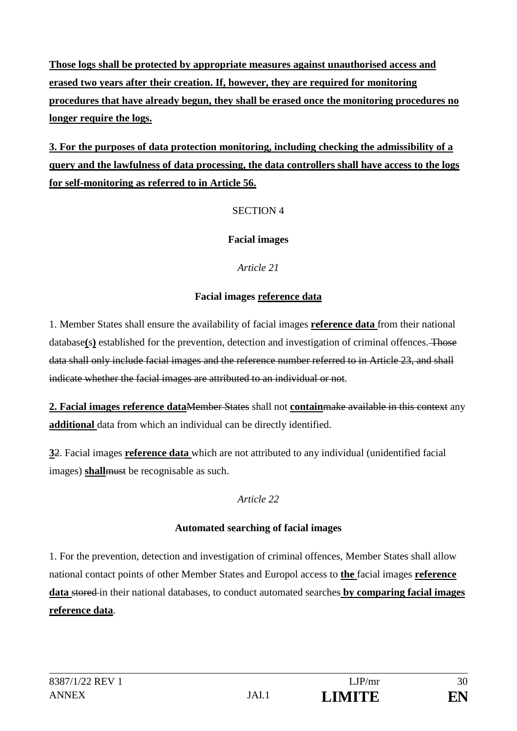**Those logs shall be protected by appropriate measures against unauthorised access and erased two years after their creation. If, however, they are required for monitoring procedures that have already begun, they shall be erased once the monitoring procedures no longer require the logs.**

**3. For the purposes of data protection monitoring, including checking the admissibility of a query and the lawfulness of data processing, the data controllers shall have access to the logs for self-monitoring as referred to in Article 56.**

SECTION 4

**Facial images**

*Article 21*

**Facial images reference data**

1. Member States shall ensure the availability of facial images **reference data** from their national database**(s)** established for the prevention, detection and investigation of criminal offences. ~~Those data shall only include facial images and the reference number referred to in Article 23, and shall indicate whether the facial images are attributed to an individual or not~~.

**2. Facial images reference data**~~Member States~~ shall not **contain**~~make available in this context~~ any **additional** data from which an individual can be directly identified.

**3**~~2~~. Facial images **reference data** which are not attributed to any individual (unidentified facial images) **shall**~~must~~ be recognisable as such.

*Article 22*

**Automated searching of facial images**

1. For the prevention, detection and investigation of criminal offences, Member States shall allow national contact points of other Member States and Europol access to **the** facial images **reference data** ~~stored~~ in their national databases, to conduct automated searches **by comparing facial images reference data**.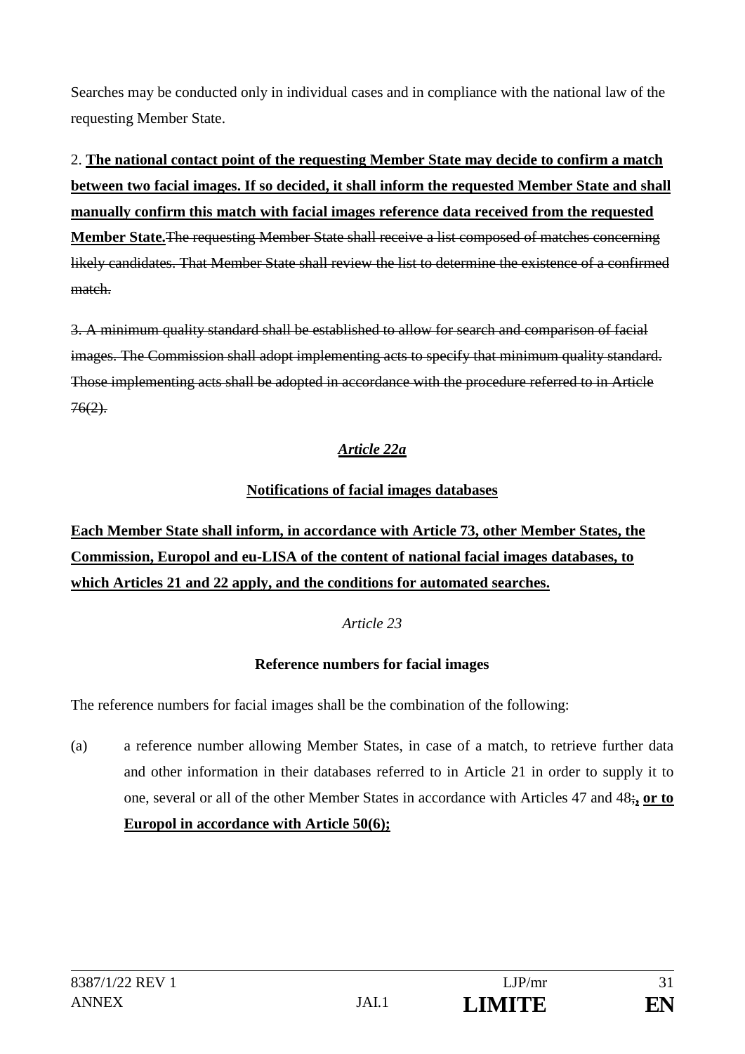Searches may be conducted only in individual cases and in compliance with the national law of the requesting Member State.

2. **<u>The national contact point of the requesting Member State may decide to confirm a match between two facial images. If so decided, it shall inform the requested Member State and shall manually confirm this match with facial images reference data received from the requested Member State.</u>**~~The requesting Member State shall receive a list composed of matches concerning likely candidates. That Member State shall review the list to determine the existence of a confirmed match.~~

~~3. A minimum quality standard shall be established to allow for search and comparison of facial images. The Commission shall adopt implementing acts to specify that minimum quality standard. Those implementing acts shall be adopted in accordance with the procedure referred to in Article 76(2).~~

*<u>Article 22a</u>*

**<u>Notifications of facial images databases</u>**

**<u>Each Member State shall inform, in accordance with Article 73, other Member States, the Commission, Europol and eu-LISA of the content of national facial images databases, to which Articles 21 and 22 apply, and the conditions for automated searches.</u>**

*Article 23*

**Reference numbers for facial images**

The reference numbers for facial images shall be the combination of the following:

(a) a reference number allowing Member States, in case of a match, to retrieve further data and other information in their databases referred to in Article 21 in order to supply it to one, several or all of the other Member States in accordance with Articles 47 and 48~~;~~**<u>, or to Europol in accordance with Article 50(6);</u>**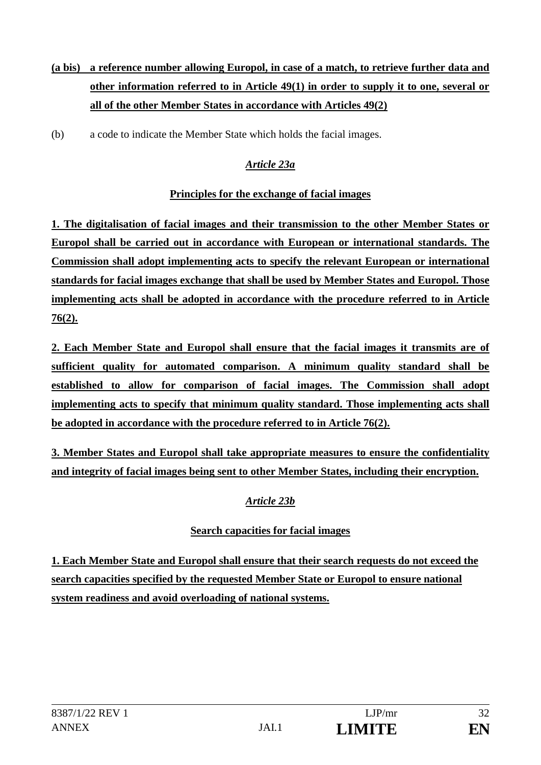**(a bis) a reference number allowing Europol, in case of a match, to retrieve further data and other information referred to in Article 49(1) in order to supply it to one, several or all of the other Member States in accordance with Articles 49(2)**

(b) a code to indicate the Member State which holds the facial images.

***Article 23a***

**Principles for the exchange of facial images**

**1. The digitalisation of facial images and their transmission to the other Member States or Europol shall be carried out in accordance with European or international standards. The Commission shall adopt implementing acts to specify the relevant European or international standards for facial images exchange that shall be used by Member States and Europol. Those implementing acts shall be adopted in accordance with the procedure referred to in Article 76(2).**

**2. Each Member State and Europol shall ensure that the facial images it transmits are of sufficient quality for automated comparison. A minimum quality standard shall be established to allow for comparison of facial images. The Commission shall adopt implementing acts to specify that minimum quality standard. Those implementing acts shall be adopted in accordance with the procedure referred to in Article 76(2).**

**3. Member States and Europol shall take appropriate measures to ensure the confidentiality and integrity of facial images being sent to other Member States, including their encryption.**

***Article 23b***

**Search capacities for facial images**

**1. Each Member State and Europol shall ensure that their search requests do not exceed the search capacities specified by the requested Member State or Europol to ensure national system readiness and avoid overloading of national systems.**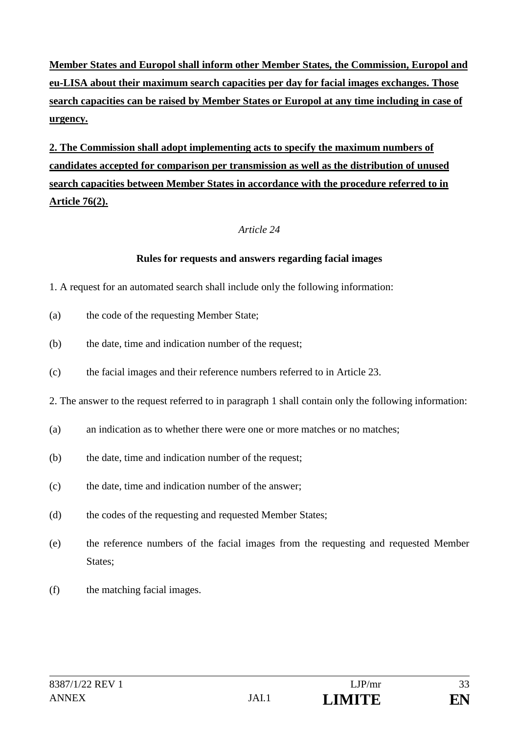**<u>Member States and Europol shall inform other Member States, the Commission, Europol and eu-LISA about their maximum search capacities per day for facial images exchanges. Those search capacities can be raised by Member States or Europol at any time including in case of urgency.</u>**

**<u>2. The Commission shall adopt implementing acts to specify the maximum numbers of candidates accepted for comparison per transmission as well as the distribution of unused search capacities between Member States in accordance with the procedure referred to in Article 76(2).</u>**

*Article 24*

**Rules for requests and answers regarding facial images**

1. A request for an automated search shall include only the following information:

(a) the code of the requesting Member State;

(b) the date, time and indication number of the request;

(c) the facial images and their reference numbers referred to in Article 23.

2. The answer to the request referred to in paragraph 1 shall contain only the following information:

(a) an indication as to whether there were one or more matches or no matches;

(b) the date, time and indication number of the request;

(c) the date, time and indication number of the answer;

(d) the codes of the requesting and requested Member States;

(e) the reference numbers of the facial images from the requesting and requested Member States;

(f) the matching facial images.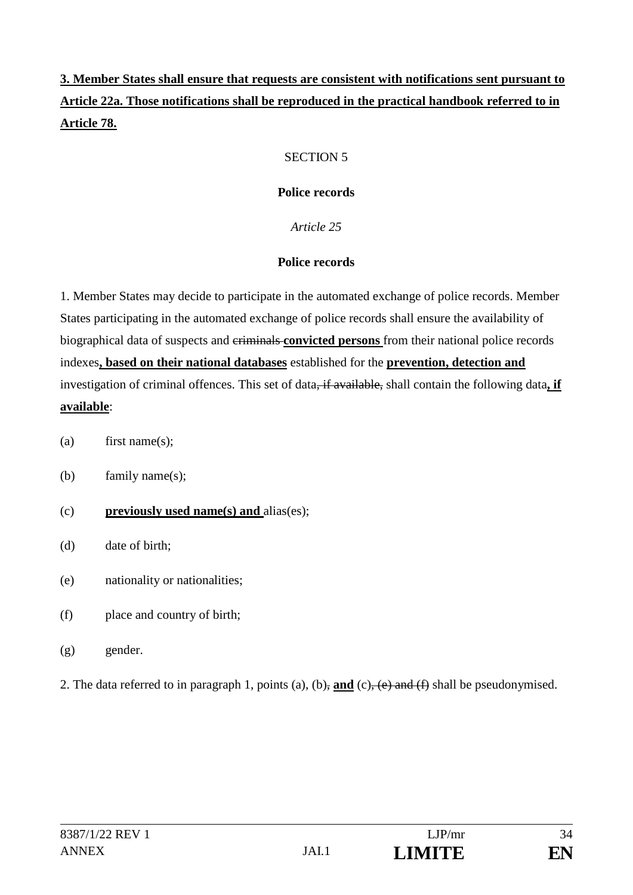**<u>3. Member States shall ensure that requests are consistent with notifications sent pursuant to Article 22a. Those notifications shall be reproduced in the practical handbook referred to in Article 78.</u>**

SECTION 5

**Police records**

*Article 25*

**Police records**

1. Member States may decide to participate in the automated exchange of police records. Member States participating in the automated exchange of police records shall ensure the availability of biographical data of suspects and ~~criminals~~ **<u>convicted persons</u>** from their national police records indexes**<u>, based on their national databases</u>** established for the **<u>prevention, detection and</u>** investigation of criminal offences. This set of data~~, if available,~~ shall contain the following data**<u>, if available</u>**:

(a) first name(s);

(b) family name(s);

(c) **<u>previously used name(s) and</u>** alias(es);

(d) date of birth;

(e) nationality or nationalities;

(f) place and country of birth;

(g) gender.

2. The data referred to in paragraph 1, points (a), (b)~~,~~ **<u>and</u>** (c)~~, (e) and (f)~~ shall be pseudonymised.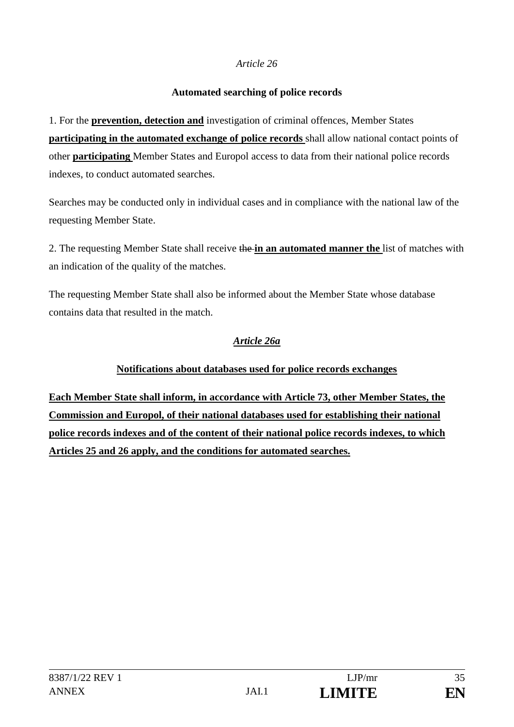*Article 26*

**Automated searching of police records**

1. For the **prevention, detection and** investigation of criminal offences, Member States **participating in the automated exchange of police records** shall allow national contact points of other **participating** Member States and Europol access to data from their national police records indexes, to conduct automated searches.

Searches may be conducted only in individual cases and in compliance with the national law of the requesting Member State.

2. The requesting Member State shall receive ~~the~~ **in an automated manner the** list of matches with an indication of the quality of the matches.

The requesting Member State shall also be informed about the Member State whose database contains data that resulted in the match.

***Article 26a***

**Notifications about databases used for police records exchanges**

**Each Member State shall inform, in accordance with Article 73, other Member States, the Commission and Europol, of their national databases used for establishing their national police records indexes and of the content of their national police records indexes, to which Articles 25 and 26 apply, and the conditions for automated searches.**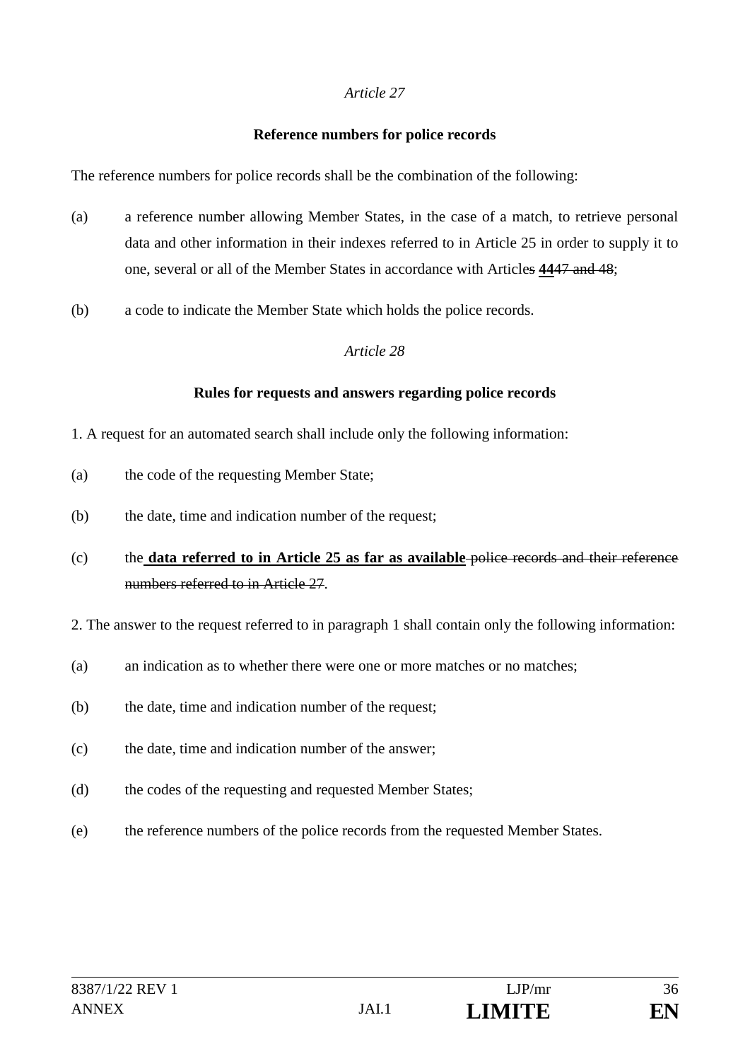*Article 27*

**Reference numbers for police records**

The reference numbers for police records shall be the combination of the following:

(a) a reference number allowing Member States, in the case of a match, to retrieve personal data and other information in their indexes referred to in Article 25 in order to supply it to one, several or all of the Member States in accordance with Article~~s~~ **44**~~47 and 48~~;

(b) a code to indicate the Member State which holds the police records.

*Article 28*

**Rules for requests and answers regarding police records**

1. A request for an automated search shall include only the following information:

(a) the code of the requesting Member State;

(b) the date, time and indication number of the request;

(c) the **data referred to in Article 25 as far as available** ~~police records and their reference numbers referred to in Article 27~~.

2. The answer to the request referred to in paragraph 1 shall contain only the following information:

(a) an indication as to whether there were one or more matches or no matches;

(b) the date, time and indication number of the request;

(c) the date, time and indication number of the answer;

(d) the codes of the requesting and requested Member States;

(e) the reference numbers of the police records from the requested Member States.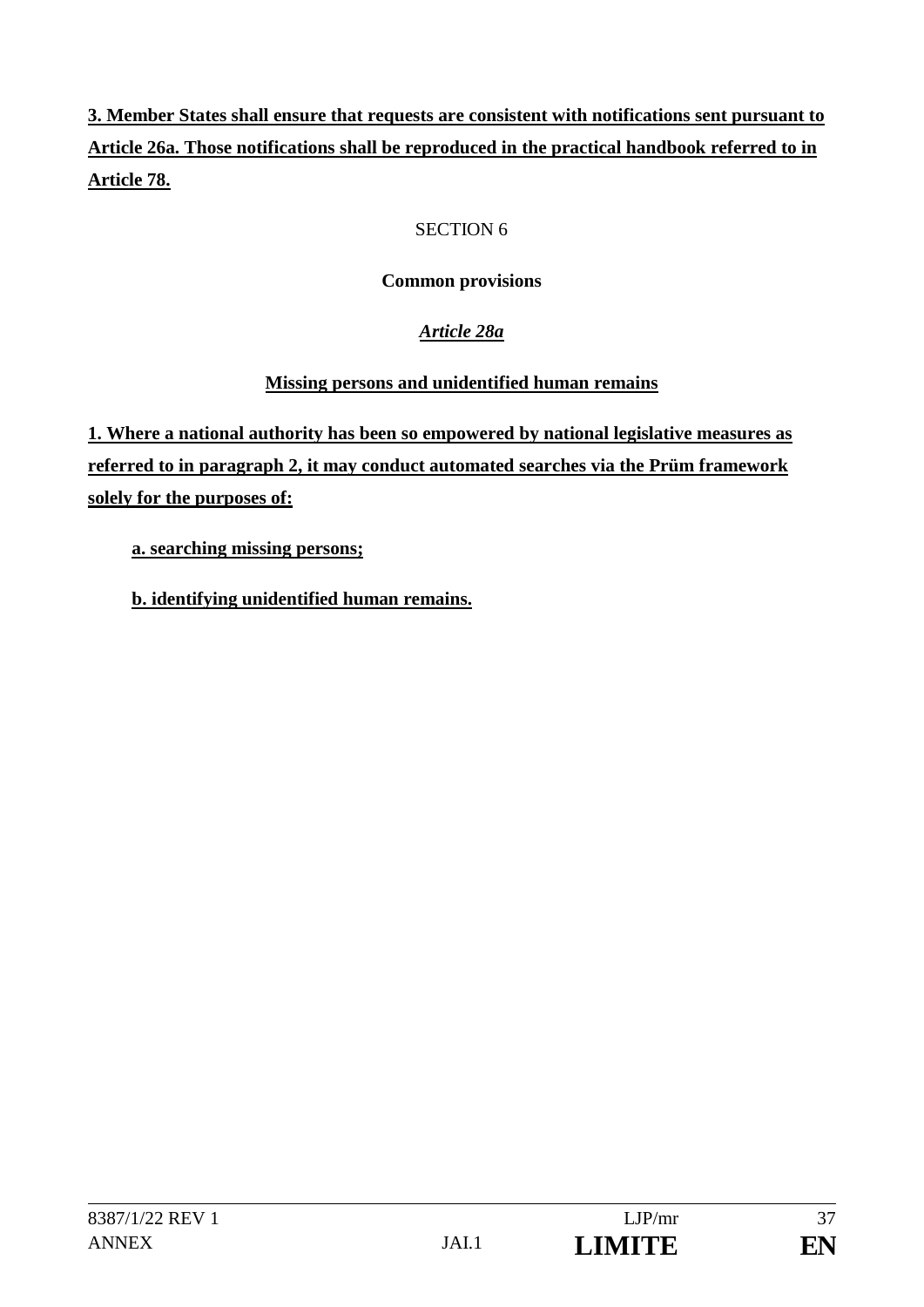**3. Member States shall ensure that requests are consistent with notifications sent pursuant to Article 26a. Those notifications shall be reproduced in the practical handbook referred to in Article 78.**

SECTION 6

**Common provisions**

*Article 28a*

**Missing persons and unidentified human remains**

**1. Where a national authority has been so empowered by national legislative measures as referred to in paragraph 2, it may conduct automated searches via the Prüm framework solely for the purposes of:**

**a. searching missing persons;**

**b. identifying unidentified human remains.**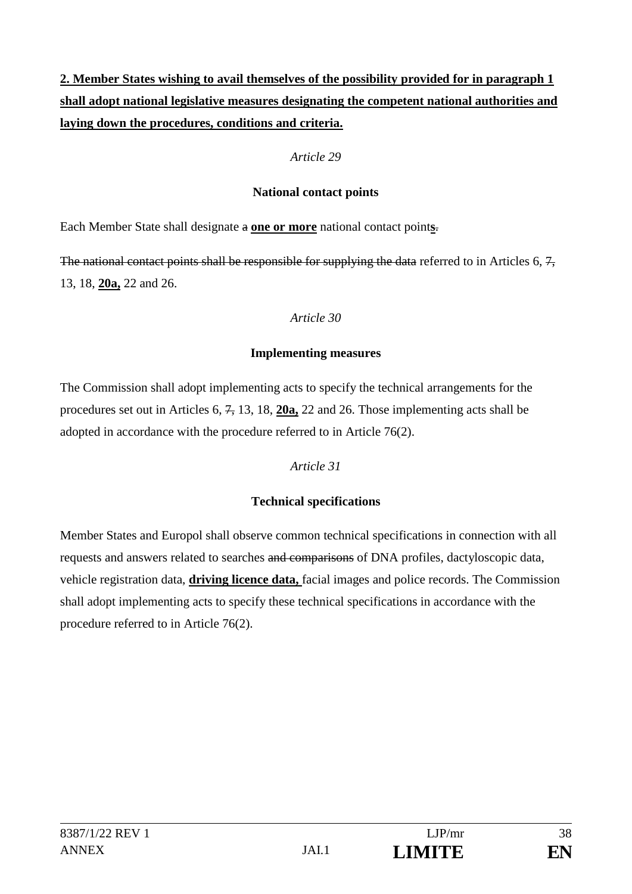**2. Member States wishing to avail themselves of the possibility provided for in paragraph 1 shall adopt national legislative measures designating the competent national authorities and laying down the procedures, conditions and criteria.**

*Article 29*

**National contact points**

Each Member State shall designate ~~a~~ **one or more** national contact point**s**~~.~~

~~The national contact points shall be responsible for supplying the data~~ referred to in Articles 6, ~~7,~~ 13, 18, **20a,** 22 and 26.

*Article 30*

**Implementing measures**

The Commission shall adopt implementing acts to specify the technical arrangements for the procedures set out in Articles 6, ~~7,~~ 13, 18, **20a,** 22 and 26. Those implementing acts shall be adopted in accordance with the procedure referred to in Article 76(2).

*Article 31*

**Technical specifications**

Member States and Europol shall observe common technical specifications in connection with all requests and answers related to searches ~~and comparisons~~ of DNA profiles, dactyloscopic data, vehicle registration data, **driving licence data,** facial images and police records. The Commission shall adopt implementing acts to specify these technical specifications in accordance with the procedure referred to in Article 76(2).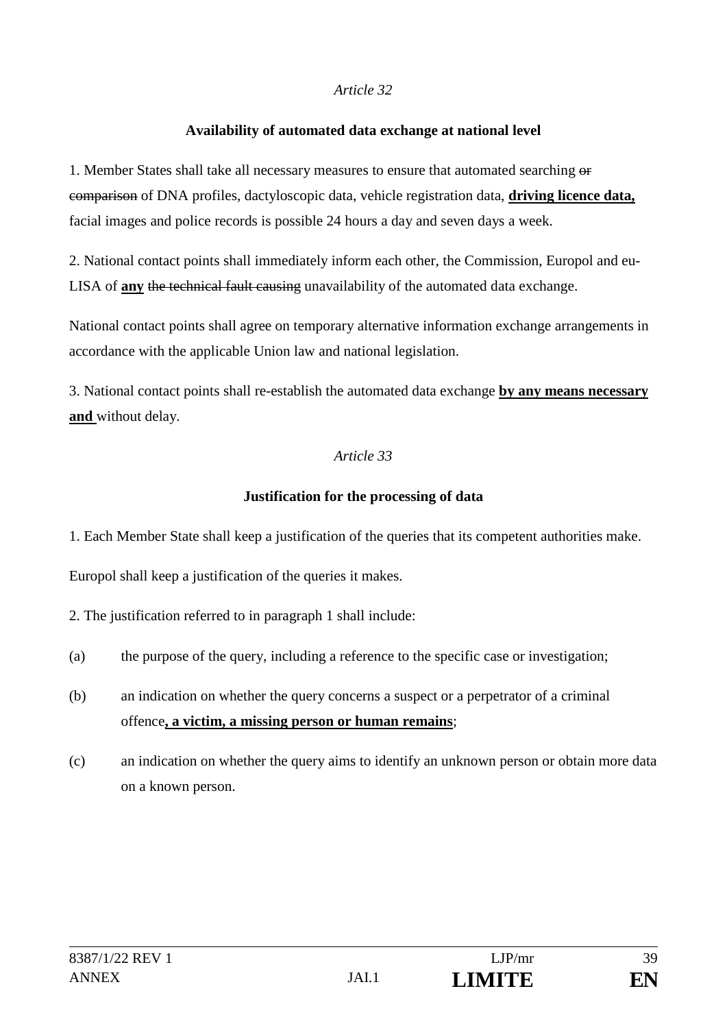*Article 32*

**Availability of automated data exchange at national level**

1. Member States shall take all necessary measures to ensure that automated searching ~~or comparison~~ of DNA profiles, dactyloscopic data, vehicle registration data, **driving licence data,** facial images and police records is possible 24 hours a day and seven days a week.

2. National contact points shall immediately inform each other, the Commission, Europol and eu-LISA of **any** ~~the technical fault causing~~ unavailability of the automated data exchange.

National contact points shall agree on temporary alternative information exchange arrangements in accordance with the applicable Union law and national legislation.

3. National contact points shall re-establish the automated data exchange **by any means necessary and** without delay.

*Article 33*

**Justification for the processing of data**

1. Each Member State shall keep a justification of the queries that its competent authorities make.

Europol shall keep a justification of the queries it makes.

2. The justification referred to in paragraph 1 shall include:

(a) the purpose of the query, including a reference to the specific case or investigation;

(b) an indication on whether the query concerns a suspect or a perpetrator of a criminal offence**, a victim, a missing person or human remains**;

(c) an indication on whether the query aims to identify an unknown person or obtain more data on a known person.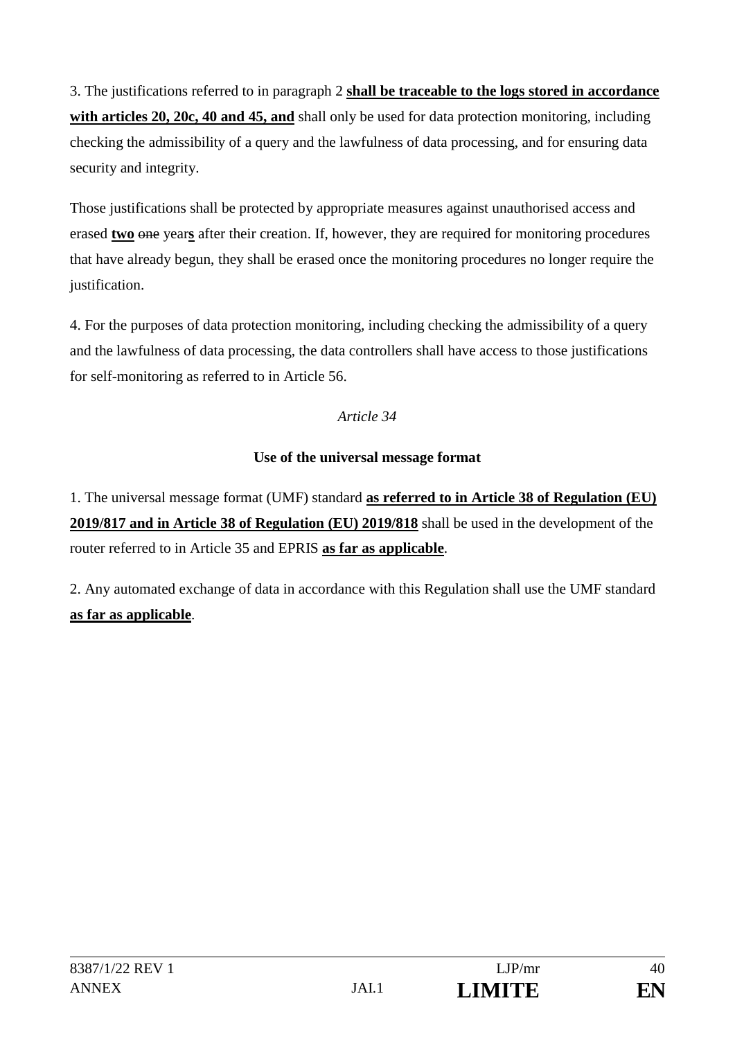3. The justifications referred to in paragraph 2 **<u>shall be traceable to the logs stored in accordance with articles 20, 20c, 40 and 45, and</u>** shall only be used for data protection monitoring, including checking the admissibility of a query and the lawfulness of data processing, and for ensuring data security and integrity.

Those justifications shall be protected by appropriate measures against unauthorised access and erased **<u>two</u>** ~~one~~ year**<u>s</u>** after their creation. If, however, they are required for monitoring procedures that have already begun, they shall be erased once the monitoring procedures no longer require the justification.

4. For the purposes of data protection monitoring, including checking the admissibility of a query and the lawfulness of data processing, the data controllers shall have access to those justifications for self-monitoring as referred to in Article 56.

*Article 34*

**Use of the universal message format**

1. The universal message format (UMF) standard **<u>as referred to in Article 38 of Regulation (EU) 2019/817 and in Article 38 of Regulation (EU) 2019/818</u>** shall be used in the development of the router referred to in Article 35 and EPRIS **<u>as far as applicable</u>**.

2. Any automated exchange of data in accordance with this Regulation shall use the UMF standard **<u>as far as applicable</u>**.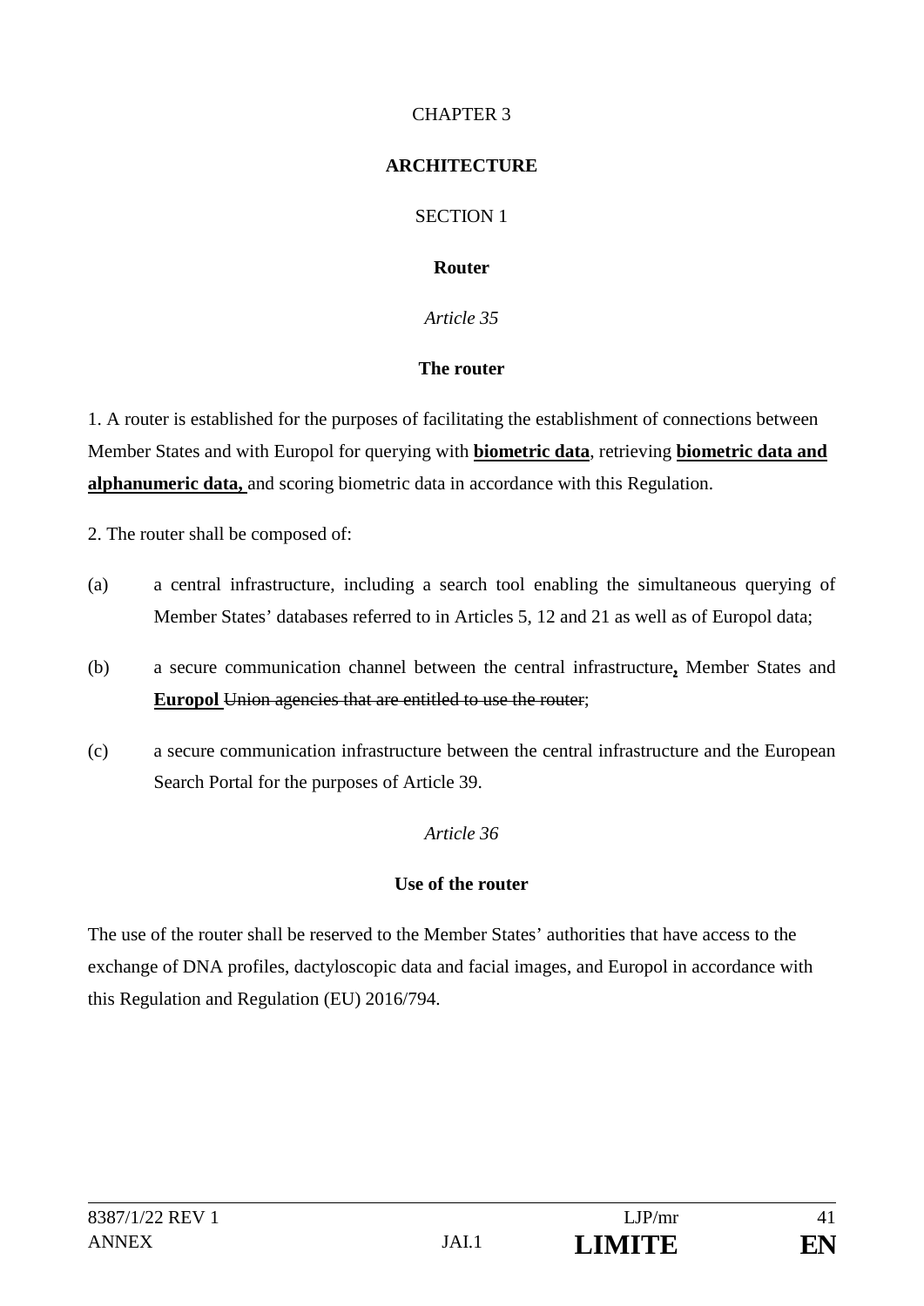CHAPTER 3

**ARCHITECTURE**

SECTION 1

**Router**

*Article 35*

**The router**

1. A router is established for the purposes of facilitating the establishment of connections between Member States and with Europol for querying with **biometric data**, retrieving **biometric data and alphanumeric data,** and scoring biometric data in accordance with this Regulation.

2. The router shall be composed of:

(a) a central infrastructure, including a search tool enabling the simultaneous querying of Member States' databases referred to in Articles 5, 12 and 21 as well as of Europol data;

(b) a secure communication channel between the central infrastructure**,** Member States and **Europol** ~~Union agencies that are entitled to use the router~~;

(c) a secure communication infrastructure between the central infrastructure and the European Search Portal for the purposes of Article 39.

*Article 36*

**Use of the router**

The use of the router shall be reserved to the Member States' authorities that have access to the exchange of DNA profiles, dactyloscopic data and facial images, and Europol in accordance with this Regulation and Regulation (EU) 2016/794.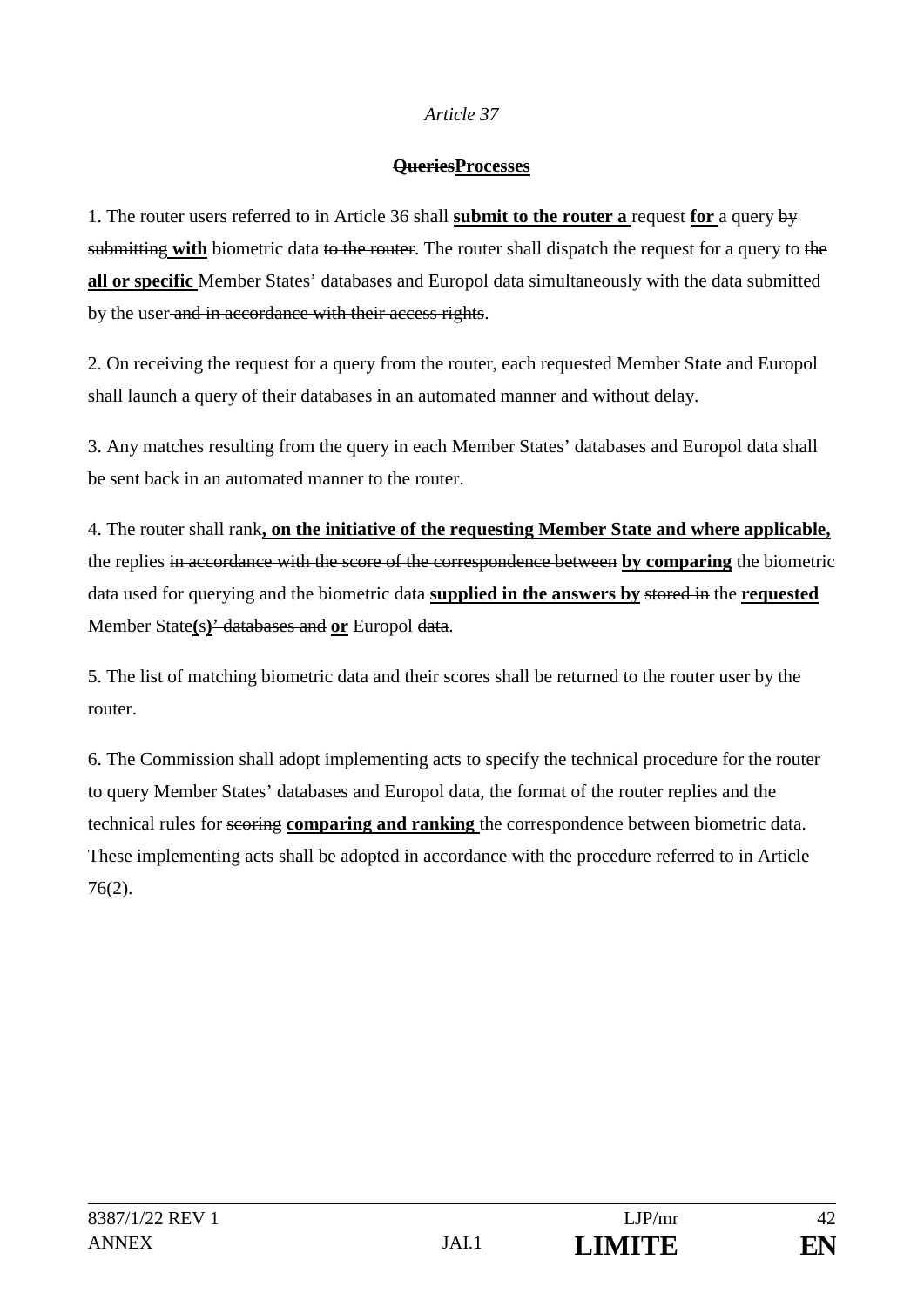*Article 37*

**~~Queries~~Processes**

1. The router users referred to in Article 36 shall **submit to the router a** request **for** a query ~~by submitting~~ **with** biometric data ~~to the router~~. The router shall dispatch the request for a query to ~~the~~ **all or specific** Member States' databases and Europol data simultaneously with the data submitted by the user ~~and in accordance with their access rights~~.

2. On receiving the request for a query from the router, each requested Member State and Europol shall launch a query of their databases in an automated manner and without delay.

3. Any matches resulting from the query in each Member States' databases and Europol data shall be sent back in an automated manner to the router.

4. The router shall rank**, on the initiative of the requesting Member State and where applicable,** the replies ~~in accordance with the score of the correspondence between~~ **by comparing** the biometric data used for querying and the biometric data **supplied in the answers by** ~~stored in~~ the **requested** Member State**(s)**~~' databases and~~ **or** Europol ~~data~~.

5. The list of matching biometric data and their scores shall be returned to the router user by the router.

6. The Commission shall adopt implementing acts to specify the technical procedure for the router to query Member States' databases and Europol data, the format of the router replies and the technical rules for ~~scoring~~ **comparing and ranking** the correspondence between biometric data. These implementing acts shall be adopted in accordance with the procedure referred to in Article 76(2).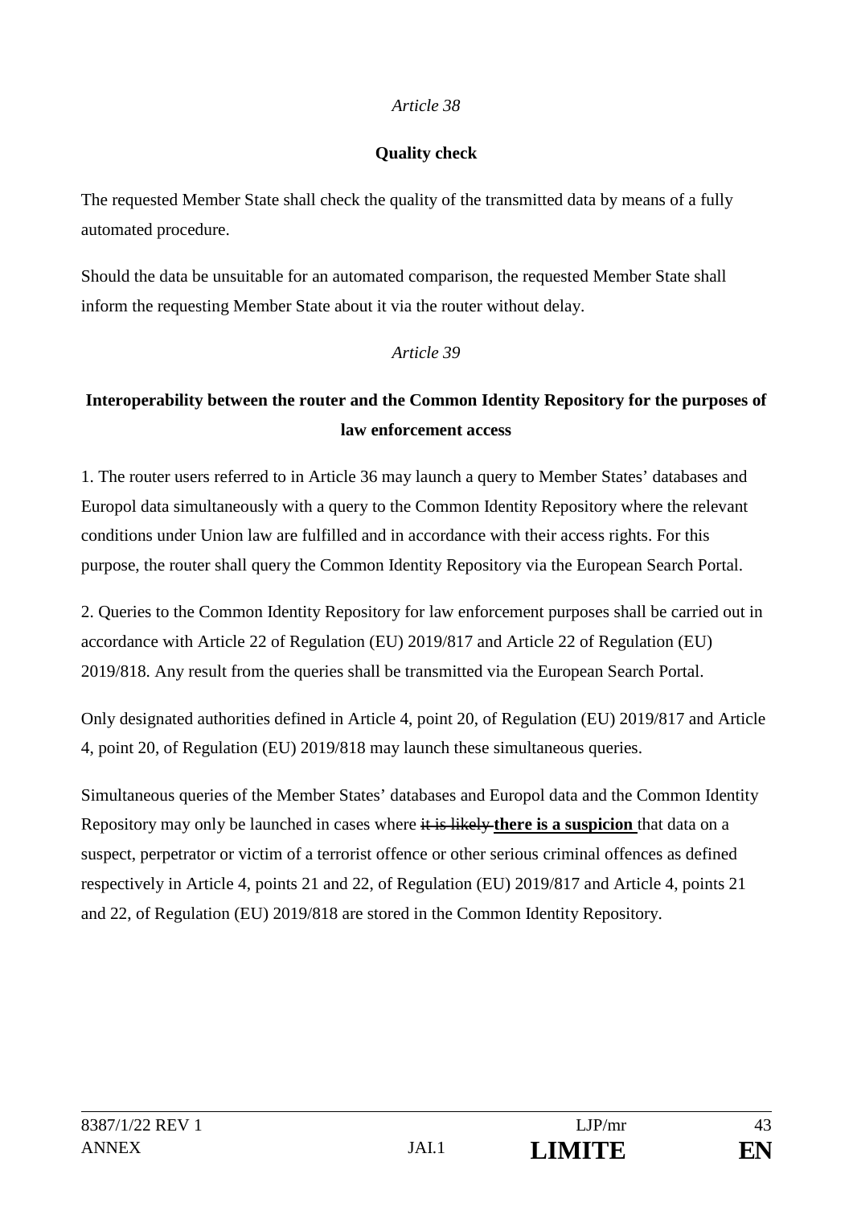*Article 38*

**Quality check**

The requested Member State shall check the quality of the transmitted data by means of a fully automated procedure.

Should the data be unsuitable for an automated comparison, the requested Member State shall inform the requesting Member State about it via the router without delay.

*Article 39*

**Interoperability between the router and the Common Identity Repository for the purposes of law enforcement access**

1. The router users referred to in Article 36 may launch a query to Member States' databases and Europol data simultaneously with a query to the Common Identity Repository where the relevant conditions under Union law are fulfilled and in accordance with their access rights. For this purpose, the router shall query the Common Identity Repository via the European Search Portal.

2. Queries to the Common Identity Repository for law enforcement purposes shall be carried out in accordance with Article 22 of Regulation (EU) 2019/817 and Article 22 of Regulation (EU) 2019/818. Any result from the queries shall be transmitted via the European Search Portal.

Only designated authorities defined in Article 4, point 20, of Regulation (EU) 2019/817 and Article 4, point 20, of Regulation (EU) 2019/818 may launch these simultaneous queries.

Simultaneous queries of the Member States' databases and Europol data and the Common Identity Repository may only be launched in cases where ~~it is likely~~ **<u>there is a suspicion</u>** that data on a suspect, perpetrator or victim of a terrorist offence or other serious criminal offences as defined respectively in Article 4, points 21 and 22, of Regulation (EU) 2019/817 and Article 4, points 21 and 22, of Regulation (EU) 2019/818 are stored in the Common Identity Repository.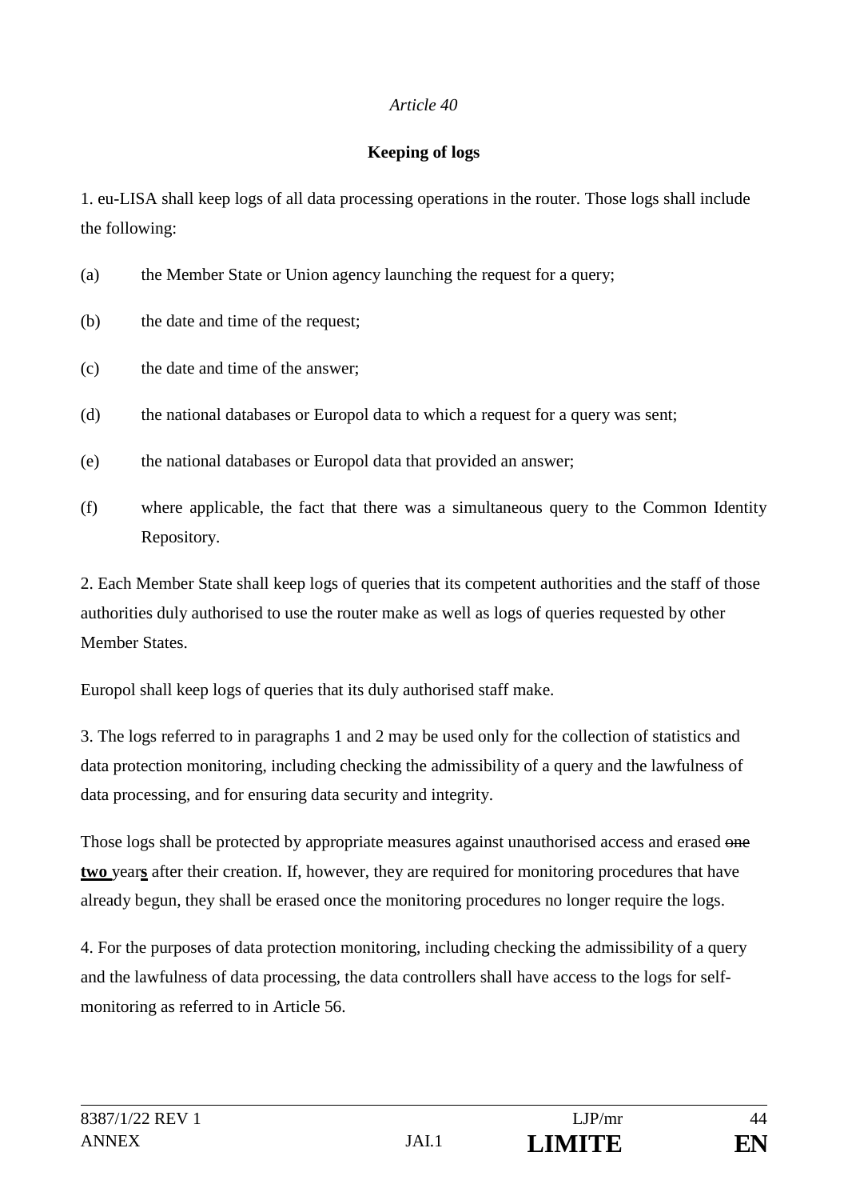*Article 40*

**Keeping of logs**

1. eu-LISA shall keep logs of all data processing operations in the router. Those logs shall include the following:

(a) the Member State or Union agency launching the request for a query;

(b) the date and time of the request;

(c) the date and time of the answer;

(d) the national databases or Europol data to which a request for a query was sent;

(e) the national databases or Europol data that provided an answer;

(f) where applicable, the fact that there was a simultaneous query to the Common Identity Repository.

2. Each Member State shall keep logs of queries that its competent authorities and the staff of those authorities duly authorised to use the router make as well as logs of queries requested by other Member States.

Europol shall keep logs of queries that its duly authorised staff make.

3. The logs referred to in paragraphs 1 and 2 may be used only for the collection of statistics and data protection monitoring, including checking the admissibility of a query and the lawfulness of data processing, and for ensuring data security and integrity.

Those logs shall be protected by appropriate measures against unauthorised access and erased ~~one~~ **two** year**s** after their creation. If, however, they are required for monitoring procedures that have already begun, they shall be erased once the monitoring procedures no longer require the logs.

4. For the purposes of data protection monitoring, including checking the admissibility of a query and the lawfulness of data processing, the data controllers shall have access to the logs for self-monitoring as referred to in Article 56.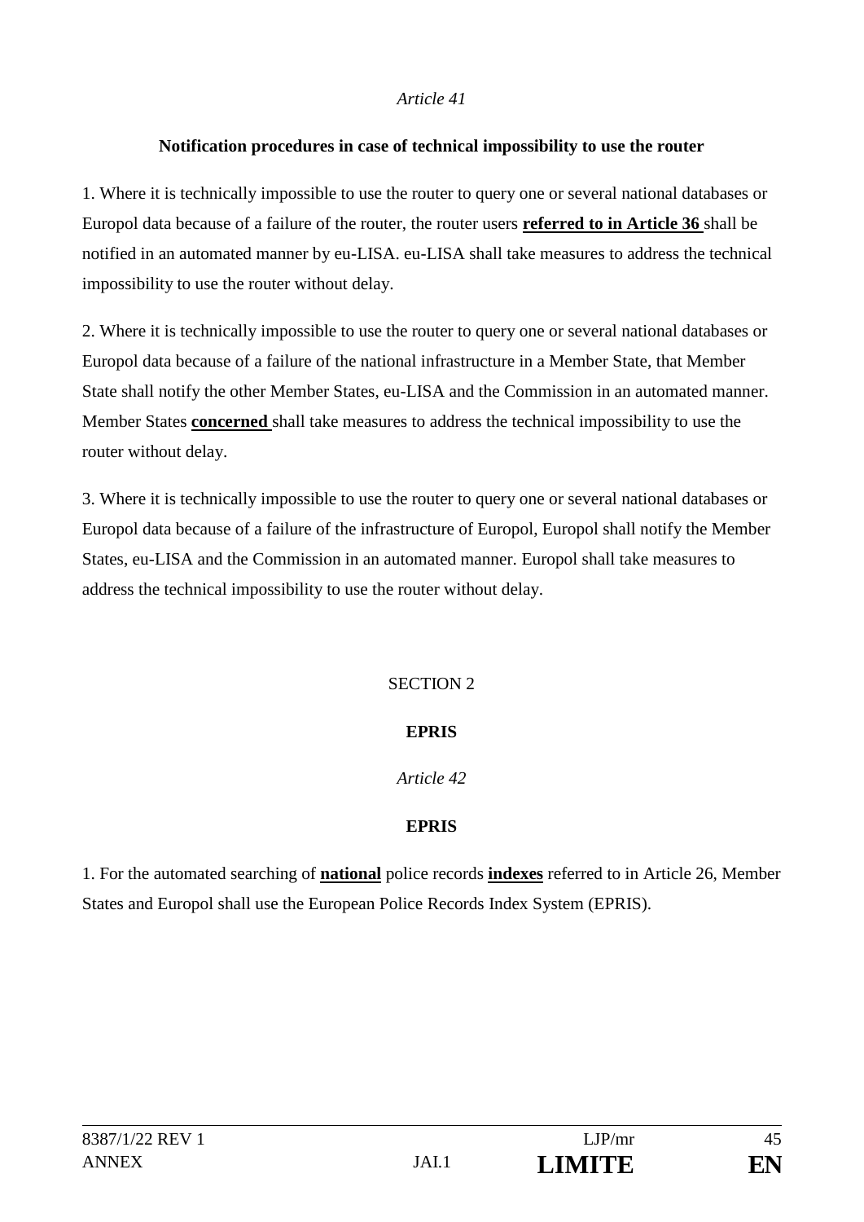*Article 41*

**Notification procedures in case of technical impossibility to use the router**

1. Where it is technically impossible to use the router to query one or several national databases or Europol data because of a failure of the router, the router users **referred to in Article 36** shall be notified in an automated manner by eu-LISA. eu-LISA shall take measures to address the technical impossibility to use the router without delay.

2. Where it is technically impossible to use the router to query one or several national databases or Europol data because of a failure of the national infrastructure in a Member State, that Member State shall notify the other Member States, eu-LISA and the Commission in an automated manner. Member States **concerned** shall take measures to address the technical impossibility to use the router without delay.

3. Where it is technically impossible to use the router to query one or several national databases or Europol data because of a failure of the infrastructure of Europol, Europol shall notify the Member States, eu-LISA and the Commission in an automated manner. Europol shall take measures to address the technical impossibility to use the router without delay.

SECTION 2

**EPRIS**

*Article 42*

**EPRIS**

1. For the automated searching of **national** police records **indexes** referred to in Article 26, Member States and Europol shall use the European Police Records Index System (EPRIS).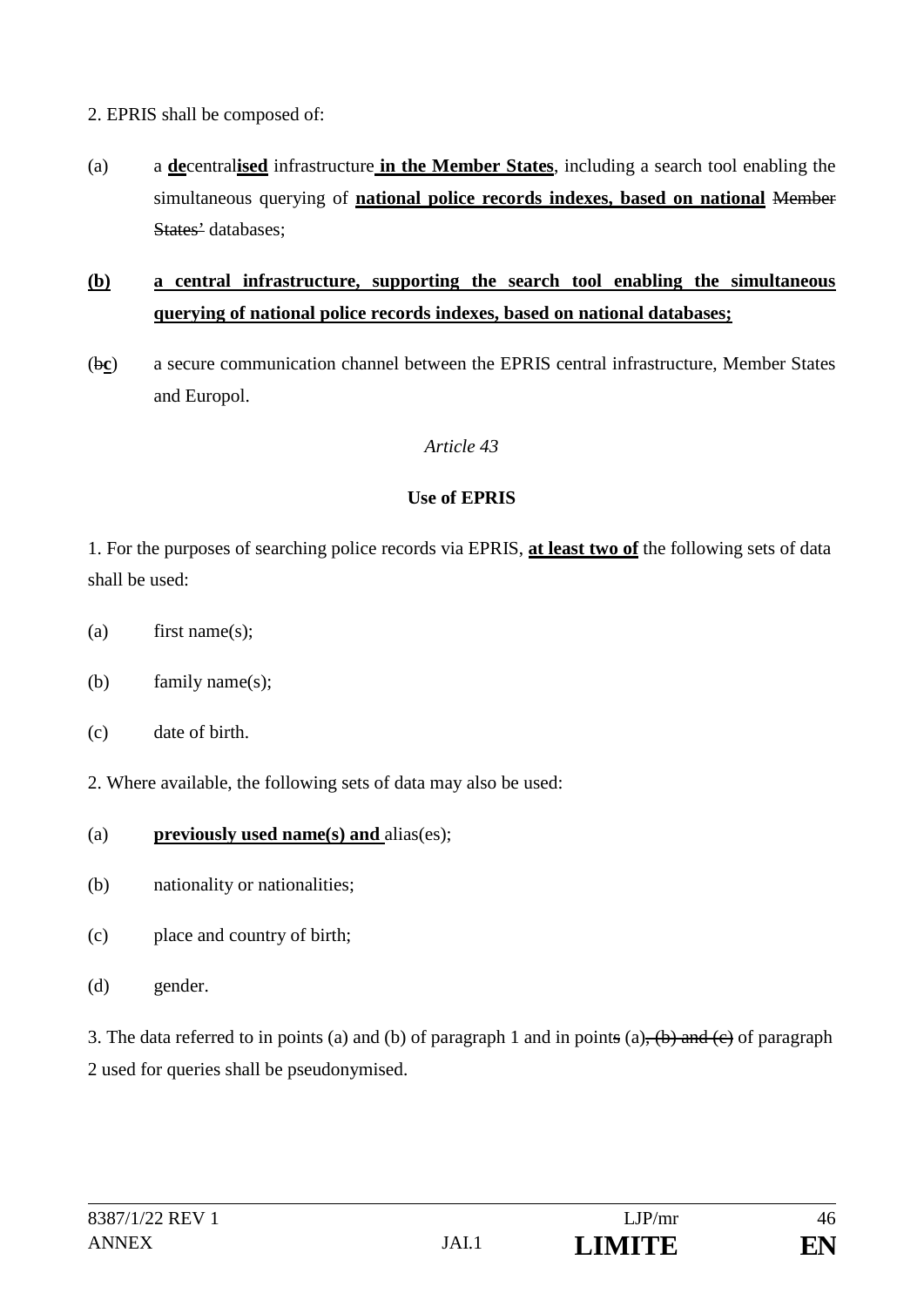2. EPRIS shall be composed of:

(a) a **<u>de</u>**central**<u>ised</u>** infrastructure **<u>in the Member States</u>**, including a search tool enabling the simultaneous querying of **<u>national police records indexes, based on national</u>** ~~Member States'~~ databases;

**<u>(b) a central infrastructure, supporting the search tool enabling the simultaneous querying of national police records indexes, based on national databases;</u>**

(~~b~~**<u>c</u>**) a secure communication channel between the EPRIS central infrastructure, Member States and Europol.

*Article 43*

**Use of EPRIS**

1. For the purposes of searching police records via EPRIS, **<u>at least two of</u>** the following sets of data shall be used:

(a) first name(s);

(b) family name(s);

(c) date of birth.

2. Where available, the following sets of data may also be used:

(a) **<u>previously used name(s) and</u>** alias(es);

(b) nationality or nationalities;

(c) place and country of birth;

(d) gender.

3. The data referred to in points (a) and (b) of paragraph 1 and in point~~s~~ (a)~~, (b) and (c)~~ of paragraph 2 used for queries shall be pseudonymised.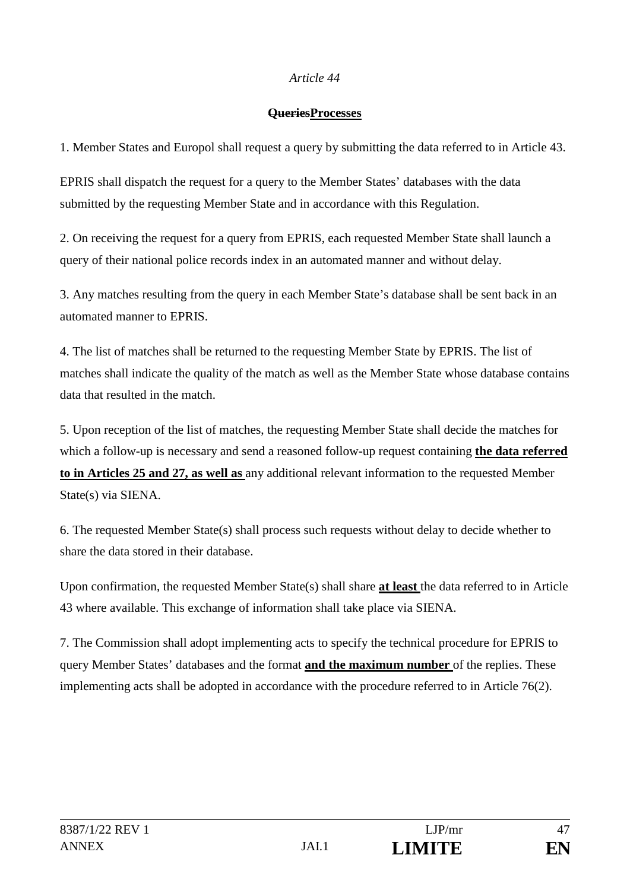*Article 44*

**~~Queries~~Processes**

1. Member States and Europol shall request a query by submitting the data referred to in Article 43.

EPRIS shall dispatch the request for a query to the Member States' databases with the data submitted by the requesting Member State and in accordance with this Regulation.

2. On receiving the request for a query from EPRIS, each requested Member State shall launch a query of their national police records index in an automated manner and without delay.

3. Any matches resulting from the query in each Member State's database shall be sent back in an automated manner to EPRIS.

4. The list of matches shall be returned to the requesting Member State by EPRIS. The list of matches shall indicate the quality of the match as well as the Member State whose database contains data that resulted in the match.

5. Upon reception of the list of matches, the requesting Member State shall decide the matches for which a follow-up is necessary and send a reasoned follow-up request containing **the data referred to in Articles 25 and 27, as well as** any additional relevant information to the requested Member State(s) via SIENA.

6. The requested Member State(s) shall process such requests without delay to decide whether to share the data stored in their database.

Upon confirmation, the requested Member State(s) shall share **at least** the data referred to in Article 43 where available. This exchange of information shall take place via SIENA.

7. The Commission shall adopt implementing acts to specify the technical procedure for EPRIS to query Member States' databases and the format **and the maximum number** of the replies. These implementing acts shall be adopted in accordance with the procedure referred to in Article 76(2).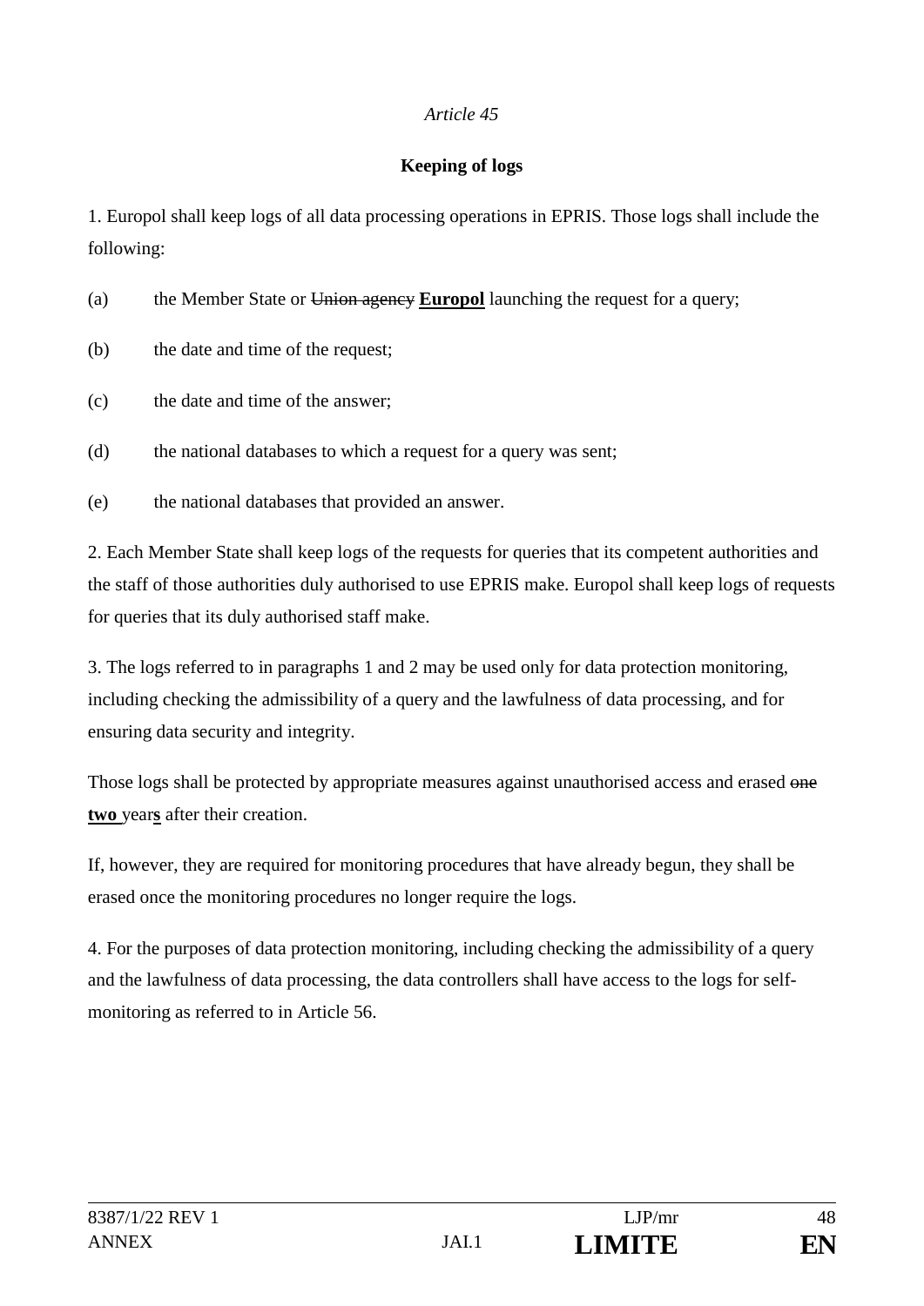*Article 45*

**Keeping of logs**

1. Europol shall keep logs of all data processing operations in EPRIS. Those logs shall include the following:

(a) the Member State or ~~Union agency~~ **<u>Europol</u>** launching the request for a query;

(b) the date and time of the request;

(c) the date and time of the answer;

(d) the national databases to which a request for a query was sent;

(e) the national databases that provided an answer.

2. Each Member State shall keep logs of the requests for queries that its competent authorities and the staff of those authorities duly authorised to use EPRIS make. Europol shall keep logs of requests for queries that its duly authorised staff make.

3. The logs referred to in paragraphs 1 and 2 may be used only for data protection monitoring, including checking the admissibility of a query and the lawfulness of data processing, and for ensuring data security and integrity.

Those logs shall be protected by appropriate measures against unauthorised access and erased ~~one~~ **<u>two</u>** year**<u>s</u>** after their creation.

If, however, they are required for monitoring procedures that have already begun, they shall be erased once the monitoring procedures no longer require the logs.

4. For the purposes of data protection monitoring, including checking the admissibility of a query and the lawfulness of data processing, the data controllers shall have access to the logs for self-monitoring as referred to in Article 56.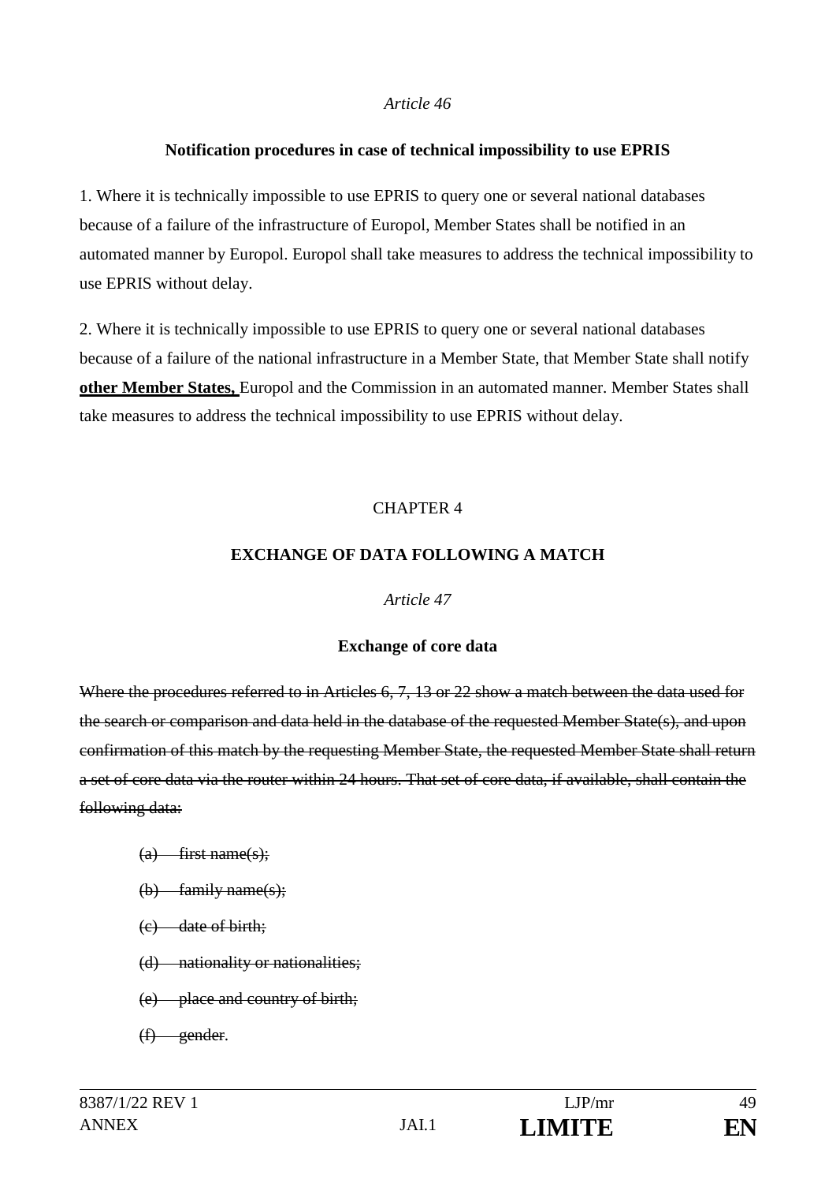*Article 46*

**Notification procedures in case of technical impossibility to use EPRIS**

1. Where it is technically impossible to use EPRIS to query one or several national databases because of a failure of the infrastructure of Europol, Member States shall be notified in an automated manner by Europol. Europol shall take measures to address the technical impossibility to use EPRIS without delay.

2. Where it is technically impossible to use EPRIS to query one or several national databases because of a failure of the national infrastructure in a Member State, that Member State shall notify **<u>other Member States,</u>** Europol and the Commission in an automated manner. Member States shall take measures to address the technical impossibility to use EPRIS without delay.

CHAPTER 4

**EXCHANGE OF DATA FOLLOWING A MATCH**

*Article 47*

**Exchange of core data**

~~Where the procedures referred to in Articles 6, 7, 13 or 22 show a match between the data used for the search or comparison and data held in the database of the requested Member State(s), and upon confirmation of this match by the requesting Member State, the requested Member State shall return a set of core data via the router within 24 hours. That set of core data, if available, shall contain the following data:~~

~~(a) first name(s);~~

~~(b) family name(s);~~

~~(c) date of birth;~~

~~(d) nationality or nationalities;~~

~~(e) place and country of birth;~~

~~(f) gender~~.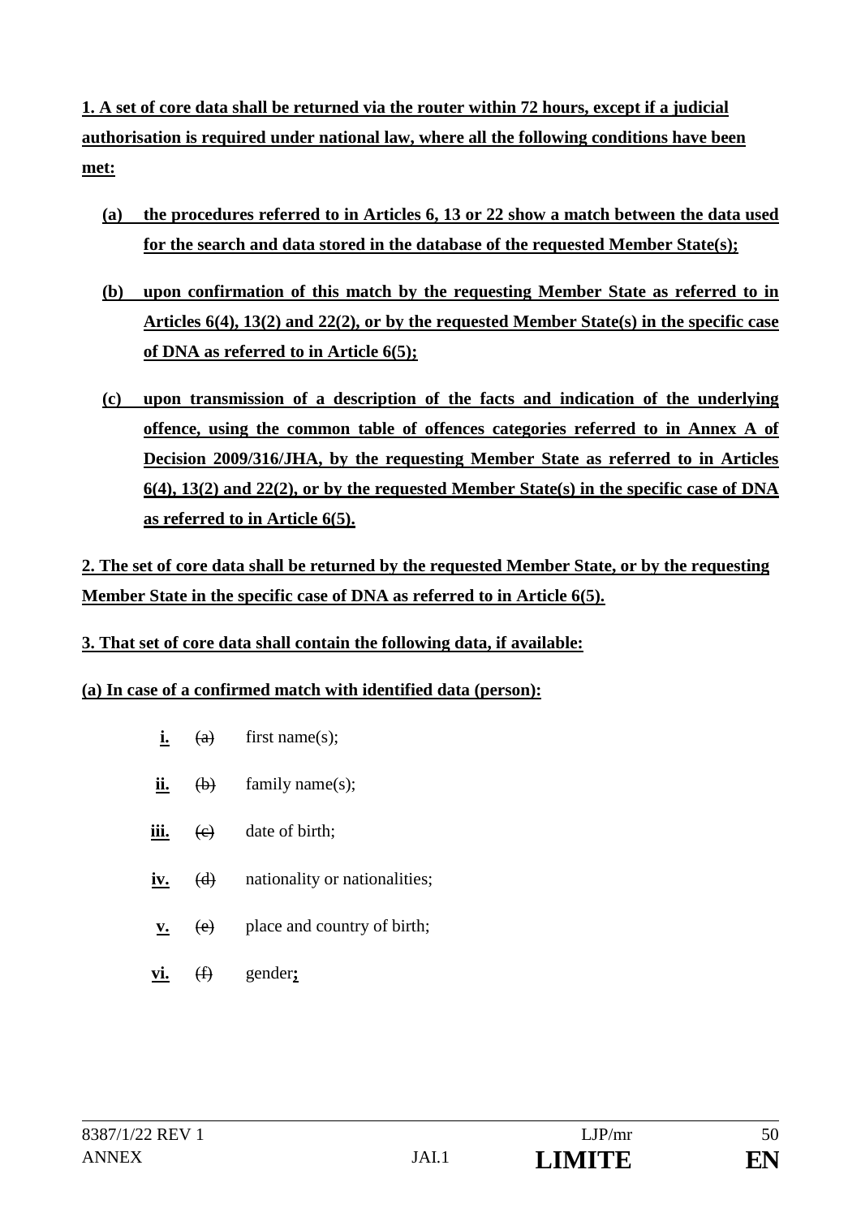**1. A set of core data shall be returned via the router within 72 hours, except if a judicial authorisation is required under national law, where all the following conditions have been met:**

**(a) the procedures referred to in Articles 6, 13 or 22 show a match between the data used for the search and data stored in the database of the requested Member State(s);**

**(b) upon confirmation of this match by the requesting Member State as referred to in Articles 6(4), 13(2) and 22(2), or by the requested Member State(s) in the specific case of DNA as referred to in Article 6(5);**

**(c) upon transmission of a description of the facts and indication of the underlying offence, using the common table of offences categories referred to in Annex A of Decision 2009/316/JHA, by the requesting Member State as referred to in Articles 6(4), 13(2) and 22(2), or by the requested Member State(s) in the specific case of DNA as referred to in Article 6(5).**

**2. The set of core data shall be returned by the requested Member State, or by the requesting Member State in the specific case of DNA as referred to in Article 6(5).**

**3. That set of core data shall contain the following data, if available:**

**(a) In case of a confirmed match with identified data (person):**

- **i.** ~~(a)~~ first name(s);
- **ii.** ~~(b)~~ family name(s);
- **iii.** ~~(c)~~ date of birth;
- **iv.** ~~(d)~~ nationality or nationalities;
- **v.** ~~(e)~~ place and country of birth;
- **vi.** ~~(f)~~ gender**;**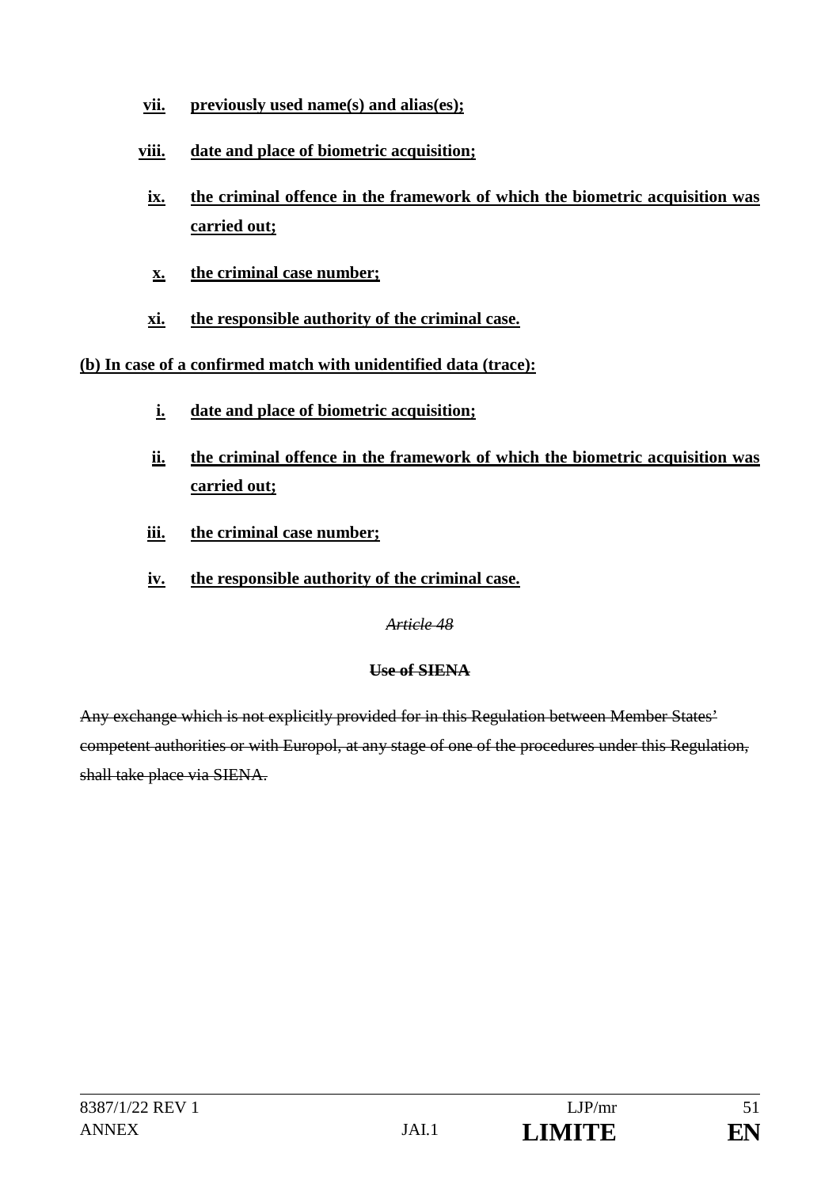vii. **previously used name(s) and alias(es);**

viii. **date and place of biometric acquisition;**

ix. **the criminal offence in the framework of which the biometric acquisition was carried out;**

x. **the criminal case number;**

xi. **the responsible authority of the criminal case.**

**(b) In case of a confirmed match with unidentified data (trace):**

i. **date and place of biometric acquisition;**

ii. **the criminal offence in the framework of which the biometric acquisition was carried out;**

iii. **the criminal case number;**

iv. **the responsible authority of the criminal case.**

~~*Article 48*~~

~~**Use of SIENA**~~

~~Any exchange which is not explicitly provided for in this Regulation between Member States' competent authorities or with Europol, at any stage of one of the procedures under this Regulation, shall take place via SIENA.~~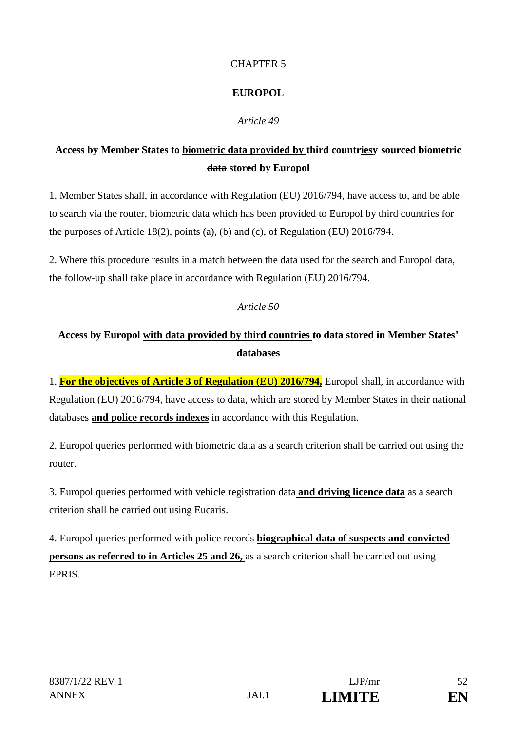CHAPTER 5

## EUROPOL

*Article 49*

### Access by Member States to biometric data provided by third countriesy sourced biometric data stored by Europol

1. Member States shall, in accordance with Regulation (EU) 2016/794, have access to, and be able to search via the router, biometric data which has been provided to Europol by third countries for the purposes of Article 18(2), points (a), (b) and (c), of Regulation (EU) 2016/794.

2. Where this procedure results in a match between the data used for the search and Europol data, the follow-up shall take place in accordance with Regulation (EU) 2016/794.

*Article 50*

### Access by Europol with data provided by third countries to data stored in Member States' databases

1. **For the objectives of Article 3 of Regulation (EU) 2016/794,** Europol shall, in accordance with Regulation (EU) 2016/794, have access to data, which are stored by Member States in their national databases **and police records indexes** in accordance with this Regulation.

2. Europol queries performed with biometric data as a search criterion shall be carried out using the router.

3. Europol queries performed with vehicle registration data **and driving licence data** as a search criterion shall be carried out using Eucaris.

4. Europol queries performed with police records **biographical data of suspects and convicted persons as referred to in Articles 25 and 26,** as a search criterion shall be carried out using EPRIS.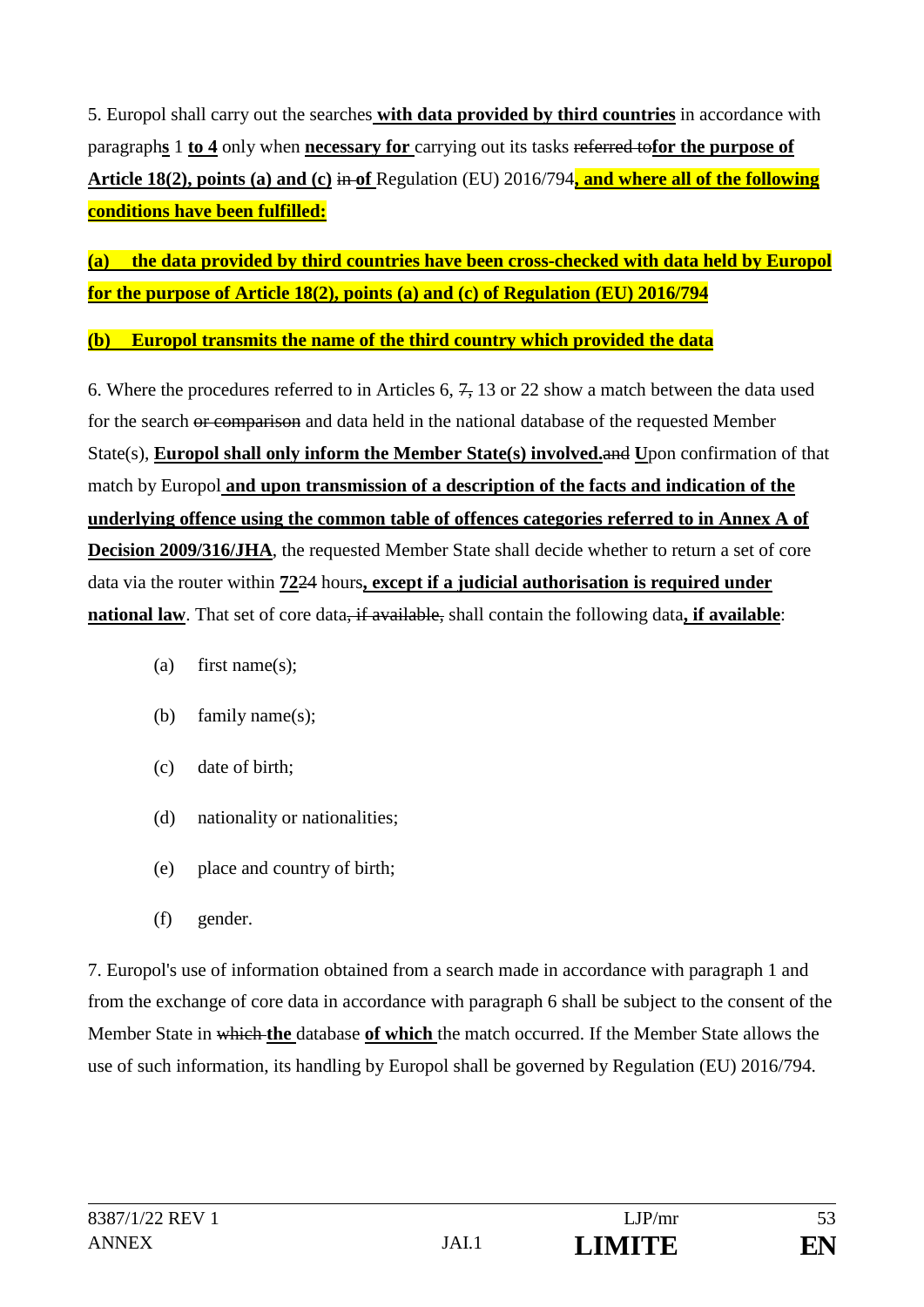5. Europol shall carry out the searches **with data provided by third countries** in accordance with paragraph**s** 1 **to 4** only when **necessary for** carrying out its tasks ~~referred to~~**for the purpose of Article 18(2), points (a) and (c)** ~~in~~ **of** Regulation (EU) 2016/794**, and where all of the following conditions have been fulfilled:**

**(a) the data provided by third countries have been cross-checked with data held by Europol for the purpose of Article 18(2), points (a) and (c) of Regulation (EU) 2016/794**

**(b) Europol transmits the name of the third country which provided the data**

6. Where the procedures referred to in Articles 6, ~~7,~~ 13 or 22 show a match between the data used for the search ~~or comparison~~ and data held in the national database of the requested Member State(s), **Europol shall only inform the Member State(s) involved.**~~and~~ **U**pon confirmation of that match by Europol **and upon transmission of a description of the facts and indication of the underlying offence using the common table of offences categories referred to in Annex A of Decision 2009/316/JHA**, the requested Member State shall decide whether to return a set of core data via the router within **72**~~24~~ hours**, except if a judicial authorisation is required under national law**. That set of core data~~, if available,~~ shall contain the following data**, if available**:

(a) first name(s);

(b) family name(s);

(c) date of birth;

(d) nationality or nationalities;

(e) place and country of birth;

(f) gender.

7. Europol's use of information obtained from a search made in accordance with paragraph 1 and from the exchange of core data in accordance with paragraph 6 shall be subject to the consent of the Member State in ~~which~~ **the** database **of which** the match occurred. If the Member State allows the use of such information, its handling by Europol shall be governed by Regulation (EU) 2016/794.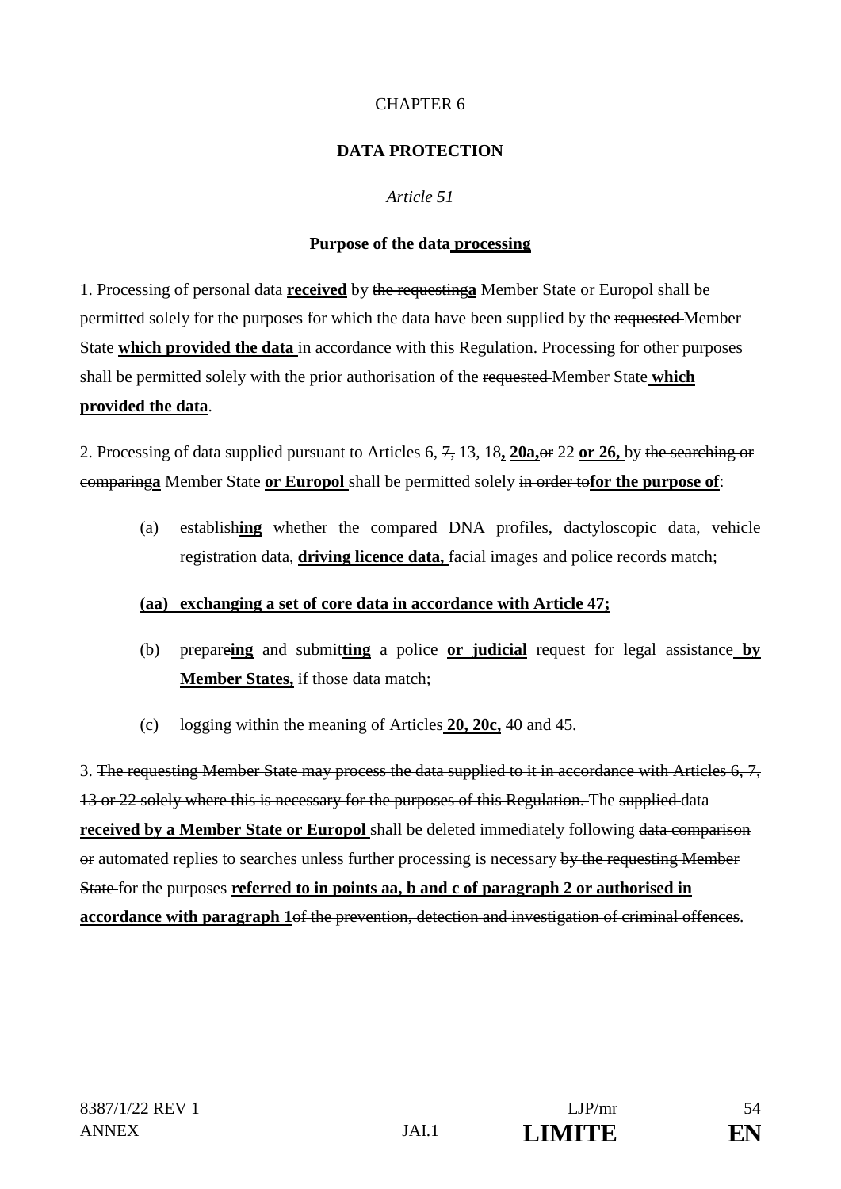CHAPTER 6

**DATA PROTECTION**

*Article 51*

**Purpose of the data processing**

1. Processing of personal data **received** by ~~the requesting~~**a** Member State or Europol shall be permitted solely for the purposes for which the data have been supplied by the ~~requested~~ Member State **which provided the data** in accordance with this Regulation. Processing for other purposes shall be permitted solely with the prior authorisation of the ~~requested~~ Member State **which provided the data**.

2. Processing of data supplied pursuant to Articles 6, ~~7,~~ 13, 18**, 20a,**~~or~~ 22 **or 26,** by ~~the searching or comparing~~**a** Member State **or Europol** shall be permitted solely ~~in order to~~**for the purpose of**:

(a) establish**ing** whether the compared DNA profiles, dactyloscopic data, vehicle registration data, **driving licence data,** facial images and police records match;

**(aa) exchanging a set of core data in accordance with Article 47;**

(b) prepare**ing** and submit**ting** a police **or judicial** request for legal assistance **by Member States,** if those data match;

(c) logging within the meaning of Articles **20, 20c,** 40 and 45.

3. ~~The requesting Member State may process the data supplied to it in accordance with Articles 6, 7, 13 or 22 solely where this is necessary for the purposes of this Regulation.~~ The ~~supplied~~ data **received by a Member State or Europol** shall be deleted immediately following ~~data comparison or~~ automated replies to searches unless further processing is necessary ~~by the requesting Member State~~ for the purposes **referred to in points aa, b and c of paragraph 2 or authorised in accordance with paragraph 1**~~of the prevention, detection and investigation of criminal offences~~.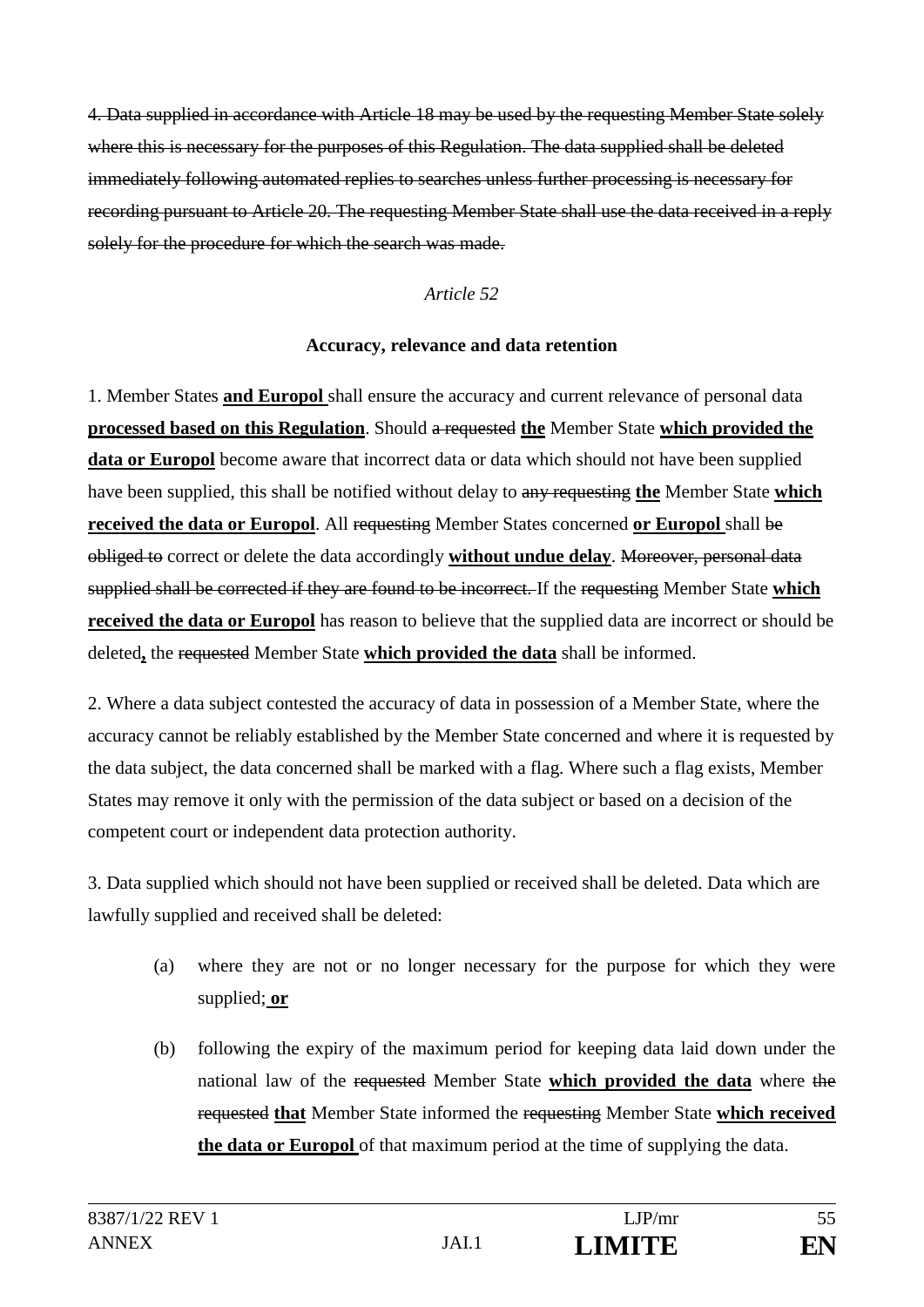~~4. Data supplied in accordance with Article 18 may be used by the requesting Member State solely where this is necessary for the purposes of this Regulation. The data supplied shall be deleted immediately following automated replies to searches unless further processing is necessary for recording pursuant to Article 20. The requesting Member State shall use the data received in a reply solely for the procedure for which the search was made.~~

*Article 52*

**Accuracy, relevance and data retention**

1. Member States **and Europol** shall ensure the accuracy and current relevance of personal data **processed based on this Regulation**. Should ~~a requested~~ **the** Member State **which provided the data or Europol** become aware that incorrect data or data which should not have been supplied have been supplied, this shall be notified without delay to ~~any requesting~~ **the** Member State **which received the data or Europol**. All ~~requesting~~ Member States concerned **or Europol** shall ~~be obliged to~~ correct or delete the data accordingly **without undue delay**. ~~Moreover, personal data supplied shall be corrected if they are found to be incorrect.~~ If the ~~requesting~~ Member State **which received the data or Europol** has reason to believe that the supplied data are incorrect or should be deleted**,** the ~~requested~~ Member State **which provided the data** shall be informed.

2. Where a data subject contested the accuracy of data in possession of a Member State, where the accuracy cannot be reliably established by the Member State concerned and where it is requested by the data subject, the data concerned shall be marked with a flag. Where such a flag exists, Member States may remove it only with the permission of the data subject or based on a decision of the competent court or independent data protection authority.

3. Data supplied which should not have been supplied or received shall be deleted. Data which are lawfully supplied and received shall be deleted:

(a) where they are not or no longer necessary for the purpose for which they were supplied; **or**

(b) following the expiry of the maximum period for keeping data laid down under the national law of the ~~requested~~ Member State **which provided the data** where ~~the requested~~ **that** Member State informed the ~~requesting~~ Member State **which received the data or Europol** of that maximum period at the time of supplying the data.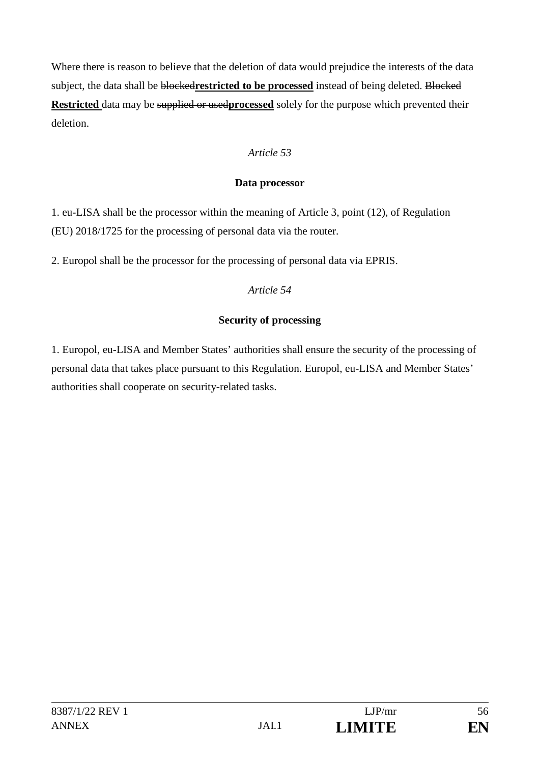Where there is reason to believe that the deletion of data would prejudice the interests of the data subject, the data shall be ~~blocked~~**restricted to be processed** instead of being deleted. ~~Blocked~~ **Restricted** data may be ~~supplied or used~~**processed** solely for the purpose which prevented their deletion.

*Article 53*

**Data processor**

1. eu-LISA shall be the processor within the meaning of Article 3, point (12), of Regulation (EU) 2018/1725 for the processing of personal data via the router.

2. Europol shall be the processor for the processing of personal data via EPRIS.

*Article 54*

**Security of processing**

1. Europol, eu-LISA and Member States' authorities shall ensure the security of the processing of personal data that takes place pursuant to this Regulation. Europol, eu-LISA and Member States' authorities shall cooperate on security-related tasks.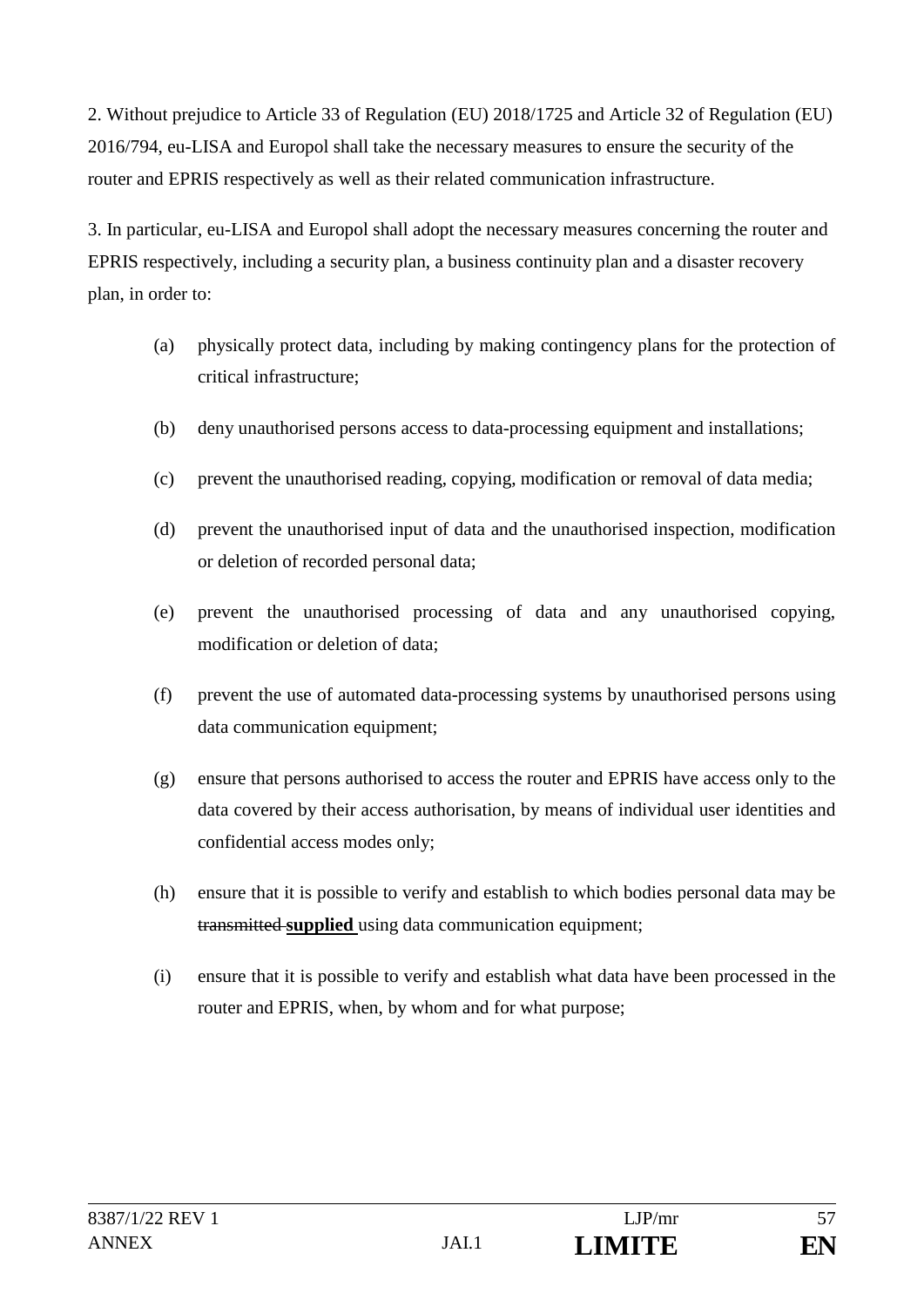2. Without prejudice to Article 33 of Regulation (EU) 2018/1725 and Article 32 of Regulation (EU) 2016/794, eu-LISA and Europol shall take the necessary measures to ensure the security of the router and EPRIS respectively as well as their related communication infrastructure.

3. In particular, eu-LISA and Europol shall adopt the necessary measures concerning the router and EPRIS respectively, including a security plan, a business continuity plan and a disaster recovery plan, in order to:

(a) physically protect data, including by making contingency plans for the protection of critical infrastructure;

(b) deny unauthorised persons access to data-processing equipment and installations;

(c) prevent the unauthorised reading, copying, modification or removal of data media;

(d) prevent the unauthorised input of data and the unauthorised inspection, modification or deletion of recorded personal data;

(e) prevent the unauthorised processing of data and any unauthorised copying, modification or deletion of data;

(f) prevent the use of automated data-processing systems by unauthorised persons using data communication equipment;

(g) ensure that persons authorised to access the router and EPRIS have access only to the data covered by their access authorisation, by means of individual user identities and confidential access modes only;

(h) ensure that it is possible to verify and establish to which bodies personal data may be ~~transmitted~~ **supplied** using data communication equipment;

(i) ensure that it is possible to verify and establish what data have been processed in the router and EPRIS, when, by whom and for what purpose;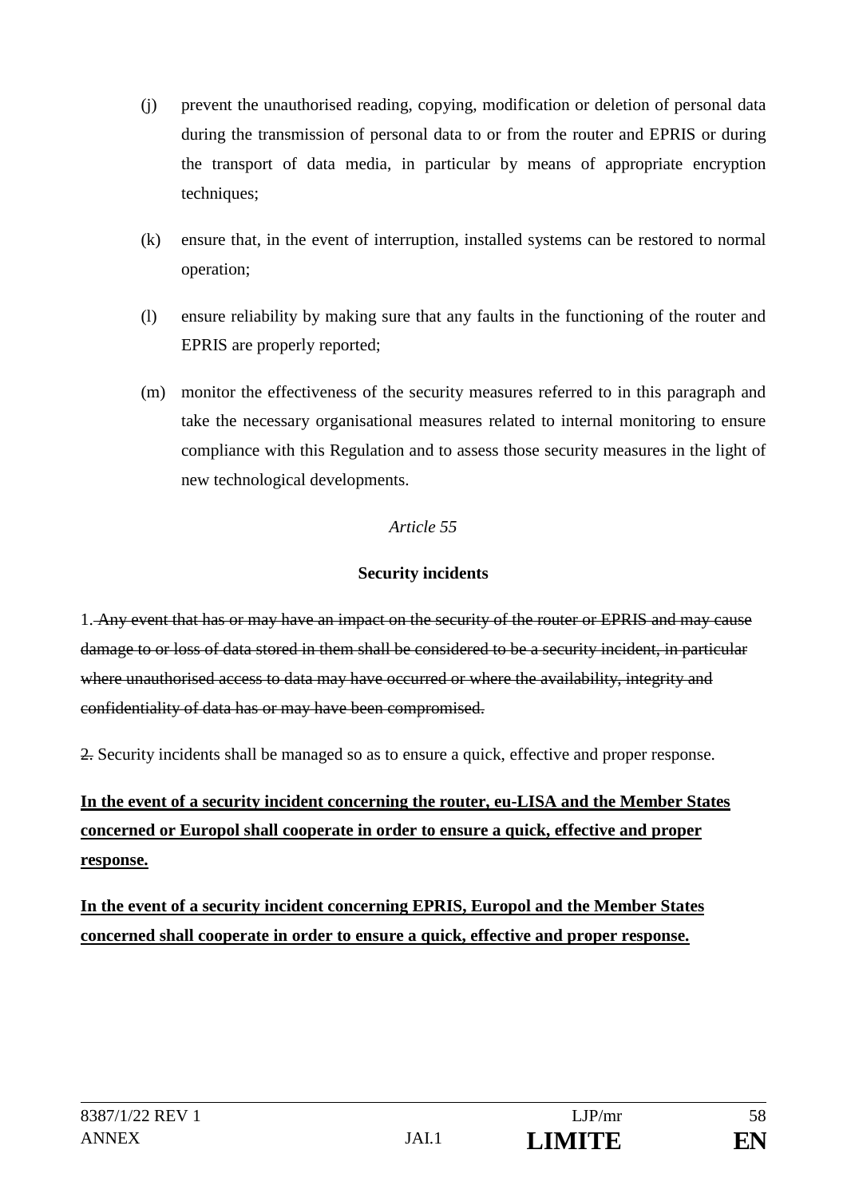(j) prevent the unauthorised reading, copying, modification or deletion of personal data during the transmission of personal data to or from the router and EPRIS or during the transport of data media, in particular by means of appropriate encryption techniques;

(k) ensure that, in the event of interruption, installed systems can be restored to normal operation;

(l) ensure reliability by making sure that any faults in the functioning of the router and EPRIS are properly reported;

(m) monitor the effectiveness of the security measures referred to in this paragraph and take the necessary organisational measures related to internal monitoring to ensure compliance with this Regulation and to assess those security measures in the light of new technological developments.

*Article 55*

**Security incidents**

1. ~~Any event that has or may have an impact on the security of the router or EPRIS and may cause damage to or loss of data stored in them shall be considered to be a security incident, in particular where unauthorised access to data may have occurred or where the availability, integrity and confidentiality of data has or may have been compromised.~~

~~2.~~ Security incidents shall be managed so as to ensure a quick, effective and proper response.

<u>**In the event of a security incident concerning the router, eu-LISA and the Member States concerned or Europol shall cooperate in order to ensure a quick, effective and proper response.**</u>

<u>**In the event of a security incident concerning EPRIS, Europol and the Member States concerned shall cooperate in order to ensure a quick, effective and proper response.**</u>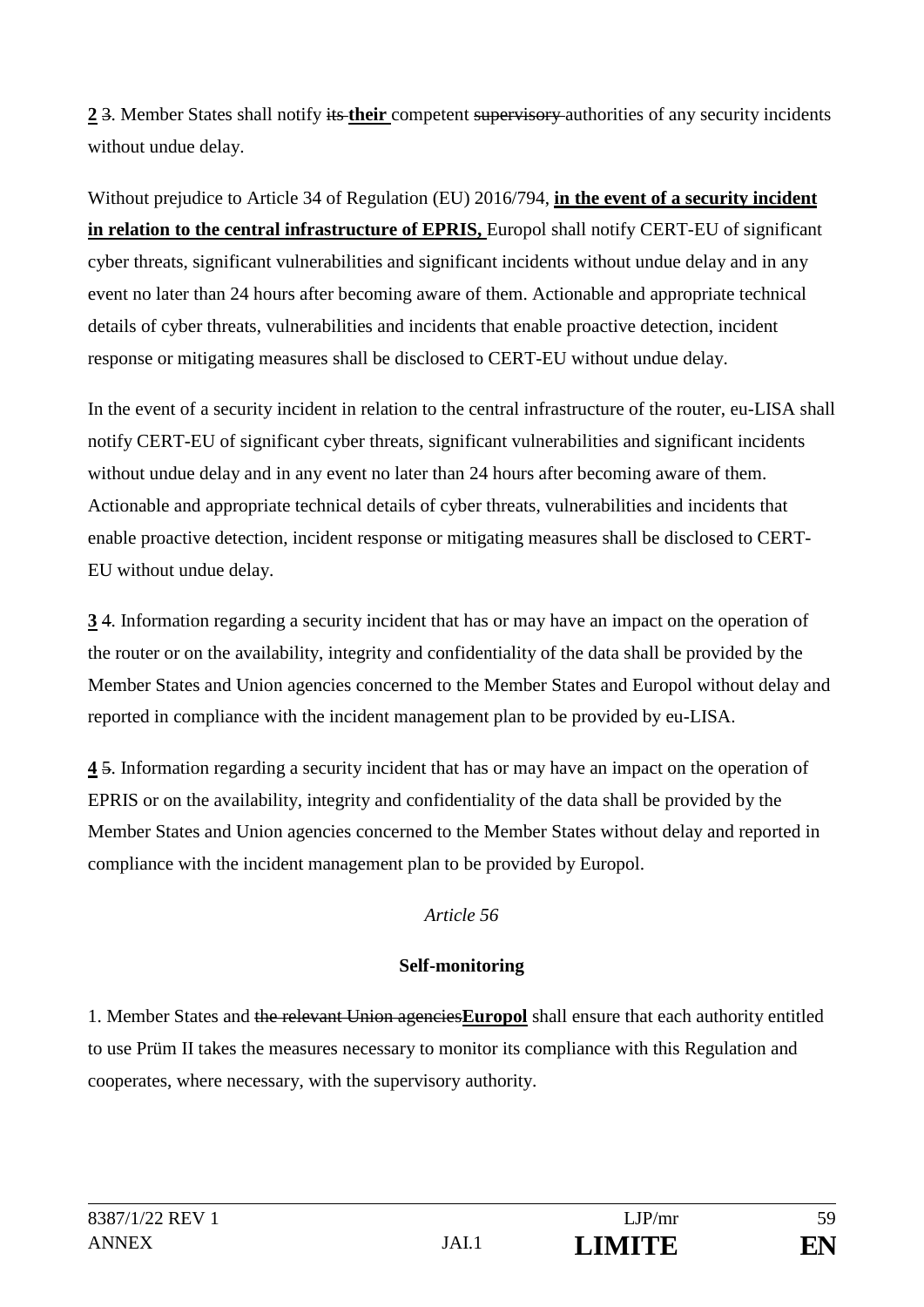**2** ~~3~~. Member States shall notify ~~its~~ **their** competent ~~supervisory~~ authorities of any security incidents without undue delay.

Without prejudice to Article 34 of Regulation (EU) 2016/794, **in the event of a security incident in relation to the central infrastructure of EPRIS,** Europol shall notify CERT-EU of significant cyber threats, significant vulnerabilities and significant incidents without undue delay and in any event no later than 24 hours after becoming aware of them. Actionable and appropriate technical details of cyber threats, vulnerabilities and incidents that enable proactive detection, incident response or mitigating measures shall be disclosed to CERT-EU without undue delay.

In the event of a security incident in relation to the central infrastructure of the router, eu-LISA shall notify CERT-EU of significant cyber threats, significant vulnerabilities and significant incidents without undue delay and in any event no later than 24 hours after becoming aware of them. Actionable and appropriate technical details of cyber threats, vulnerabilities and incidents that enable proactive detection, incident response or mitigating measures shall be disclosed to CERT-EU without undue delay.

**3** ~~4~~. Information regarding a security incident that has or may have an impact on the operation of the router or on the availability, integrity and confidentiality of the data shall be provided by the Member States and Union agencies concerned to the Member States and Europol without delay and reported in compliance with the incident management plan to be provided by eu-LISA.

**4** ~~5~~. Information regarding a security incident that has or may have an impact on the operation of EPRIS or on the availability, integrity and confidentiality of the data shall be provided by the Member States and Union agencies concerned to the Member States without delay and reported in compliance with the incident management plan to be provided by Europol.

*Article 56*

**Self-monitoring**

1. Member States and ~~the relevant Union agencies~~**Europol** shall ensure that each authority entitled to use Prüm II takes the measures necessary to monitor its compliance with this Regulation and cooperates, where necessary, with the supervisory authority.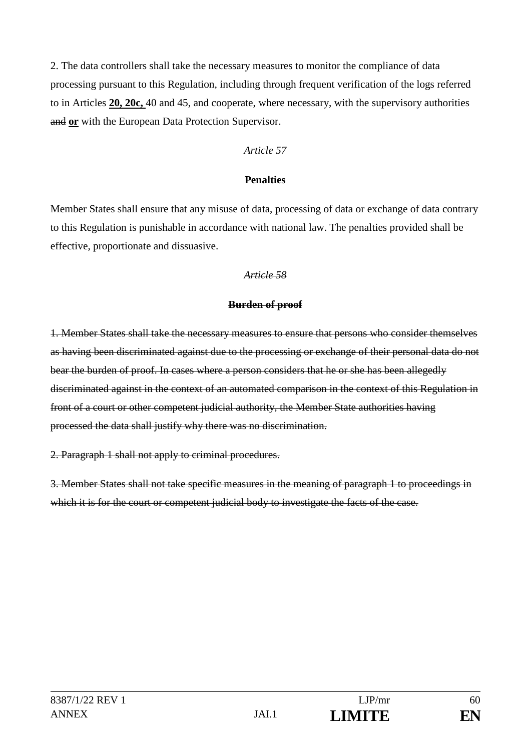2. The data controllers shall take the necessary measures to monitor the compliance of data processing pursuant to this Regulation, including through frequent verification of the logs referred to in Articles **<u>20, 20c,</u>** 40 and 45, and cooperate, where necessary, with the supervisory authorities ~~and~~ **<u>or</u>** with the European Data Protection Supervisor.

*Article 57*

**Penalties**

Member States shall ensure that any misuse of data, processing of data or exchange of data contrary to this Regulation is punishable in accordance with national law. The penalties provided shall be effective, proportionate and dissuasive.

~~*Article 58*~~

~~**Burden of proof**~~

~~1. Member States shall take the necessary measures to ensure that persons who consider themselves as having been discriminated against due to the processing or exchange of their personal data do not bear the burden of proof. In cases where a person considers that he or she has been allegedly discriminated against in the context of an automated comparison in the context of this Regulation in front of a court or other competent judicial authority, the Member State authorities having processed the data shall justify why there was no discrimination.~~

~~2. Paragraph 1 shall not apply to criminal procedures.~~

~~3. Member States shall not take specific measures in the meaning of paragraph 1 to proceedings in which it is for the court or competent judicial body to investigate the facts of the case.~~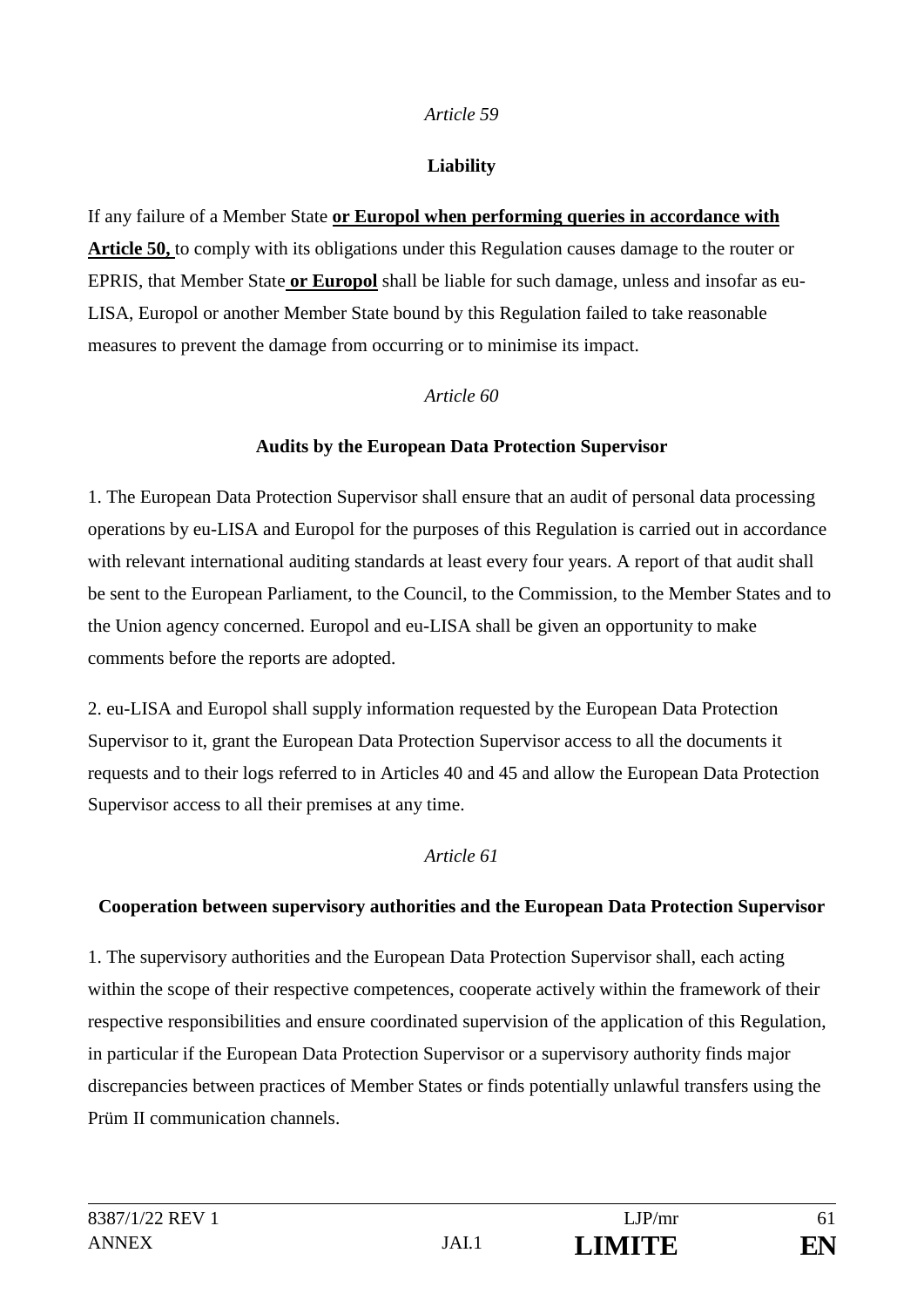*Article 59*

**Liability**

If any failure of a Member State **or Europol when performing queries in accordance with Article 50,** to comply with its obligations under this Regulation causes damage to the router or EPRIS, that Member State **or Europol** shall be liable for such damage, unless and insofar as eu-LISA, Europol or another Member State bound by this Regulation failed to take reasonable measures to prevent the damage from occurring or to minimise its impact.

*Article 60*

**Audits by the European Data Protection Supervisor**

1. The European Data Protection Supervisor shall ensure that an audit of personal data processing operations by eu-LISA and Europol for the purposes of this Regulation is carried out in accordance with relevant international auditing standards at least every four years. A report of that audit shall be sent to the European Parliament, to the Council, to the Commission, to the Member States and to the Union agency concerned. Europol and eu-LISA shall be given an opportunity to make comments before the reports are adopted.

2. eu-LISA and Europol shall supply information requested by the European Data Protection Supervisor to it, grant the European Data Protection Supervisor access to all the documents it requests and to their logs referred to in Articles 40 and 45 and allow the European Data Protection Supervisor access to all their premises at any time.

*Article 61*

**Cooperation between supervisory authorities and the European Data Protection Supervisor**

1. The supervisory authorities and the European Data Protection Supervisor shall, each acting within the scope of their respective competences, cooperate actively within the framework of their respective responsibilities and ensure coordinated supervision of the application of this Regulation, in particular if the European Data Protection Supervisor or a supervisory authority finds major discrepancies between practices of Member States or finds potentially unlawful transfers using the Prüm II communication channels.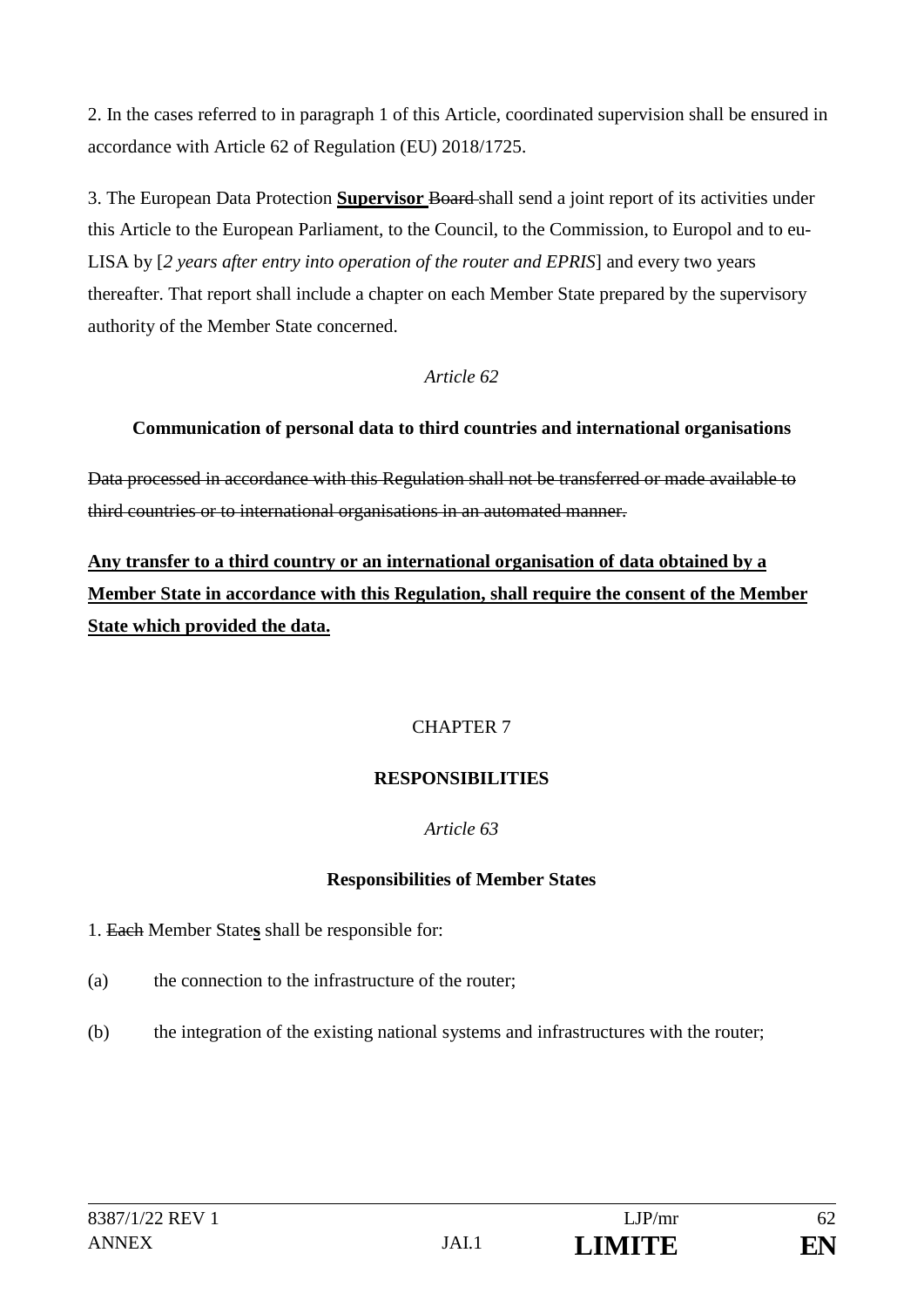2. In the cases referred to in paragraph 1 of this Article, coordinated supervision shall be ensured in accordance with Article 62 of Regulation (EU) 2018/1725.

3. The European Data Protection **<u>Supervisor</u>** ~~Board~~ shall send a joint report of its activities under this Article to the European Parliament, to the Council, to the Commission, to Europol and to eu-LISA by [*2 years after entry into operation of the router and EPRIS*] and every two years thereafter. That report shall include a chapter on each Member State prepared by the supervisory authority of the Member State concerned.

*Article 62*

**Communication of personal data to third countries and international organisations**

~~Data processed in accordance with this Regulation shall not be transferred or made available to third countries or to international organisations in an automated manner.~~

**<u>Any transfer to a third country or an international organisation of data obtained by a Member State in accordance with this Regulation, shall require the consent of the Member State which provided the data.</u>**

CHAPTER 7

**RESPONSIBILITIES**

*Article 63*

**Responsibilities of Member States**

1. ~~Each~~ Member State**<u>s</u>** shall be responsible for:

(a) the connection to the infrastructure of the router;

(b) the integration of the existing national systems and infrastructures with the router;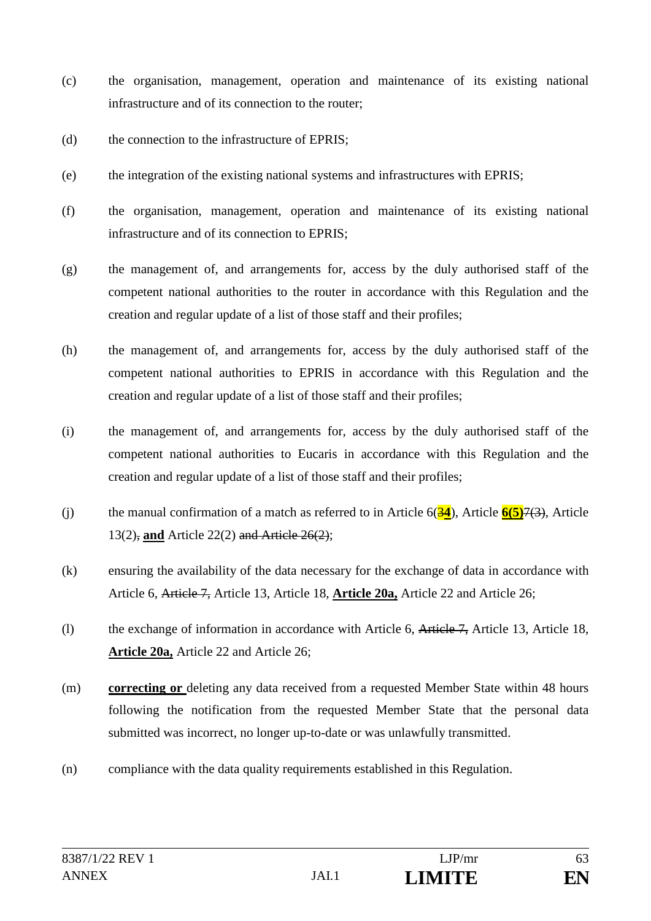(c) the organisation, management, operation and maintenance of its existing national infrastructure and of its connection to the router;

(d) the connection to the infrastructure of EPRIS;

(e) the integration of the existing national systems and infrastructures with EPRIS;

(f) the organisation, management, operation and maintenance of its existing national infrastructure and of its connection to EPRIS;

(g) the management of, and arrangements for, access by the duly authorised staff of the competent national authorities to the router in accordance with this Regulation and the creation and regular update of a list of those staff and their profiles;

(h) the management of, and arrangements for, access by the duly authorised staff of the competent national authorities to EPRIS in accordance with this Regulation and the creation and regular update of a list of those staff and their profiles;

(i) the management of, and arrangements for, access by the duly authorised staff of the competent national authorities to Eucaris in accordance with this Regulation and the creation and regular update of a list of those staff and their profiles;

(j) the manual confirmation of a match as referred to in Article 6(~~3~~**4**), Article **6(5)**~~7(3)~~, Article 13(2)~~,~~ **and** Article 22(2) ~~and Article 26(2)~~;

(k) ensuring the availability of the data necessary for the exchange of data in accordance with Article 6, ~~Article 7,~~ Article 13, Article 18, **Article 20a,** Article 22 and Article 26;

(l) the exchange of information in accordance with Article 6, ~~Article 7,~~ Article 13, Article 18, **Article 20a,** Article 22 and Article 26;

(m) **correcting or** deleting any data received from a requested Member State within 48 hours following the notification from the requested Member State that the personal data submitted was incorrect, no longer up-to-date or was unlawfully transmitted.

(n) compliance with the data quality requirements established in this Regulation.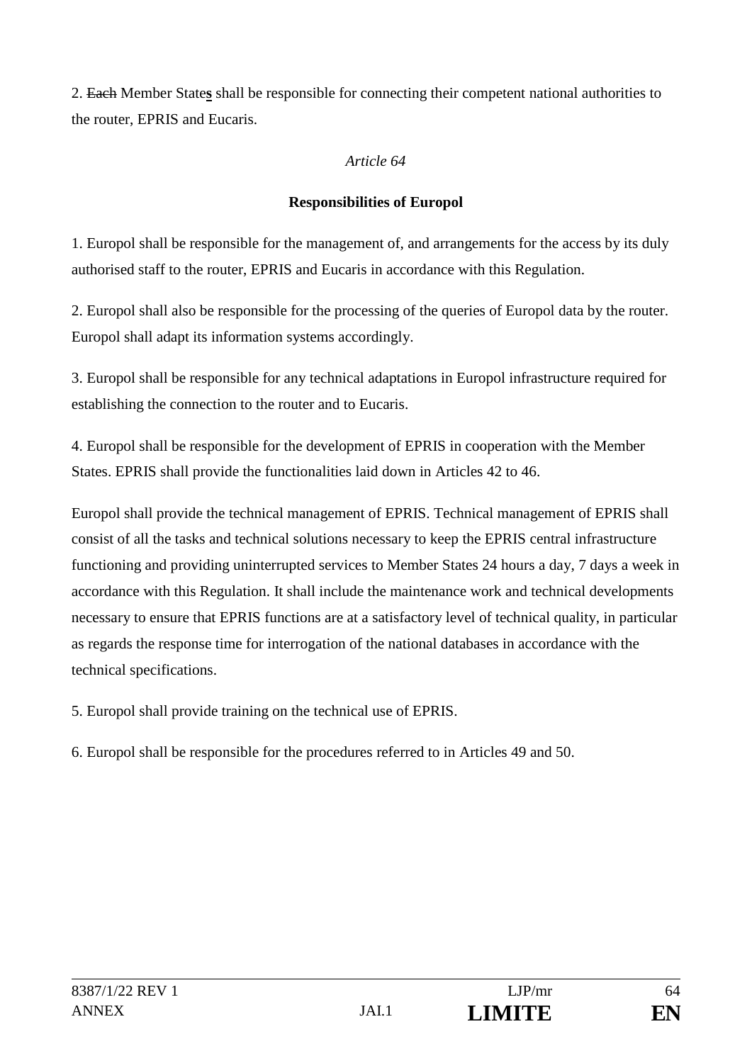2. ~~Each~~ Member State**s** shall be responsible for connecting their competent national authorities to the router, EPRIS and Eucaris.

*Article 64*

**Responsibilities of Europol**

1. Europol shall be responsible for the management of, and arrangements for the access by its duly authorised staff to the router, EPRIS and Eucaris in accordance with this Regulation.

2. Europol shall also be responsible for the processing of the queries of Europol data by the router. Europol shall adapt its information systems accordingly.

3. Europol shall be responsible for any technical adaptations in Europol infrastructure required for establishing the connection to the router and to Eucaris.

4. Europol shall be responsible for the development of EPRIS in cooperation with the Member States. EPRIS shall provide the functionalities laid down in Articles 42 to 46.

Europol shall provide the technical management of EPRIS. Technical management of EPRIS shall consist of all the tasks and technical solutions necessary to keep the EPRIS central infrastructure functioning and providing uninterrupted services to Member States 24 hours a day, 7 days a week in accordance with this Regulation. It shall include the maintenance work and technical developments necessary to ensure that EPRIS functions are at a satisfactory level of technical quality, in particular as regards the response time for interrogation of the national databases in accordance with the technical specifications.

5. Europol shall provide training on the technical use of EPRIS.

6. Europol shall be responsible for the procedures referred to in Articles 49 and 50.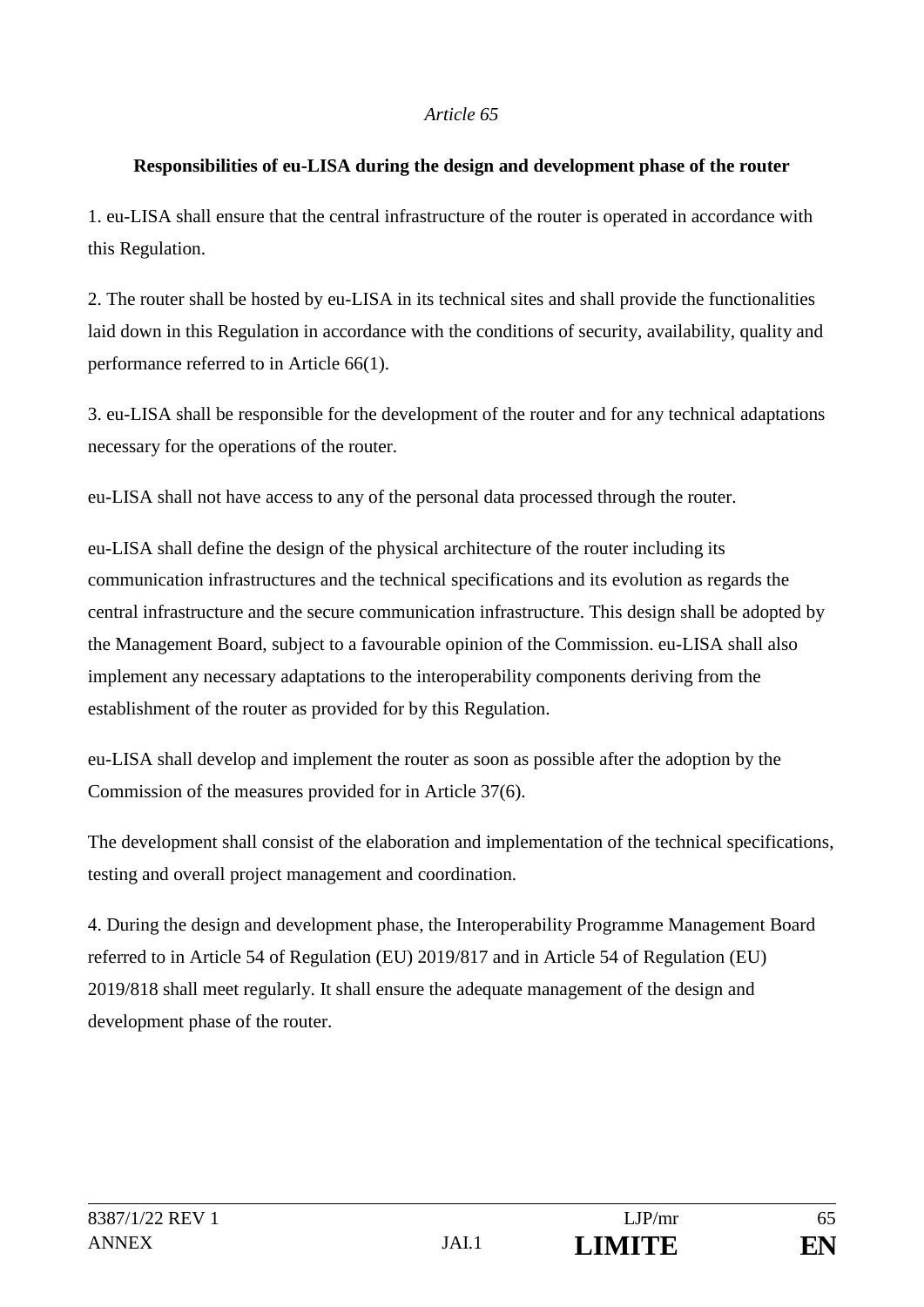*Article 65*

**Responsibilities of eu-LISA during the design and development phase of the router**

1. eu-LISA shall ensure that the central infrastructure of the router is operated in accordance with this Regulation.

2. The router shall be hosted by eu-LISA in its technical sites and shall provide the functionalities laid down in this Regulation in accordance with the conditions of security, availability, quality and performance referred to in Article 66(1).

3. eu-LISA shall be responsible for the development of the router and for any technical adaptations necessary for the operations of the router.

eu-LISA shall not have access to any of the personal data processed through the router.

eu-LISA shall define the design of the physical architecture of the router including its communication infrastructures and the technical specifications and its evolution as regards the central infrastructure and the secure communication infrastructure. This design shall be adopted by the Management Board, subject to a favourable opinion of the Commission. eu-LISA shall also implement any necessary adaptations to the interoperability components deriving from the establishment of the router as provided for by this Regulation.

eu-LISA shall develop and implement the router as soon as possible after the adoption by the Commission of the measures provided for in Article 37(6).

The development shall consist of the elaboration and implementation of the technical specifications, testing and overall project management and coordination.

4. During the design and development phase, the Interoperability Programme Management Board referred to in Article 54 of Regulation (EU) 2019/817 and in Article 54 of Regulation (EU) 2019/818 shall meet regularly. It shall ensure the adequate management of the design and development phase of the router.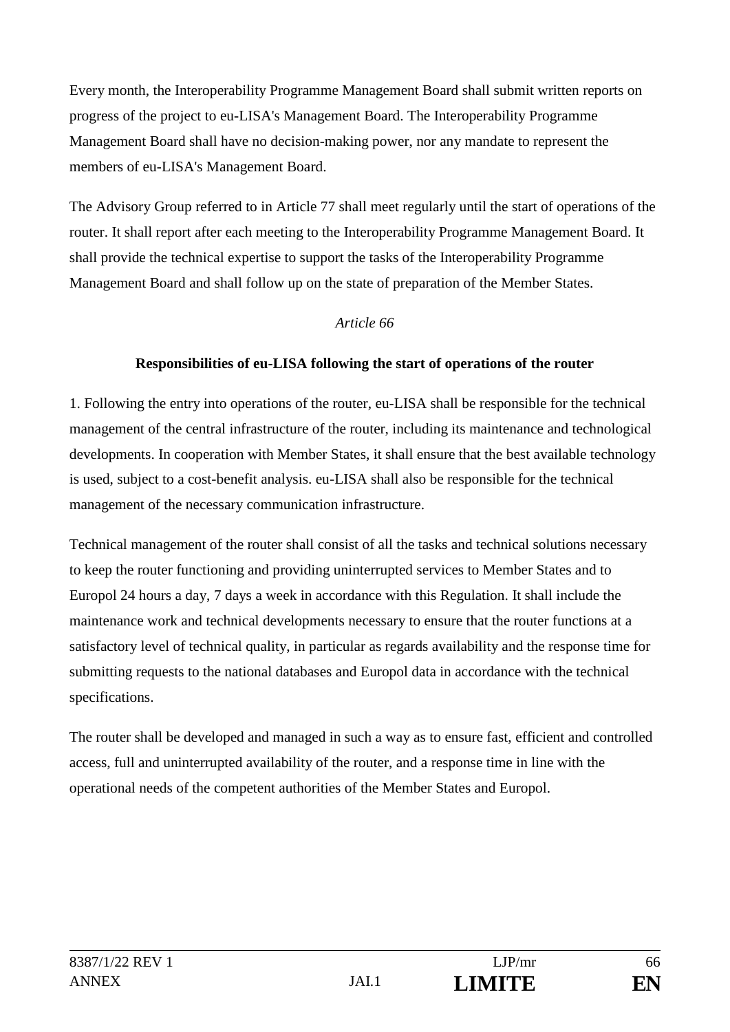Every month, the Interoperability Programme Management Board shall submit written reports on progress of the project to eu-LISA's Management Board. The Interoperability Programme Management Board shall have no decision-making power, nor any mandate to represent the members of eu-LISA's Management Board.

The Advisory Group referred to in Article 77 shall meet regularly until the start of operations of the router. It shall report after each meeting to the Interoperability Programme Management Board. It shall provide the technical expertise to support the tasks of the Interoperability Programme Management Board and shall follow up on the state of preparation of the Member States.

*Article 66*

**Responsibilities of eu-LISA following the start of operations of the router**

1. Following the entry into operations of the router, eu-LISA shall be responsible for the technical management of the central infrastructure of the router, including its maintenance and technological developments. In cooperation with Member States, it shall ensure that the best available technology is used, subject to a cost-benefit analysis. eu-LISA shall also be responsible for the technical management of the necessary communication infrastructure.

Technical management of the router shall consist of all the tasks and technical solutions necessary to keep the router functioning and providing uninterrupted services to Member States and to Europol 24 hours a day, 7 days a week in accordance with this Regulation. It shall include the maintenance work and technical developments necessary to ensure that the router functions at a satisfactory level of technical quality, in particular as regards availability and the response time for submitting requests to the national databases and Europol data in accordance with the technical specifications.

The router shall be developed and managed in such a way as to ensure fast, efficient and controlled access, full and uninterrupted availability of the router, and a response time in line with the operational needs of the competent authorities of the Member States and Europol.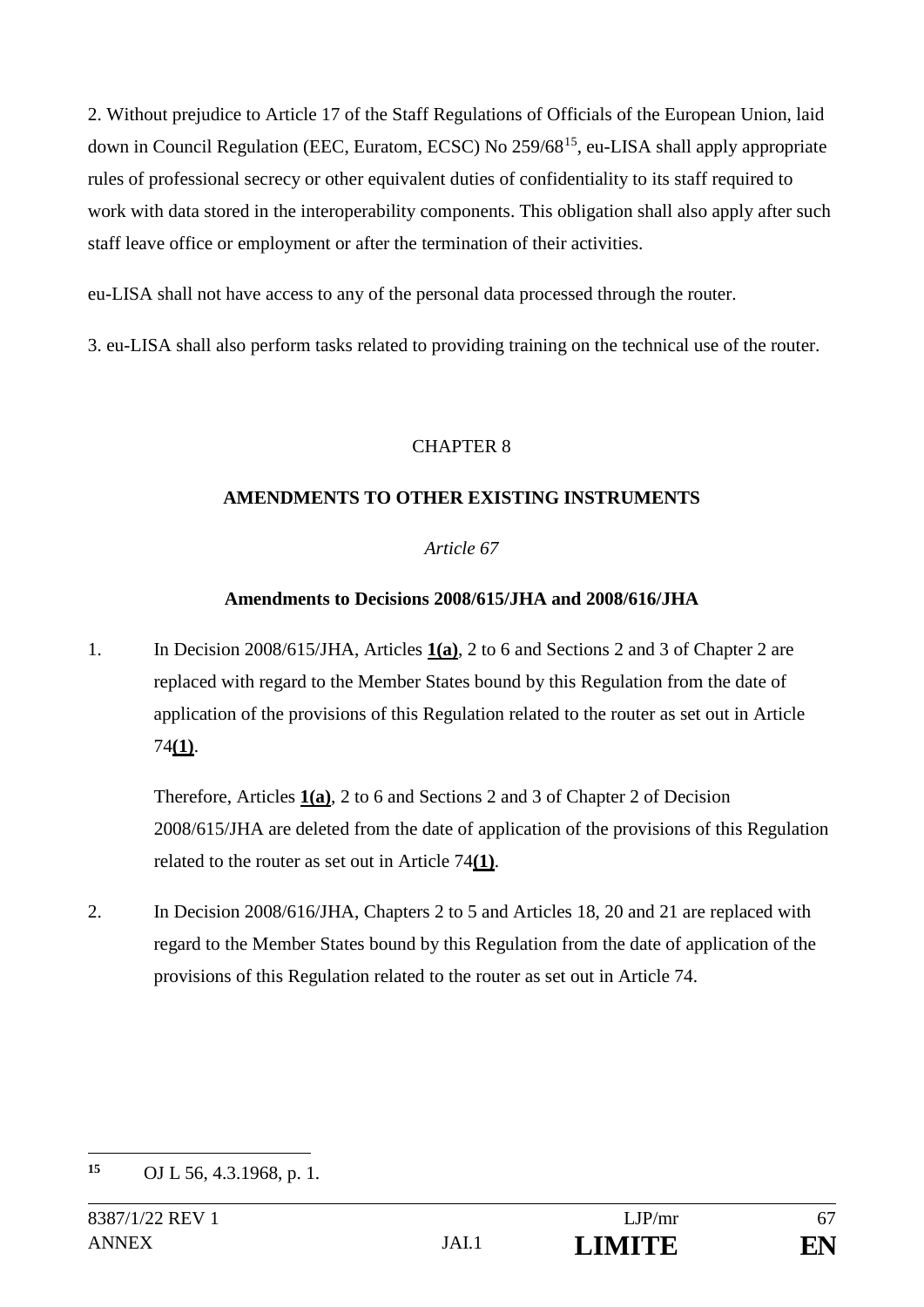2. Without prejudice to Article 17 of the Staff Regulations of Officials of the European Union, laid down in Council Regulation (EEC, Euratom, ECSC) No 259/68[15], eu-LISA shall apply appropriate rules of professional secrecy or other equivalent duties of confidentiality to its staff required to work with data stored in the interoperability components. This obligation shall also apply after such staff leave office or employment or after the termination of their activities.

eu-LISA shall not have access to any of the personal data processed through the router.

3. eu-LISA shall also perform tasks related to providing training on the technical use of the router.

CHAPTER 8

**AMENDMENTS TO OTHER EXISTING INSTRUMENTS**

*Article 67*

**Amendments to Decisions 2008/615/JHA and 2008/616/JHA**

1. In Decision 2008/615/JHA, Articles **1(a)**, 2 to 6 and Sections 2 and 3 of Chapter 2 are replaced with regard to the Member States bound by this Regulation from the date of application of the provisions of this Regulation related to the router as set out in Article 74**(1)**.

   Therefore, Articles **1(a)**, 2 to 6 and Sections 2 and 3 of Chapter 2 of Decision 2008/615/JHA are deleted from the date of application of the provisions of this Regulation related to the router as set out in Article 74**(1)**.

2. In Decision 2008/616/JHA, Chapters 2 to 5 and Articles 18, 20 and 21 are replaced with regard to the Member States bound by this Regulation from the date of application of the provisions of this Regulation related to the router as set out in Article 74.

---

[15] OJ L 56, 4.3.1968, p. 1.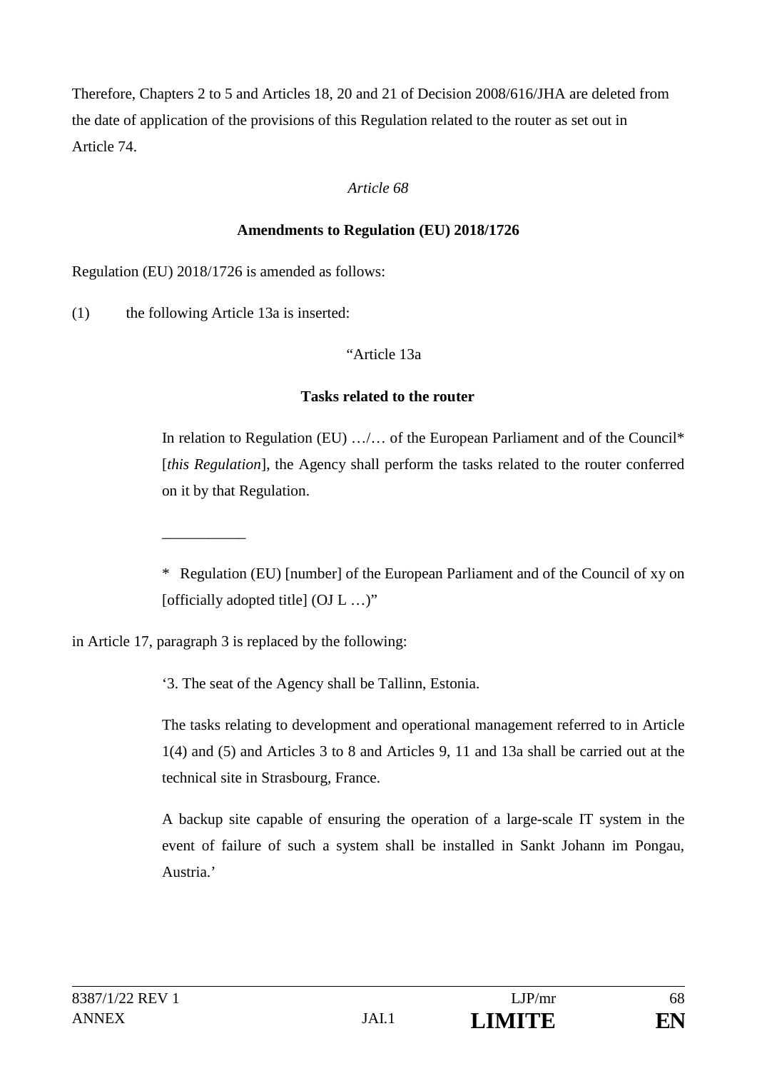Therefore, Chapters 2 to 5 and Articles 18, 20 and 21 of Decision 2008/616/JHA are deleted from the date of application of the provisions of this Regulation related to the router as set out in Article 74.

*Article 68*

**Amendments to Regulation (EU) 2018/1726**

Regulation (EU) 2018/1726 is amended as follows:

(1) the following Article 13a is inserted:

"Article 13a

**Tasks related to the router**

In relation to Regulation (EU) …/… of the European Parliament and of the Council* [*this Regulation*], the Agency shall perform the tasks related to the router conferred on it by that Regulation.

___________

\* Regulation (EU) [number] of the European Parliament and of the Council of xy on [officially adopted title] (OJ L …)"

in Article 17, paragraph 3 is replaced by the following:

'3. The seat of the Agency shall be Tallinn, Estonia.

The tasks relating to development and operational management referred to in Article 1(4) and (5) and Articles 3 to 8 and Articles 9, 11 and 13a shall be carried out at the technical site in Strasbourg, France.

A backup site capable of ensuring the operation of a large-scale IT system in the event of failure of such a system shall be installed in Sankt Johann im Pongau, Austria.'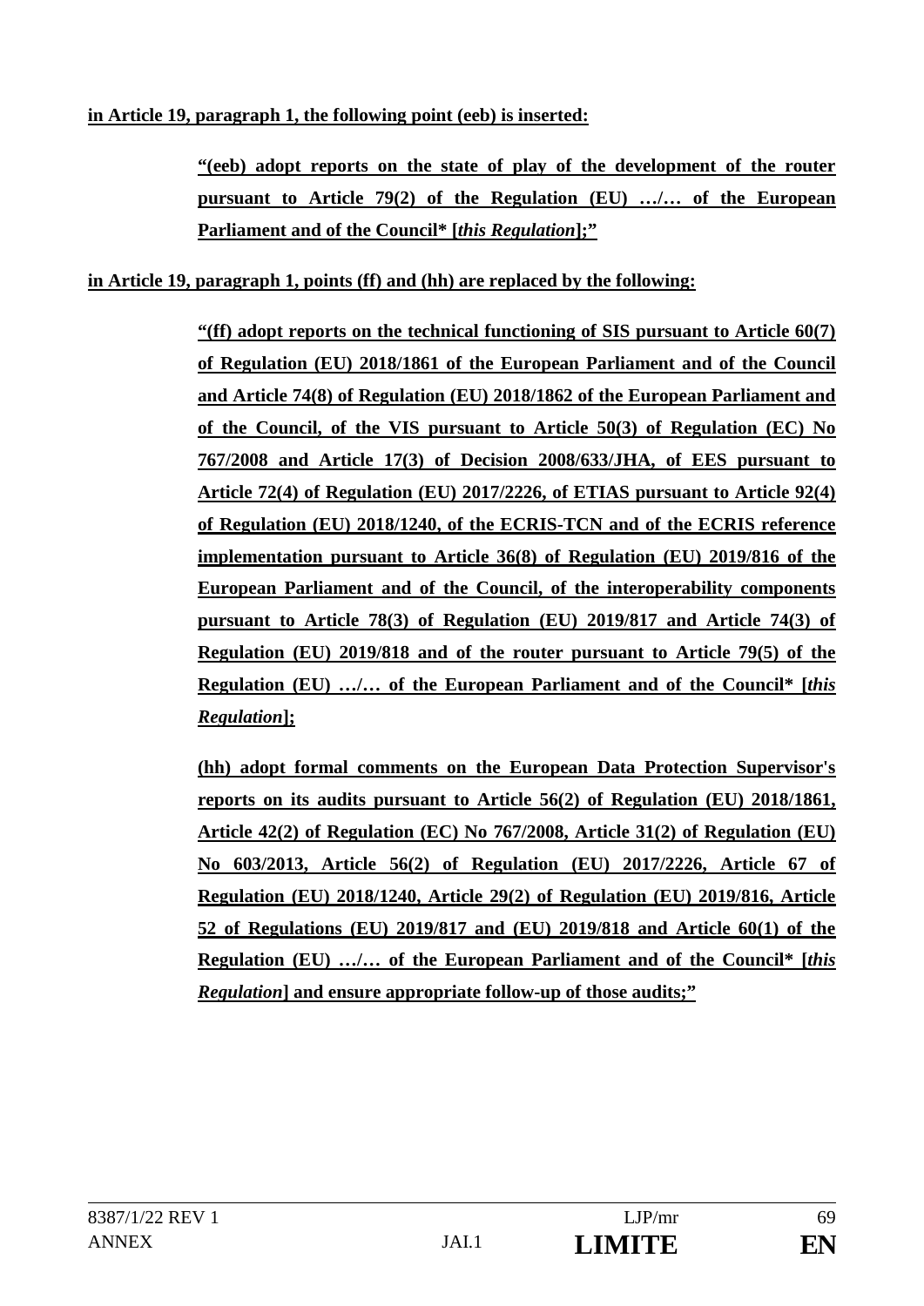**in Article 19, paragraph 1, the following point (eeb) is inserted:**

> **"(eeb) adopt reports on the state of play of the development of the router pursuant to Article 79(2) of the Regulation (EU) …/… of the European Parliament and of the Council* [*this Regulation*];"**

**in Article 19, paragraph 1, points (ff) and (hh) are replaced by the following:**

> **"(ff) adopt reports on the technical functioning of SIS pursuant to Article 60(7) of Regulation (EU) 2018/1861 of the European Parliament and of the Council and Article 74(8) of Regulation (EU) 2018/1862 of the European Parliament and of the Council, of the VIS pursuant to Article 50(3) of Regulation (EC) No 767/2008 and Article 17(3) of Decision 2008/633/JHA, of EES pursuant to Article 72(4) of Regulation (EU) 2017/2226, of ETIAS pursuant to Article 92(4) of Regulation (EU) 2018/1240, of the ECRIS-TCN and of the ECRIS reference implementation pursuant to Article 36(8) of Regulation (EU) 2019/816 of the European Parliament and of the Council, of the interoperability components pursuant to Article 78(3) of Regulation (EU) 2019/817 and Article 74(3) of Regulation (EU) 2019/818 and of the router pursuant to Article 79(5) of the Regulation (EU) …/… of the European Parliament and of the Council* [*this Regulation*];**
>
> **(hh) adopt formal comments on the European Data Protection Supervisor's reports on its audits pursuant to Article 56(2) of Regulation (EU) 2018/1861, Article 42(2) of Regulation (EC) No 767/2008, Article 31(2) of Regulation (EU) No 603/2013, Article 56(2) of Regulation (EU) 2017/2226, Article 67 of Regulation (EU) 2018/1240, Article 29(2) of Regulation (EU) 2019/816, Article 52 of Regulations (EU) 2019/817 and (EU) 2019/818 and Article 60(1) of the Regulation (EU) …/… of the European Parliament and of the Council* [*this Regulation*] and ensure appropriate follow-up of those audits;"**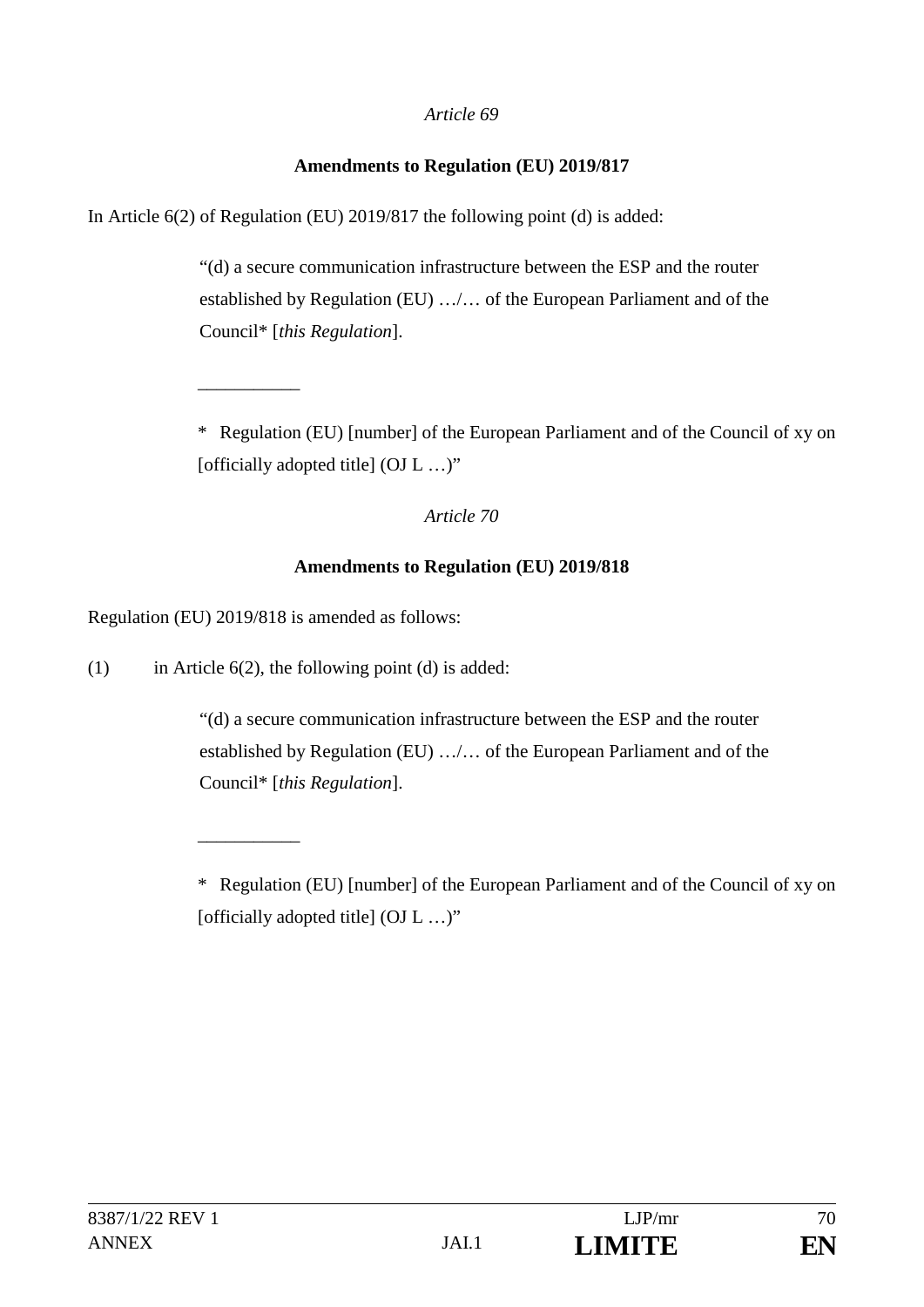*Article 69*

**Amendments to Regulation (EU) 2019/817**

In Article 6(2) of Regulation (EU) 2019/817 the following point (d) is added:

> “(d) a secure communication infrastructure between the ESP and the router established by Regulation (EU) …/… of the European Parliament and of the Council* [*this Regulation*].
>
> ___________
>
> * Regulation (EU) [number] of the European Parliament and of the Council of xy on [officially adopted title] (OJ L …)”

*Article 70*

**Amendments to Regulation (EU) 2019/818**

Regulation (EU) 2019/818 is amended as follows:

(1) in Article 6(2), the following point (d) is added:

> “(d) a secure communication infrastructure between the ESP and the router established by Regulation (EU) …/… of the European Parliament and of the Council* [*this Regulation*].
>
> ___________
>
> * Regulation (EU) [number] of the European Parliament and of the Council of xy on [officially adopted title] (OJ L …)”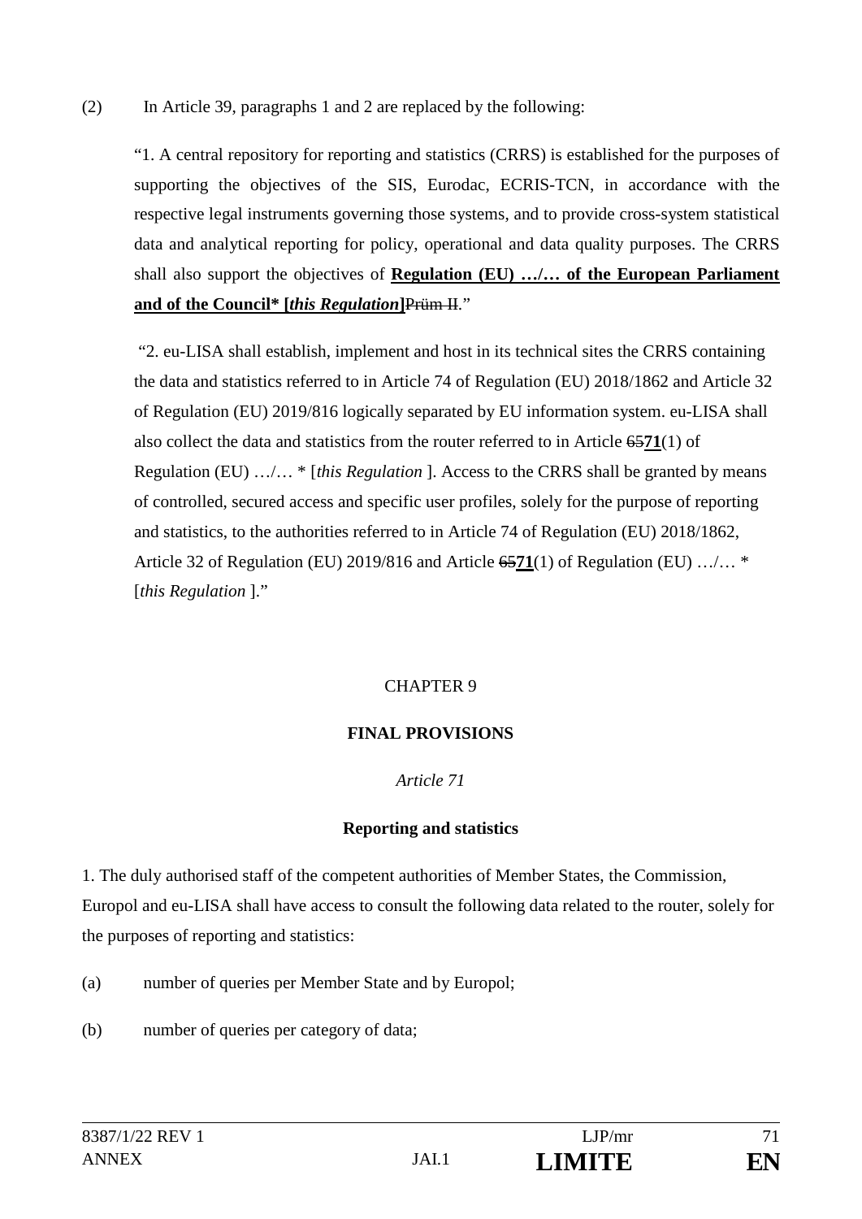(2) In Article 39, paragraphs 1 and 2 are replaced by the following:

"1. A central repository for reporting and statistics (CRRS) is established for the purposes of supporting the objectives of the SIS, Eurodac, ECRIS-TCN, in accordance with the respective legal instruments governing those systems, and to provide cross-system statistical data and analytical reporting for policy, operational and data quality purposes. The CRRS shall also support the objectives of **Regulation (EU) …/… of the European Parliament and of the Council* [*this Regulation*]**~~Prüm II~~."

"2. eu-LISA shall establish, implement and host in its technical sites the CRRS containing the data and statistics referred to in Article 74 of Regulation (EU) 2018/1862 and Article 32 of Regulation (EU) 2019/816 logically separated by EU information system. eu-LISA shall also collect the data and statistics from the router referred to in Article ~~65~~**71**(1) of Regulation (EU) …/… * [*this Regulation* ]. Access to the CRRS shall be granted by means of controlled, secured access and specific user profiles, solely for the purpose of reporting and statistics, to the authorities referred to in Article 74 of Regulation (EU) 2018/1862, Article 32 of Regulation (EU) 2019/816 and Article ~~65~~**71**(1) of Regulation (EU) …/… * [*this Regulation* ]."

CHAPTER 9

**FINAL PROVISIONS**

*Article 71*

**Reporting and statistics**

1. The duly authorised staff of the competent authorities of Member States, the Commission, Europol and eu-LISA shall have access to consult the following data related to the router, solely for the purposes of reporting and statistics:

(a) number of queries per Member State and by Europol;

(b) number of queries per category of data;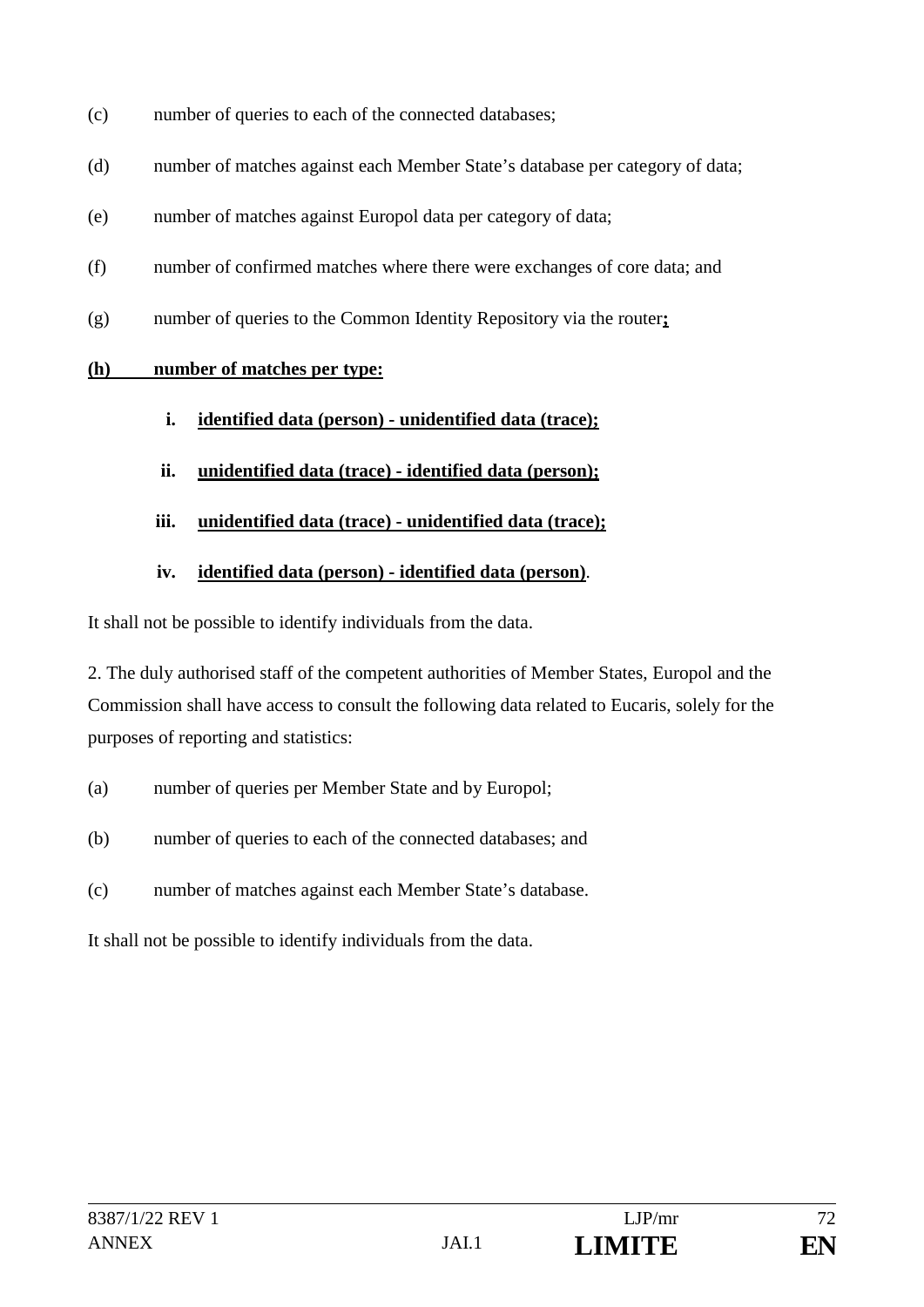(c) number of queries to each of the connected databases;

(d) number of matches against each Member State's database per category of data;

(e) number of matches against Europol data per category of data;

(f) number of confirmed matches where there were exchanges of core data; and

(g) number of queries to the Common Identity Repository via the router**;**

**(h) number of matches per type:**

**i. identified data (person) - unidentified data (trace);**

**ii. unidentified data (trace) - identified data (person);**

**iii. unidentified data (trace) - unidentified data (trace);**

**iv. identified data (person) - identified data (person)**.

It shall not be possible to identify individuals from the data.

2. The duly authorised staff of the competent authorities of Member States, Europol and the Commission shall have access to consult the following data related to Eucaris, solely for the purposes of reporting and statistics:

(a) number of queries per Member State and by Europol;

(b) number of queries to each of the connected databases; and

(c) number of matches against each Member State's database.

It shall not be possible to identify individuals from the data.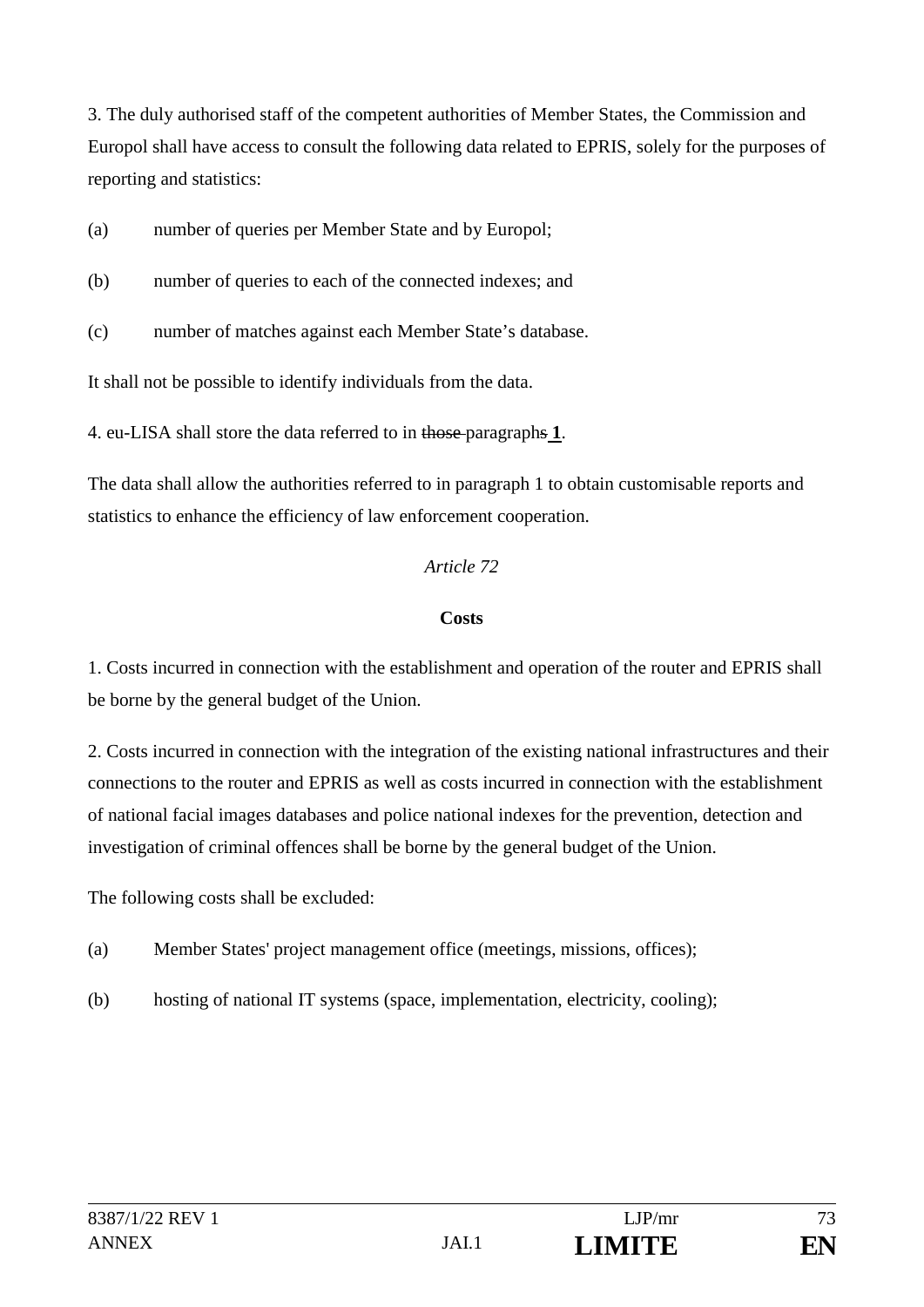3. The duly authorised staff of the competent authorities of Member States, the Commission and Europol shall have access to consult the following data related to EPRIS, solely for the purposes of reporting and statistics:

(a) number of queries per Member State and by Europol;

(b) number of queries to each of the connected indexes; and

(c) number of matches against each Member State's database.

It shall not be possible to identify individuals from the data.

4. eu-LISA shall store the data referred to in ~~those~~ paragraph~~s~~ **1**.

The data shall allow the authorities referred to in paragraph 1 to obtain customisable reports and statistics to enhance the efficiency of law enforcement cooperation.

*Article 72*

**Costs**

1. Costs incurred in connection with the establishment and operation of the router and EPRIS shall be borne by the general budget of the Union.

2. Costs incurred in connection with the integration of the existing national infrastructures and their connections to the router and EPRIS as well as costs incurred in connection with the establishment of national facial images databases and police national indexes for the prevention, detection and investigation of criminal offences shall be borne by the general budget of the Union.

The following costs shall be excluded:

(a) Member States' project management office (meetings, missions, offices);

(b) hosting of national IT systems (space, implementation, electricity, cooling);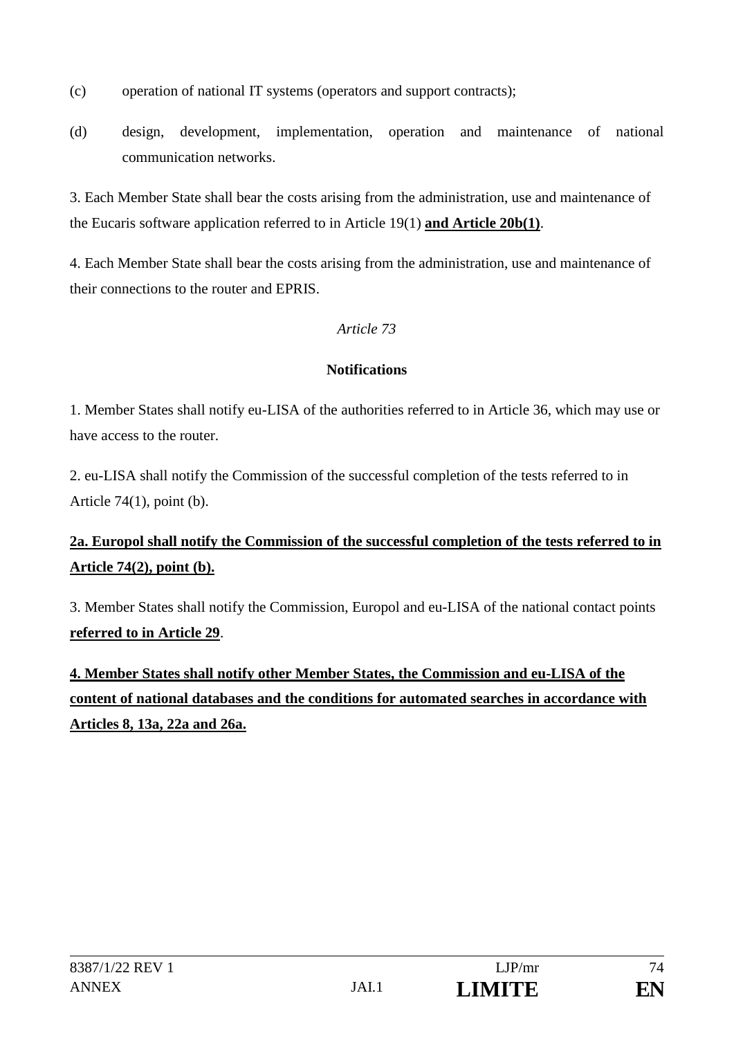(c) operation of national IT systems (operators and support contracts);

(d) design, development, implementation, operation and maintenance of national communication networks.

3. Each Member State shall bear the costs arising from the administration, use and maintenance of the Eucaris software application referred to in Article 19(1) **and Article 20b(1)**.

4. Each Member State shall bear the costs arising from the administration, use and maintenance of their connections to the router and EPRIS.

*Article 73*

**Notifications**

1. Member States shall notify eu-LISA of the authorities referred to in Article 36, which may use or have access to the router.

2. eu-LISA shall notify the Commission of the successful completion of the tests referred to in Article 74(1), point (b).

**2a. Europol shall notify the Commission of the successful completion of the tests referred to in Article 74(2), point (b).**

3. Member States shall notify the Commission, Europol and eu-LISA of the national contact points **referred to in Article 29**.

**4. Member States shall notify other Member States, the Commission and eu-LISA of the content of national databases and the conditions for automated searches in accordance with Articles 8, 13a, 22a and 26a.**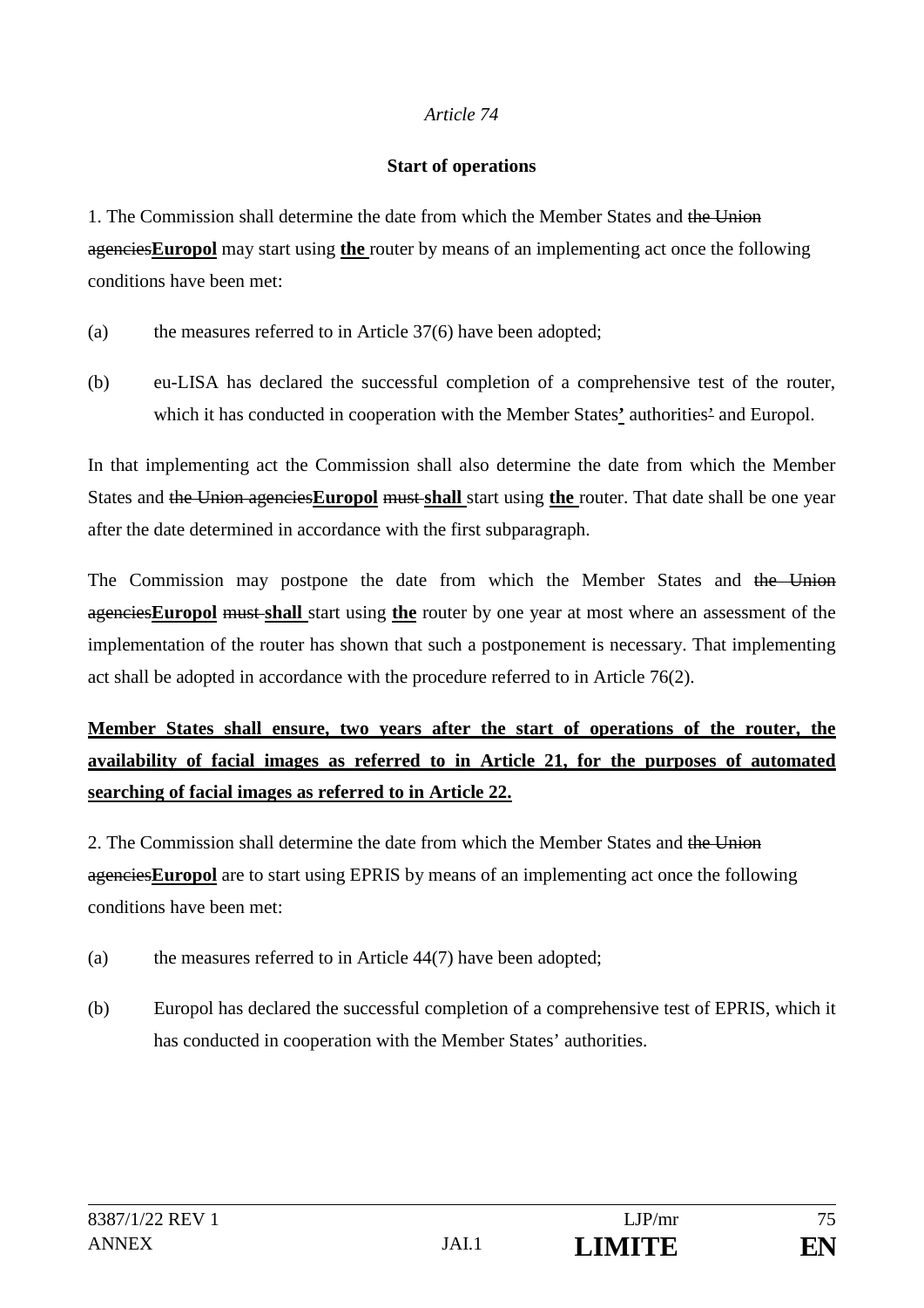*Article 74*

**Start of operations**

1. The Commission shall determine the date from which the Member States and ~~the Union agencies~~**Europol** may start using **the** router by means of an implementing act once the following conditions have been met:

(a) the measures referred to in Article 37(6) have been adopted;

(b) eu-LISA has declared the successful completion of a comprehensive test of the router, which it has conducted in cooperation with the Member States**'** authorities~~'~~ and Europol.

In that implementing act the Commission shall also determine the date from which the Member States and ~~the Union agencies~~**Europol** ~~must~~ **shall** start using **the** router. That date shall be one year after the date determined in accordance with the first subparagraph.

The Commission may postpone the date from which the Member States and ~~the Union agencies~~**Europol** ~~must~~ **shall** start using **the** router by one year at most where an assessment of the implementation of the router has shown that such a postponement is necessary. That implementing act shall be adopted in accordance with the procedure referred to in Article 76(2).

**Member States shall ensure, two years after the start of operations of the router, the availability of facial images as referred to in Article 21, for the purposes of automated searching of facial images as referred to in Article 22.**

2. The Commission shall determine the date from which the Member States and ~~the Union agencies~~**Europol** are to start using EPRIS by means of an implementing act once the following conditions have been met:

(a) the measures referred to in Article 44(7) have been adopted;

(b) Europol has declared the successful completion of a comprehensive test of EPRIS, which it has conducted in cooperation with the Member States' authorities.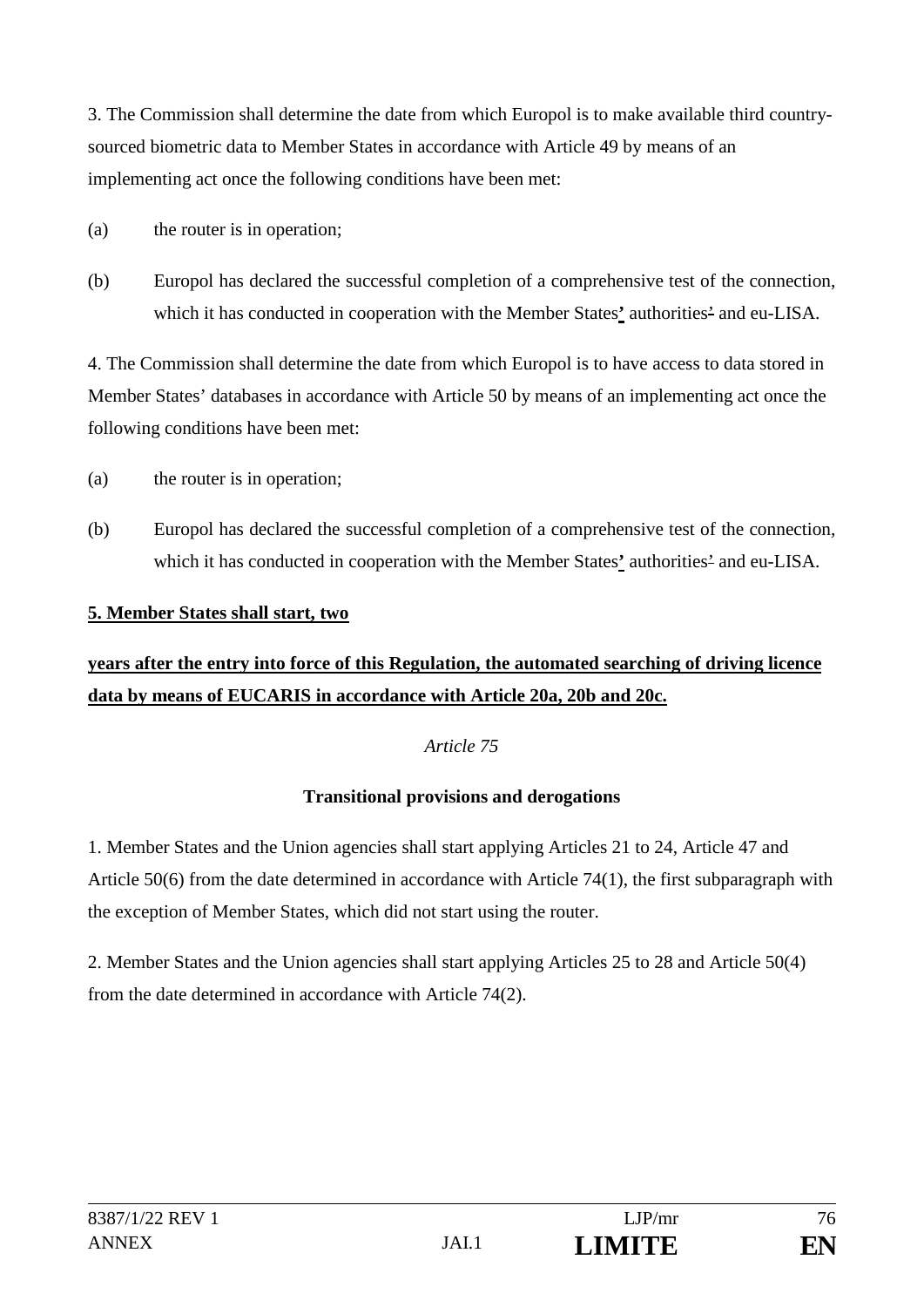3. The Commission shall determine the date from which Europol is to make available third country-sourced biometric data to Member States in accordance with Article 49 by means of an implementing act once the following conditions have been met:

(a) the router is in operation;

(b) Europol has declared the successful completion of a comprehensive test of the connection, which it has conducted in cooperation with the Member States**'** authorities' and eu-LISA.

4. The Commission shall determine the date from which Europol is to have access to data stored in Member States' databases in accordance with Article 50 by means of an implementing act once the following conditions have been met:

(a) the router is in operation;

(b) Europol has declared the successful completion of a comprehensive test of the connection, which it has conducted in cooperation with the Member States**'** authorities' and eu-LISA.

**5. Member States shall start, two**

**years after the entry into force of this Regulation, the automated searching of driving licence data by means of EUCARIS in accordance with Article 20a, 20b and 20c.**

*Article 75*

**Transitional provisions and derogations**

1. Member States and the Union agencies shall start applying Articles 21 to 24, Article 47 and Article 50(6) from the date determined in accordance with Article 74(1), the first subparagraph with the exception of Member States, which did not start using the router.

2. Member States and the Union agencies shall start applying Articles 25 to 28 and Article 50(4) from the date determined in accordance with Article 74(2).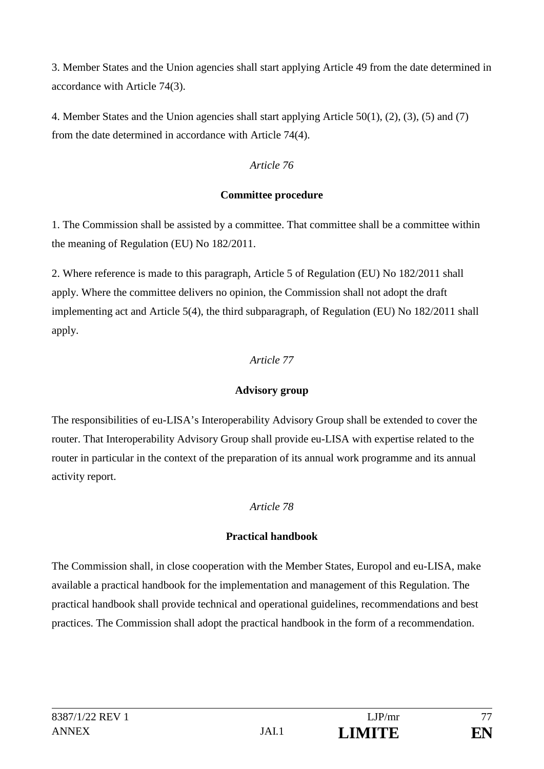3. Member States and the Union agencies shall start applying Article 49 from the date determined in accordance with Article 74(3).

4. Member States and the Union agencies shall start applying Article 50(1), (2), (3), (5) and (7) from the date determined in accordance with Article 74(4).

*Article 76*

**Committee procedure**

1. The Commission shall be assisted by a committee. That committee shall be a committee within the meaning of Regulation (EU) No 182/2011.

2. Where reference is made to this paragraph, Article 5 of Regulation (EU) No 182/2011 shall apply. Where the committee delivers no opinion, the Commission shall not adopt the draft implementing act and Article 5(4), the third subparagraph, of Regulation (EU) No 182/2011 shall apply.

*Article 77*

**Advisory group**

The responsibilities of eu-LISA's Interoperability Advisory Group shall be extended to cover the router. That Interoperability Advisory Group shall provide eu-LISA with expertise related to the router in particular in the context of the preparation of its annual work programme and its annual activity report.

*Article 78*

**Practical handbook**

The Commission shall, in close cooperation with the Member States, Europol and eu-LISA, make available a practical handbook for the implementation and management of this Regulation. The practical handbook shall provide technical and operational guidelines, recommendations and best practices. The Commission shall adopt the practical handbook in the form of a recommendation.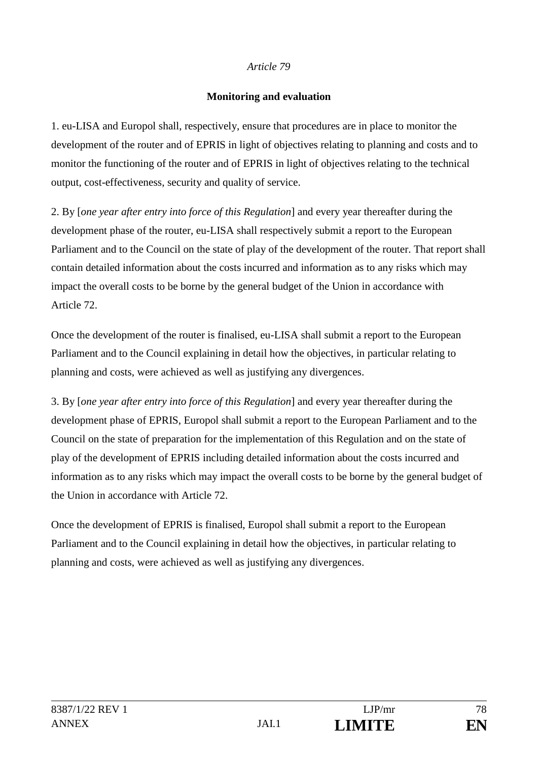*Article 79*

**Monitoring and evaluation**

1. eu-LISA and Europol shall, respectively, ensure that procedures are in place to monitor the development of the router and of EPRIS in light of objectives relating to planning and costs and to monitor the functioning of the router and of EPRIS in light of objectives relating to the technical output, cost-effectiveness, security and quality of service.

2. By [*one year after entry into force of this Regulation*] and every year thereafter during the development phase of the router, eu-LISA shall respectively submit a report to the European Parliament and to the Council on the state of play of the development of the router. That report shall contain detailed information about the costs incurred and information as to any risks which may impact the overall costs to be borne by the general budget of the Union in accordance with Article 72.

Once the development of the router is finalised, eu-LISA shall submit a report to the European Parliament and to the Council explaining in detail how the objectives, in particular relating to planning and costs, were achieved as well as justifying any divergences.

3. By [*one year after entry into force of this Regulation*] and every year thereafter during the development phase of EPRIS, Europol shall submit a report to the European Parliament and to the Council on the state of preparation for the implementation of this Regulation and on the state of play of the development of EPRIS including detailed information about the costs incurred and information as to any risks which may impact the overall costs to be borne by the general budget of the Union in accordance with Article 72.

Once the development of EPRIS is finalised, Europol shall submit a report to the European Parliament and to the Council explaining in detail how the objectives, in particular relating to planning and costs, were achieved as well as justifying any divergences.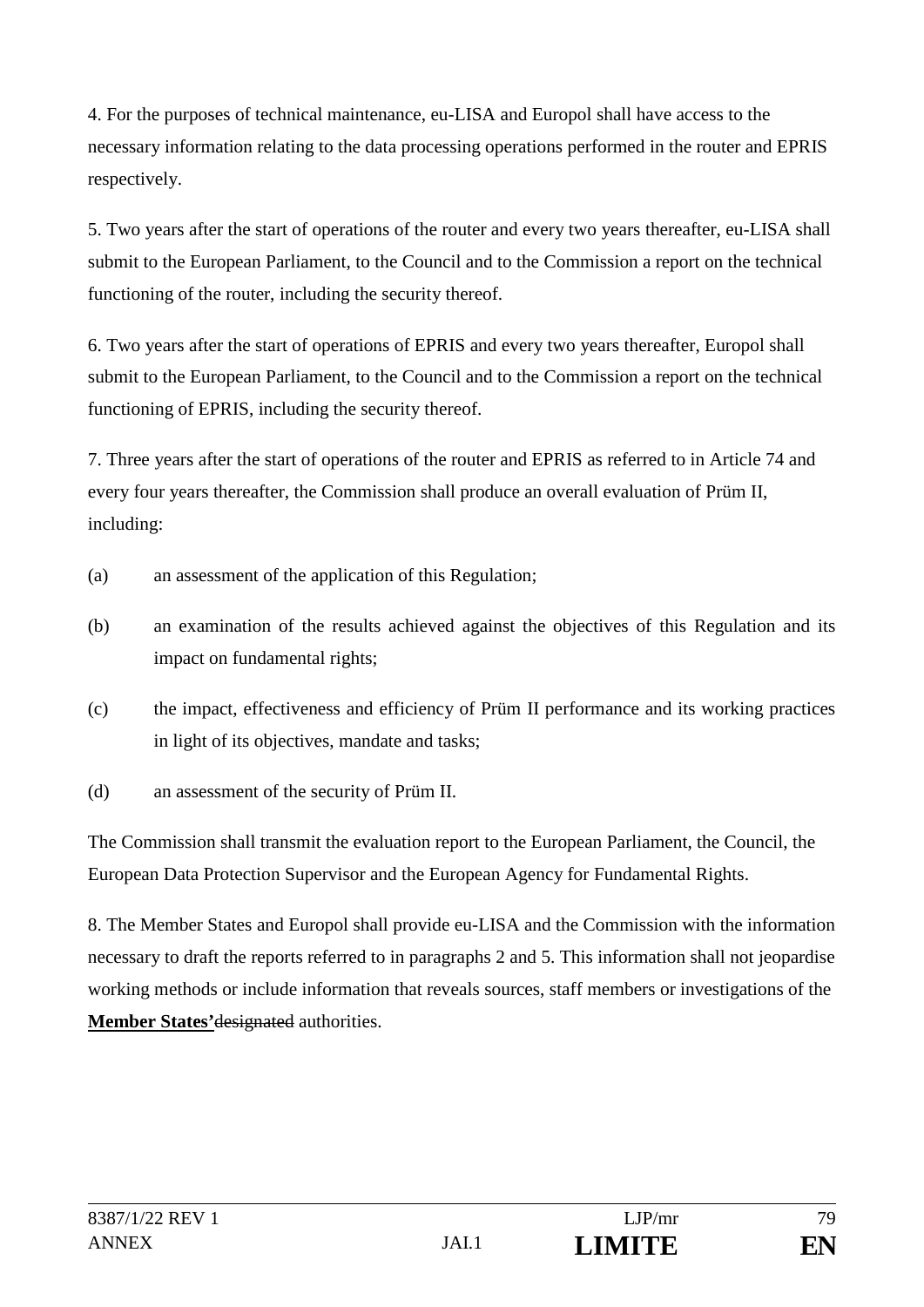4. For the purposes of technical maintenance, eu-LISA and Europol shall have access to the necessary information relating to the data processing operations performed in the router and EPRIS respectively.

5. Two years after the start of operations of the router and every two years thereafter, eu-LISA shall submit to the European Parliament, to the Council and to the Commission a report on the technical functioning of the router, including the security thereof.

6. Two years after the start of operations of EPRIS and every two years thereafter, Europol shall submit to the European Parliament, to the Council and to the Commission a report on the technical functioning of EPRIS, including the security thereof.

7. Three years after the start of operations of the router and EPRIS as referred to in Article 74 and every four years thereafter, the Commission shall produce an overall evaluation of Prüm II, including:

(a) an assessment of the application of this Regulation;

(b) an examination of the results achieved against the objectives of this Regulation and its impact on fundamental rights;

(c) the impact, effectiveness and efficiency of Prüm II performance and its working practices in light of its objectives, mandate and tasks;

(d) an assessment of the security of Prüm II.

The Commission shall transmit the evaluation report to the European Parliament, the Council, the European Data Protection Supervisor and the European Agency for Fundamental Rights.

8. The Member States and Europol shall provide eu-LISA and the Commission with the information necessary to draft the reports referred to in paragraphs 2 and 5. This information shall not jeopardise working methods or include information that reveals sources, staff members or investigations of the **Member States'**~~designated~~ authorities.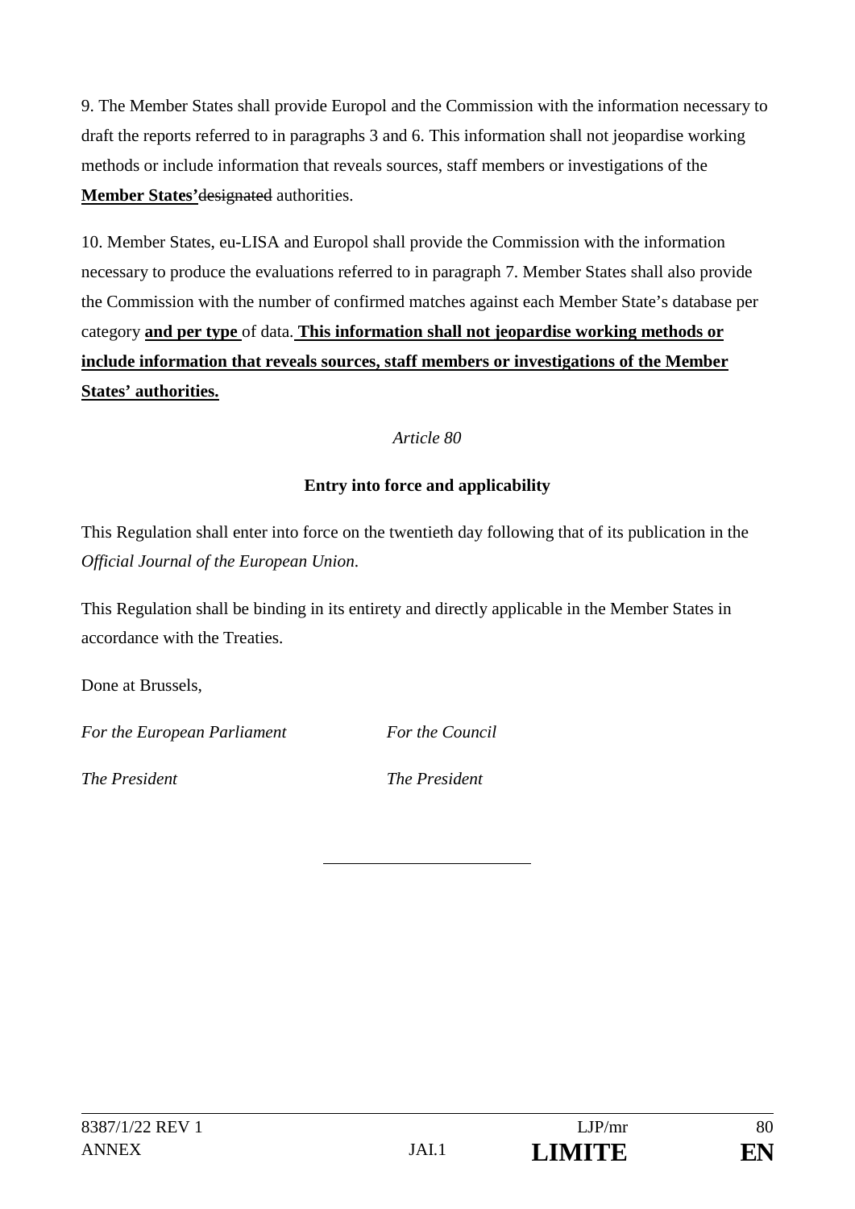9. The Member States shall provide Europol and the Commission with the information necessary to draft the reports referred to in paragraphs 3 and 6. This information shall not jeopardise working methods or include information that reveals sources, staff members or investigations of the **Member States'**~~designated~~ authorities.

10. Member States, eu-LISA and Europol shall provide the Commission with the information necessary to produce the evaluations referred to in paragraph 7. Member States shall also provide the Commission with the number of confirmed matches against each Member State's database per category **and per type** of data. **This information shall not jeopardise working methods or include information that reveals sources, staff members or investigations of the Member States' authorities.**

*Article 80*

**Entry into force and applicability**

This Regulation shall enter into force on the twentieth day following that of its publication in the *Official Journal of the European Union*.

This Regulation shall be binding in its entirety and directly applicable in the Member States in accordance with the Treaties.

Done at Brussels,

*For the European Parliament* *For the Council*

*The President* *The President*